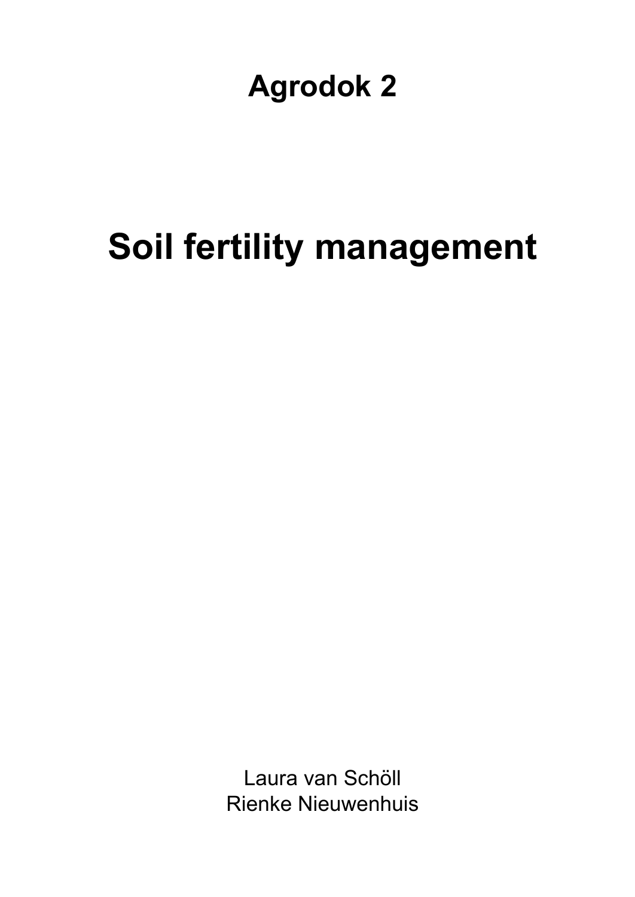# Agrodok 2

# Soil fertility management

Laura van Schöll
Rienke Nieuwenhuis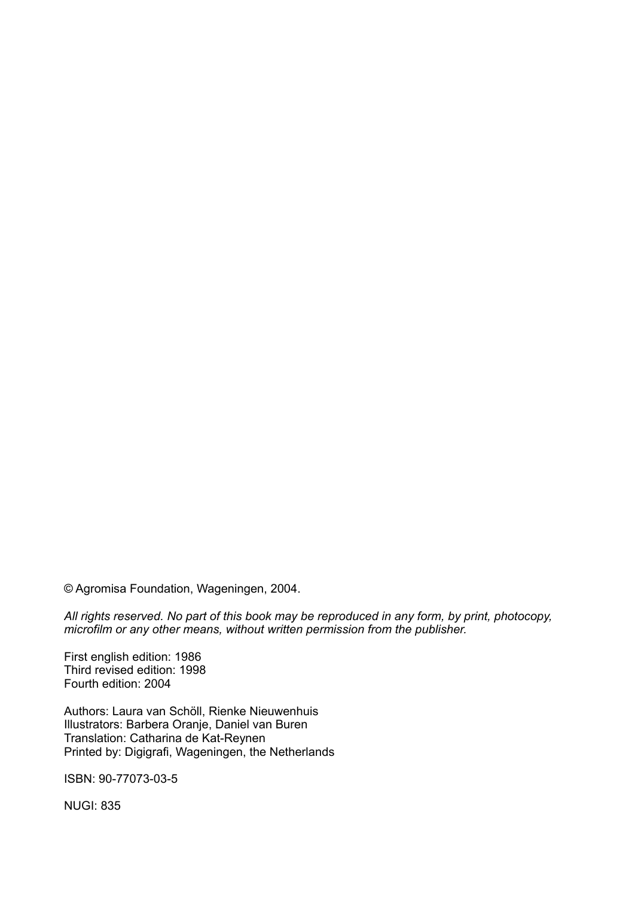© Agromisa Foundation, Wageningen, 2004.

*All rights reserved. No part of this book may be reproduced in any form, by print, photocopy, microfilm or any other means, without written permission from the publisher.*

First english edition: 1986
Third revised edition: 1998
Fourth edition: 2004

Authors: Laura van Schöll, Rienke Nieuwenhuis
Illustrators: Barbera Oranje, Daniel van Buren
Translation: Catharina de Kat-Reynen
Printed by: Digigrafi, Wageningen, the Netherlands

ISBN: 90-77073-03-5

NUGI: 835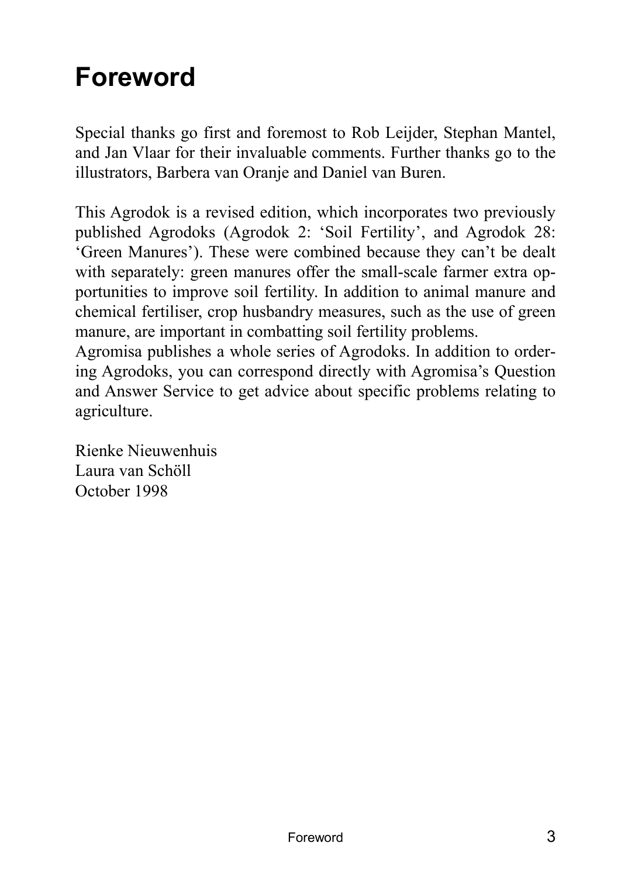# Foreword

Special thanks go first and foremost to Rob Leijder, Stephan Mantel, and Jan Vlaar for their invaluable comments. Further thanks go to the illustrators, Barbera van Oranje and Daniel van Buren.

This Agrodok is a revised edition, which incorporates two previously published Agrodoks (Agrodok 2: 'Soil Fertility', and Agrodok 28: 'Green Manures'). These were combined because they can't be dealt with separately: green manures offer the small-scale farmer extra opportunities to improve soil fertility. In addition to animal manure and chemical fertiliser, crop husbandry measures, such as the use of green manure, are important in combatting soil fertility problems.
Agromisa publishes a whole series of Agrodoks. In addition to ordering Agrodoks, you can correspond directly with Agromisa's Question and Answer Service to get advice about specific problems relating to agriculture.

Rienke Nieuwenhuis
Laura van Schöll
October 1998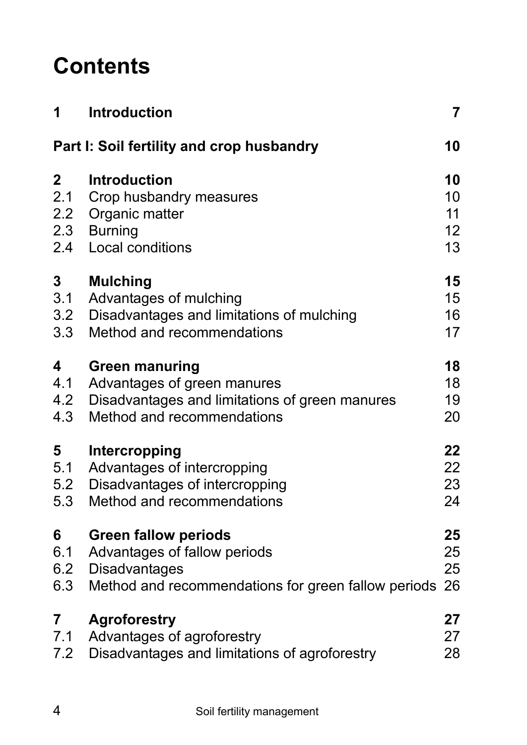# Contents

| | | |
|---|---|---|
| **1** | **Introduction** | **7** |
| **Part I: Soil fertility and crop husbandry** | | **10** |
| **2** | **Introduction** | **10** |
| 2.1 | Crop husbandry measures | 10 |
| 2.2 | Organic matter | 11 |
| 2.3 | Burning | 12 |
| 2.4 | Local conditions | 13 |
| **3** | **Mulching** | **15** |
| 3.1 | Advantages of mulching | 15 |
| 3.2 | Disadvantages and limitations of mulching | 16 |
| 3.3 | Method and recommendations | 17 |
| **4** | **Green manuring** | **18** |
| 4.1 | Advantages of green manures | 18 |
| 4.2 | Disadvantages and limitations of green manures | 19 |
| 4.3 | Method and recommendations | 20 |
| **5** | **Intercropping** | **22** |
| 5.1 | Advantages of intercropping | 22 |
| 5.2 | Disadvantages of intercropping | 23 |
| 5.3 | Method and recommendations | 24 |
| **6** | **Green fallow periods** | **25** |
| 6.1 | Advantages of fallow periods | 25 |
| 6.2 | Disadvantages | 25 |
| 6.3 | Method and recommendations for green fallow periods | 26 |
| **7** | **Agroforestry** | **27** |
| 7.1 | Advantages of agroforestry | 27 |
| 7.2 | Disadvantages and limitations of agroforestry | 28 |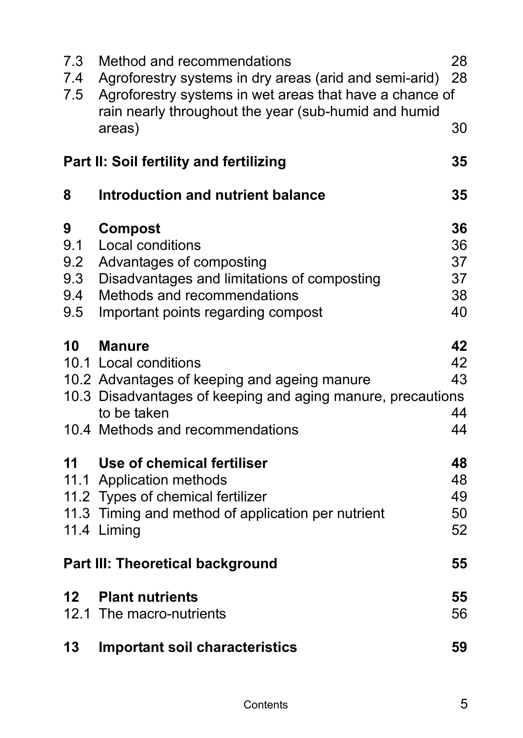| | | |
|---|---|---|
| 7.3 | Method and recommendations | 28 |
| 7.4 | Agroforestry systems in dry areas (arid and semi-arid) | 28 |
| 7.5 | Agroforestry systems in wet areas that have a chance of rain nearly throughout the year (sub-humid and humid areas) | 30 |
| | **Part II: Soil fertility and fertilizing** | **35** |
| **8** | **Introduction and nutrient balance** | **35** |
| **9** | **Compost** | **36** |
| 9.1 | Local conditions | 36 |
| 9.2 | Advantages of composting | 37 |
| 9.3 | Disadvantages and limitations of composting | 37 |
| 9.4 | Methods and recommendations | 38 |
| 9.5 | Important points regarding compost | 40 |
| **10** | **Manure** | **42** |
| 10.1 | Local conditions | 42 |
| 10.2 | Advantages of keeping and ageing manure | 43 |
| 10.3 | Disadvantages of keeping and aging manure, precautions to be taken | 44 |
| 10.4 | Methods and recommendations | 44 |
| **11** | **Use of chemical fertiliser** | **48** |
| 11.1 | Application methods | 48 |
| 11.2 | Types of chemical fertilizer | 49 |
| 11.3 | Timing and method of application per nutrient | 50 |
| 11.4 | Liming | 52 |
| | **Part III: Theoretical background** | **55** |
| **12** | **Plant nutrients** | **55** |
| 12.1 | The macro-nutrients | 56 |
| **13** | **Important soil characteristics** | **59** |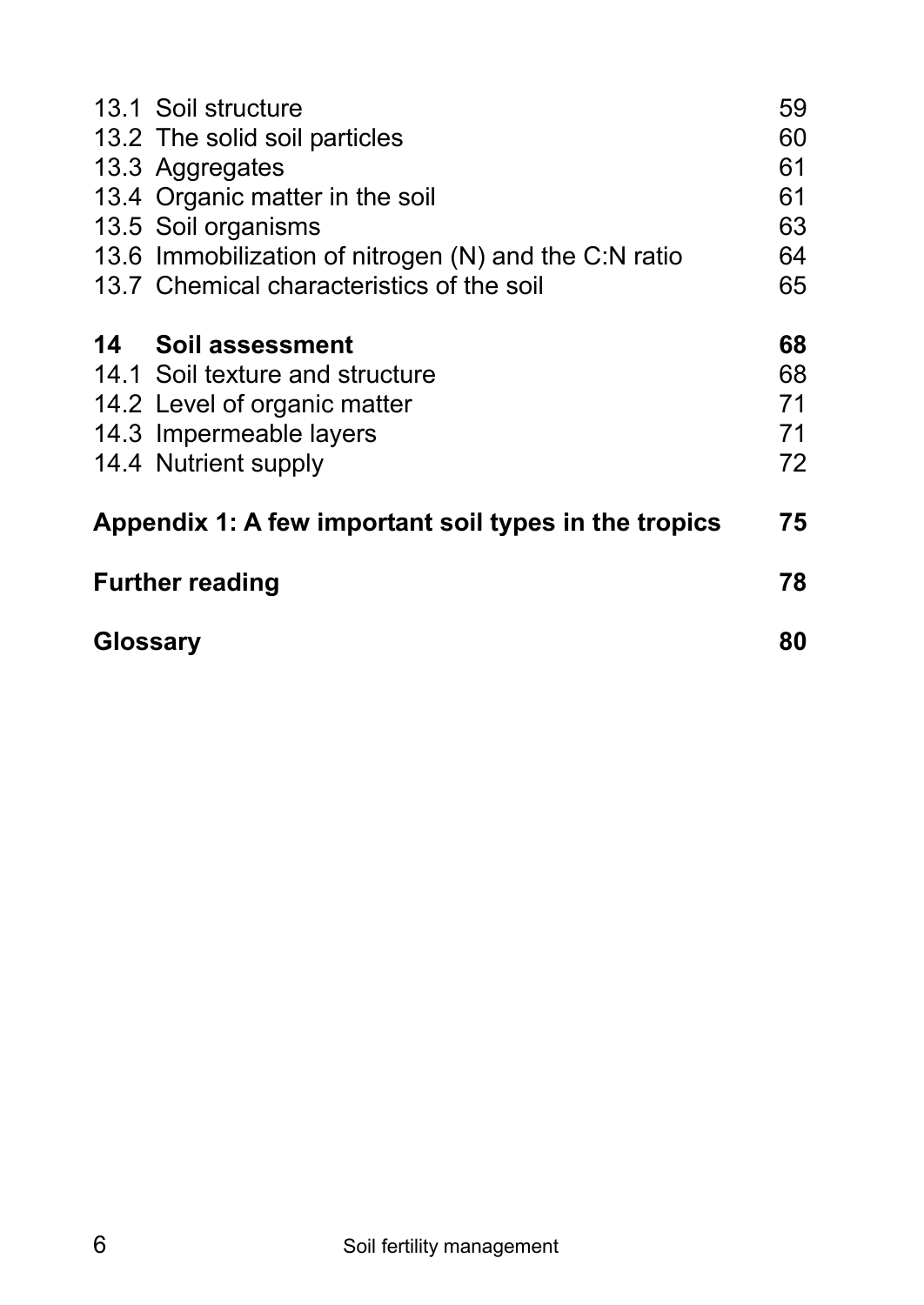13.1 Soil structure 59
13.2 The solid soil particles 60
13.3 Aggregates 61
13.4 Organic matter in the soil 61
13.5 Soil organisms 63
13.6 Immobilization of nitrogen (N) and the C:N ratio 64
13.7 Chemical characteristics of the soil 65

**14 Soil assessment 68**
14.1 Soil texture and structure 68
14.2 Level of organic matter 71
14.3 Impermeable layers 71
14.4 Nutrient supply 72

**Appendix 1: A few important soil types in the tropics 75**

**Further reading 78**

**Glossary 80**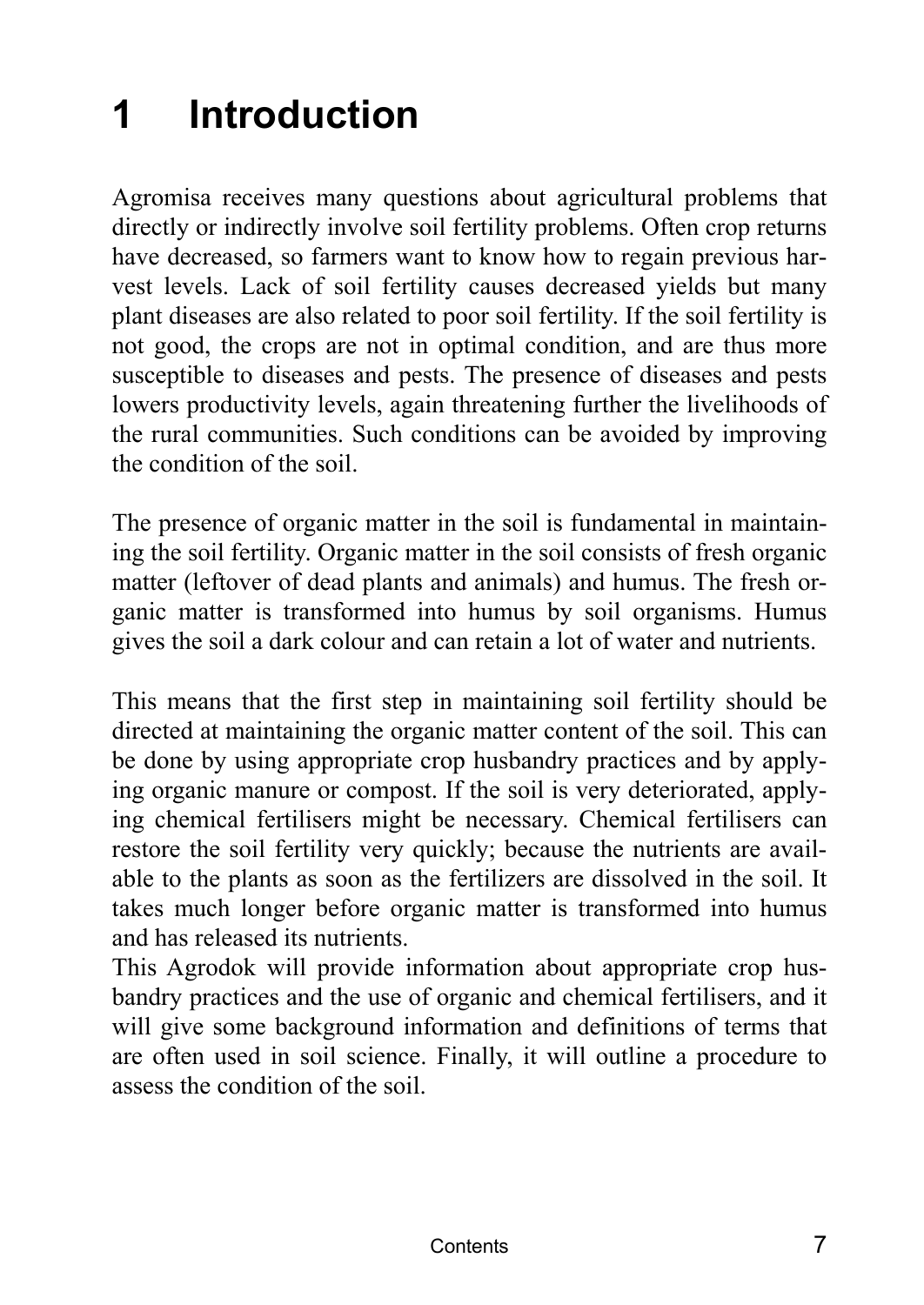# 1 Introduction

Agromisa receives many questions about agricultural problems that directly or indirectly involve soil fertility problems. Often crop returns have decreased, so farmers want to know how to regain previous harvest levels. Lack of soil fertility causes decreased yields but many plant diseases are also related to poor soil fertility. If the soil fertility is not good, the crops are not in optimal condition, and are thus more susceptible to diseases and pests. The presence of diseases and pests lowers productivity levels, again threatening further the livelihoods of the rural communities. Such conditions can be avoided by improving the condition of the soil.

The presence of organic matter in the soil is fundamental in maintaining the soil fertility. Organic matter in the soil consists of fresh organic matter (leftover of dead plants and animals) and humus. The fresh organic matter is transformed into humus by soil organisms. Humus gives the soil a dark colour and can retain a lot of water and nutrients.

This means that the first step in maintaining soil fertility should be directed at maintaining the organic matter content of the soil. This can be done by using appropriate crop husbandry practices and by applying organic manure or compost. If the soil is very deteriorated, applying chemical fertilisers might be necessary. Chemical fertilisers can restore the soil fertility very quickly; because the nutrients are available to the plants as soon as the fertilizers are dissolved in the soil. It takes much longer before organic matter is transformed into humus and has released its nutrients.
This Agrodok will provide information about appropriate crop husbandry practices and the use of organic and chemical fertilisers, and it will give some background information and definitions of terms that are often used in soil science. Finally, it will outline a procedure to assess the condition of the soil.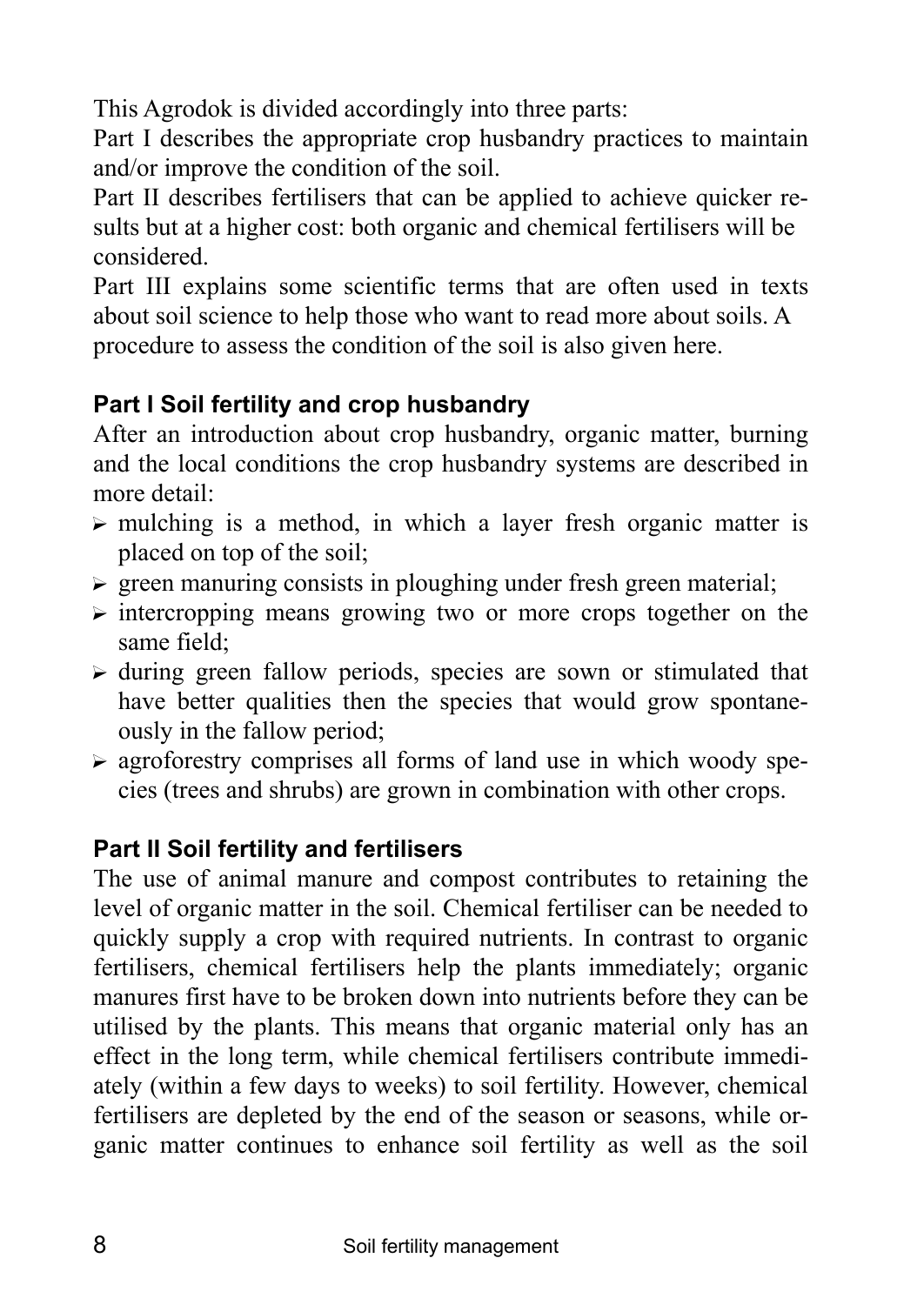This Agrodok is divided accordingly into three parts:

Part I describes the appropriate crop husbandry practices to maintain and/or improve the condition of the soil.

Part II describes fertilisers that can be applied to achieve quicker results but at a higher cost: both organic and chemical fertilisers will be considered.

Part III explains some scientific terms that are often used in texts about soil science to help those who want to read more about soils. A procedure to assess the condition of the soil is also given here.

### Part I Soil fertility and crop husbandry

After an introduction about crop husbandry, organic matter, burning and the local conditions the crop husbandry systems are described in more detail:

- mulching is a method, in which a layer fresh organic matter is placed on top of the soil;
- green manuring consists in ploughing under fresh green material;
- intercropping means growing two or more crops together on the same field;
- during green fallow periods, species are sown or stimulated that have better qualities then the species that would grow spontaneously in the fallow period;
- agroforestry comprises all forms of land use in which woody species (trees and shrubs) are grown in combination with other crops.

### Part II Soil fertility and fertilisers

The use of animal manure and compost contributes to retaining the level of organic matter in the soil. Chemical fertiliser can be needed to quickly supply a crop with required nutrients. In contrast to organic fertilisers, chemical fertilisers help the plants immediately; organic manures first have to be broken down into nutrients before they can be utilised by the plants. This means that organic material only has an effect in the long term, while chemical fertilisers contribute immediately (within a few days to weeks) to soil fertility. However, chemical fertilisers are depleted by the end of the season or seasons, while organic matter continues to enhance soil fertility as well as the soil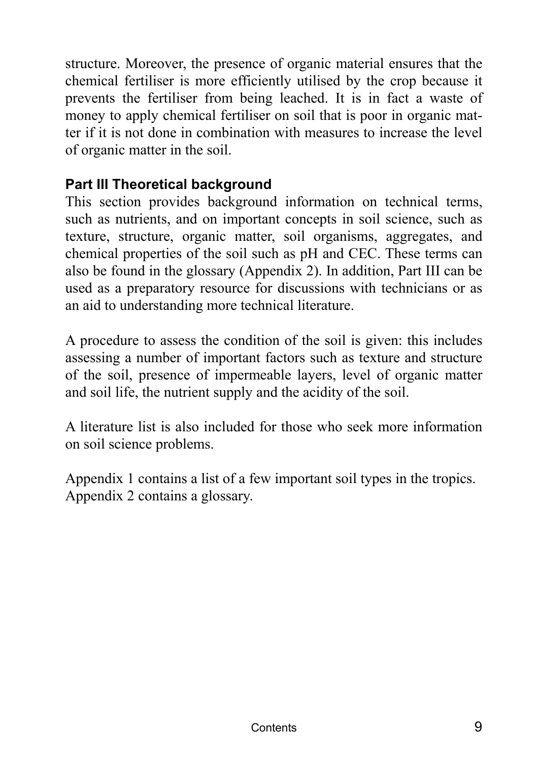structure. Moreover, the presence of organic material ensures that the chemical fertiliser is more efficiently utilised by the crop because it prevents the fertiliser from being leached. It is in fact a waste of money to apply chemical fertiliser on soil that is poor in organic matter if it is not done in combination with measures to increase the level of organic matter in the soil.

### Part III Theoretical background

This section provides background information on technical terms, such as nutrients, and on important concepts in soil science, such as texture, structure, organic matter, soil organisms, aggregates, and chemical properties of the soil such as pH and CEC. These terms can also be found in the glossary (Appendix 2). In addition, Part III can be used as a preparatory resource for discussions with technicians or as an aid to understanding more technical literature.

A procedure to assess the condition of the soil is given: this includes assessing a number of important factors such as texture and structure of the soil, presence of impermeable layers, level of organic matter and soil life, the nutrient supply and the acidity of the soil.

A literature list is also included for those who seek more information on soil science problems.

Appendix 1 contains a list of a few important soil types in the tropics.
Appendix 2 contains a glossary.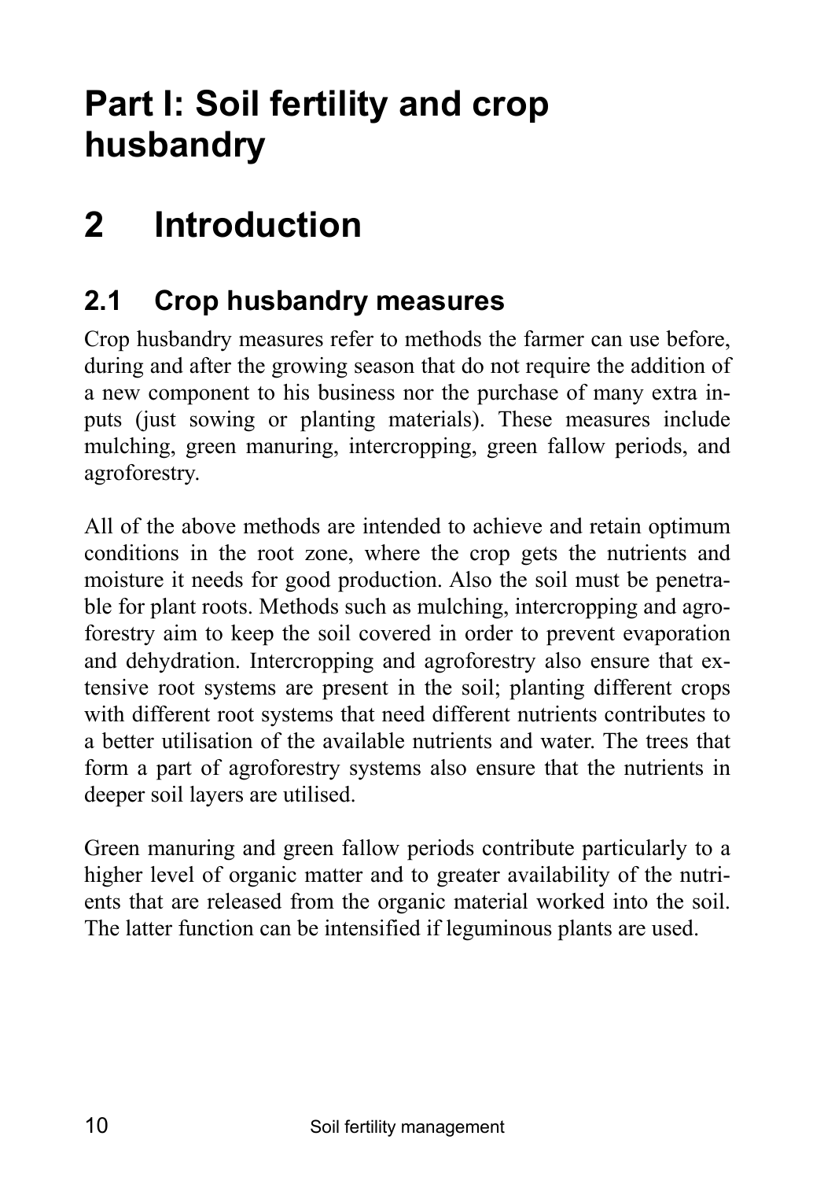# Part I: Soil fertility and crop husbandry

# 2 Introduction

## 2.1 Crop husbandry measures

Crop husbandry measures refer to methods the farmer can use before, during and after the growing season that do not require the addition of a new component to his business nor the purchase of many extra inputs (just sowing or planting materials). These measures include mulching, green manuring, intercropping, green fallow periods, and agroforestry.

All of the above methods are intended to achieve and retain optimum conditions in the root zone, where the crop gets the nutrients and moisture it needs for good production. Also the soil must be penetrable for plant roots. Methods such as mulching, intercropping and agroforestry aim to keep the soil covered in order to prevent evaporation and dehydration. Intercropping and agroforestry also ensure that extensive root systems are present in the soil; planting different crops with different root systems that need different nutrients contributes to a better utilisation of the available nutrients and water. The trees that form a part of agroforestry systems also ensure that the nutrients in deeper soil layers are utilised.

Green manuring and green fallow periods contribute particularly to a higher level of organic matter and to greater availability of the nutrients that are released from the organic material worked into the soil. The latter function can be intensified if leguminous plants are used.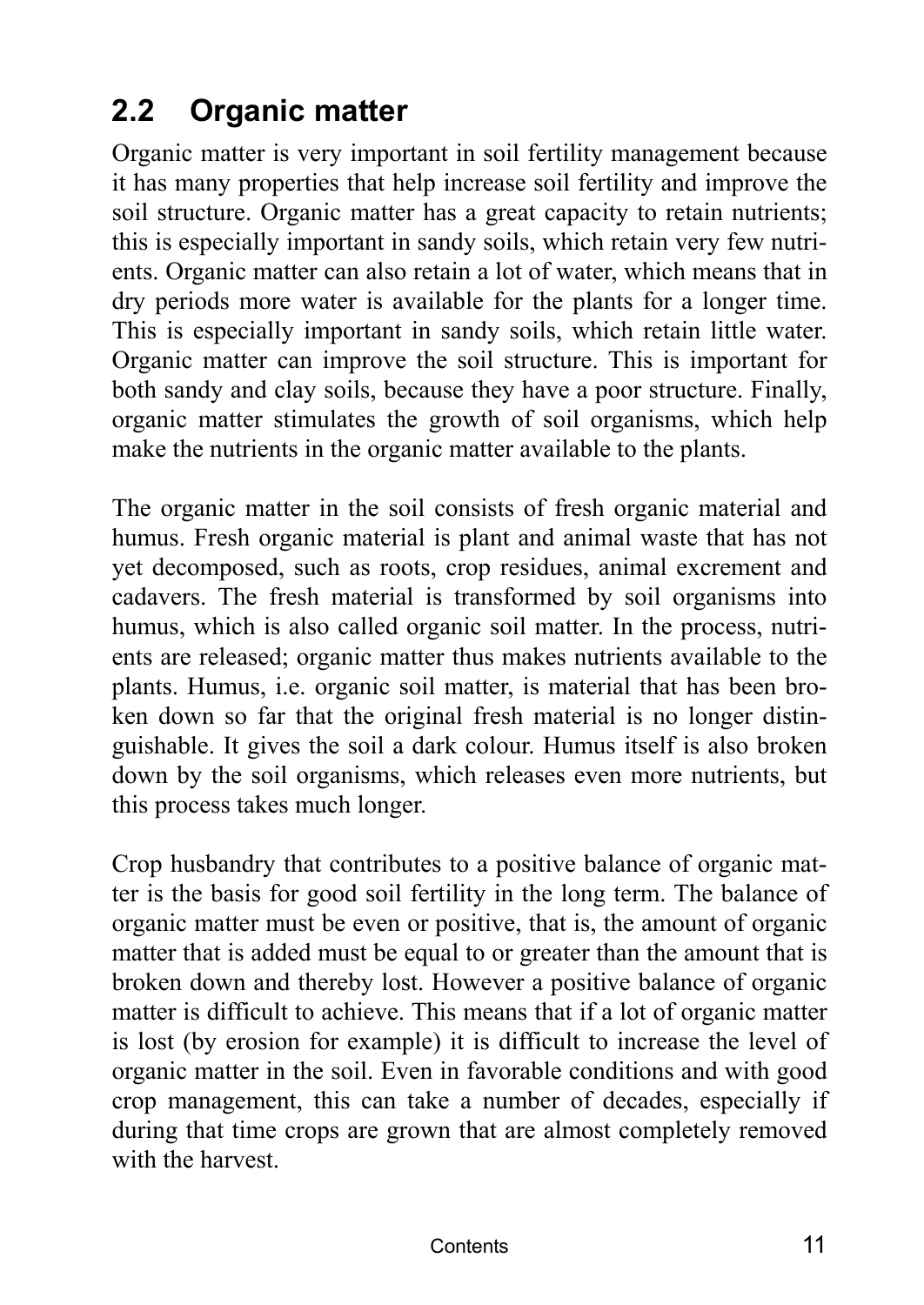## 2.2 Organic matter

Organic matter is very important in soil fertility management because it has many properties that help increase soil fertility and improve the soil structure. Organic matter has a great capacity to retain nutrients; this is especially important in sandy soils, which retain very few nutrients. Organic matter can also retain a lot of water, which means that in dry periods more water is available for the plants for a longer time. This is especially important in sandy soils, which retain little water. Organic matter can improve the soil structure. This is important for both sandy and clay soils, because they have a poor structure. Finally, organic matter stimulates the growth of soil organisms, which help make the nutrients in the organic matter available to the plants.

The organic matter in the soil consists of fresh organic material and humus. Fresh organic material is plant and animal waste that has not yet decomposed, such as roots, crop residues, animal excrement and cadavers. The fresh material is transformed by soil organisms into humus, which is also called organic soil matter. In the process, nutrients are released; organic matter thus makes nutrients available to the plants. Humus, i.e. organic soil matter, is material that has been broken down so far that the original fresh material is no longer distinguishable. It gives the soil a dark colour. Humus itself is also broken down by the soil organisms, which releases even more nutrients, but this process takes much longer.

Crop husbandry that contributes to a positive balance of organic matter is the basis for good soil fertility in the long term. The balance of organic matter must be even or positive, that is, the amount of organic matter that is added must be equal to or greater than the amount that is broken down and thereby lost. However a positive balance of organic matter is difficult to achieve. This means that if a lot of organic matter is lost (by erosion for example) it is difficult to increase the level of organic matter in the soil. Even in favorable conditions and with good crop management, this can take a number of decades, especially if during that time crops are grown that are almost completely removed with the harvest.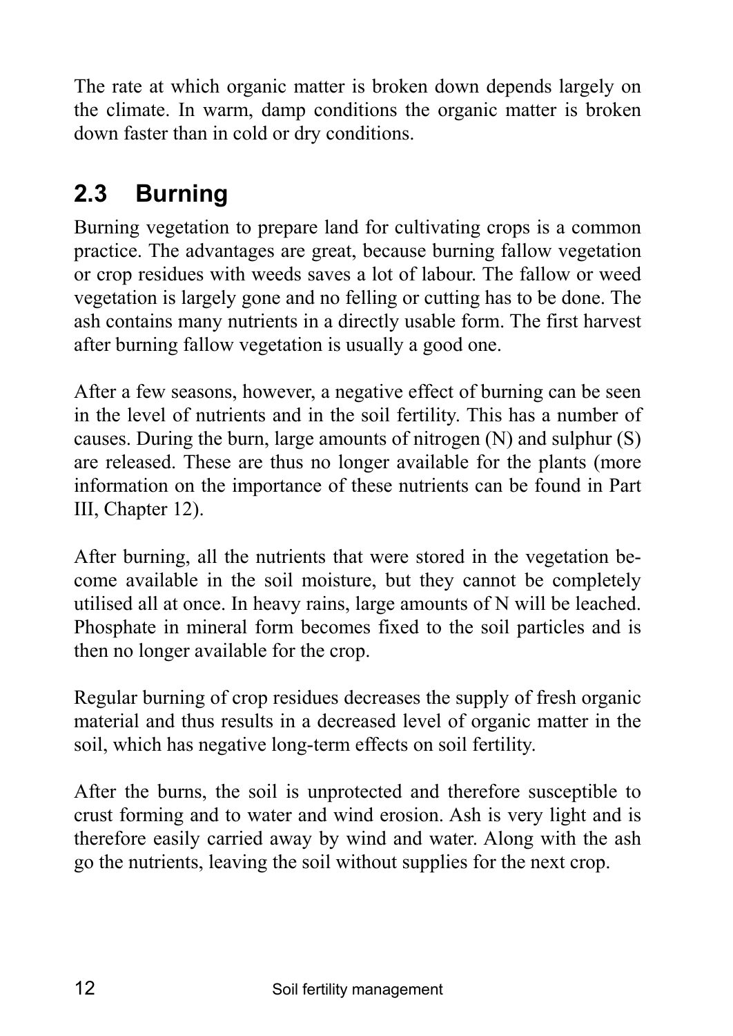The rate at which organic matter is broken down depends largely on the climate. In warm, damp conditions the organic matter is broken down faster than in cold or dry conditions.

## 2.3 Burning

Burning vegetation to prepare land for cultivating crops is a common practice. The advantages are great, because burning fallow vegetation or crop residues with weeds saves a lot of labour. The fallow or weed vegetation is largely gone and no felling or cutting has to be done. The ash contains many nutrients in a directly usable form. The first harvest after burning fallow vegetation is usually a good one.

After a few seasons, however, a negative effect of burning can be seen in the level of nutrients and in the soil fertility. This has a number of causes. During the burn, large amounts of nitrogen (N) and sulphur (S) are released. These are thus no longer available for the plants (more information on the importance of these nutrients can be found in Part III, Chapter 12).

After burning, all the nutrients that were stored in the vegetation become available in the soil moisture, but they cannot be completely utilised all at once. In heavy rains, large amounts of N will be leached. Phosphate in mineral form becomes fixed to the soil particles and is then no longer available for the crop.

Regular burning of crop residues decreases the supply of fresh organic material and thus results in a decreased level of organic matter in the soil, which has negative long-term effects on soil fertility.

After the burns, the soil is unprotected and therefore susceptible to crust forming and to water and wind erosion. Ash is very light and is therefore easily carried away by wind and water. Along with the ash go the nutrients, leaving the soil without supplies for the next crop.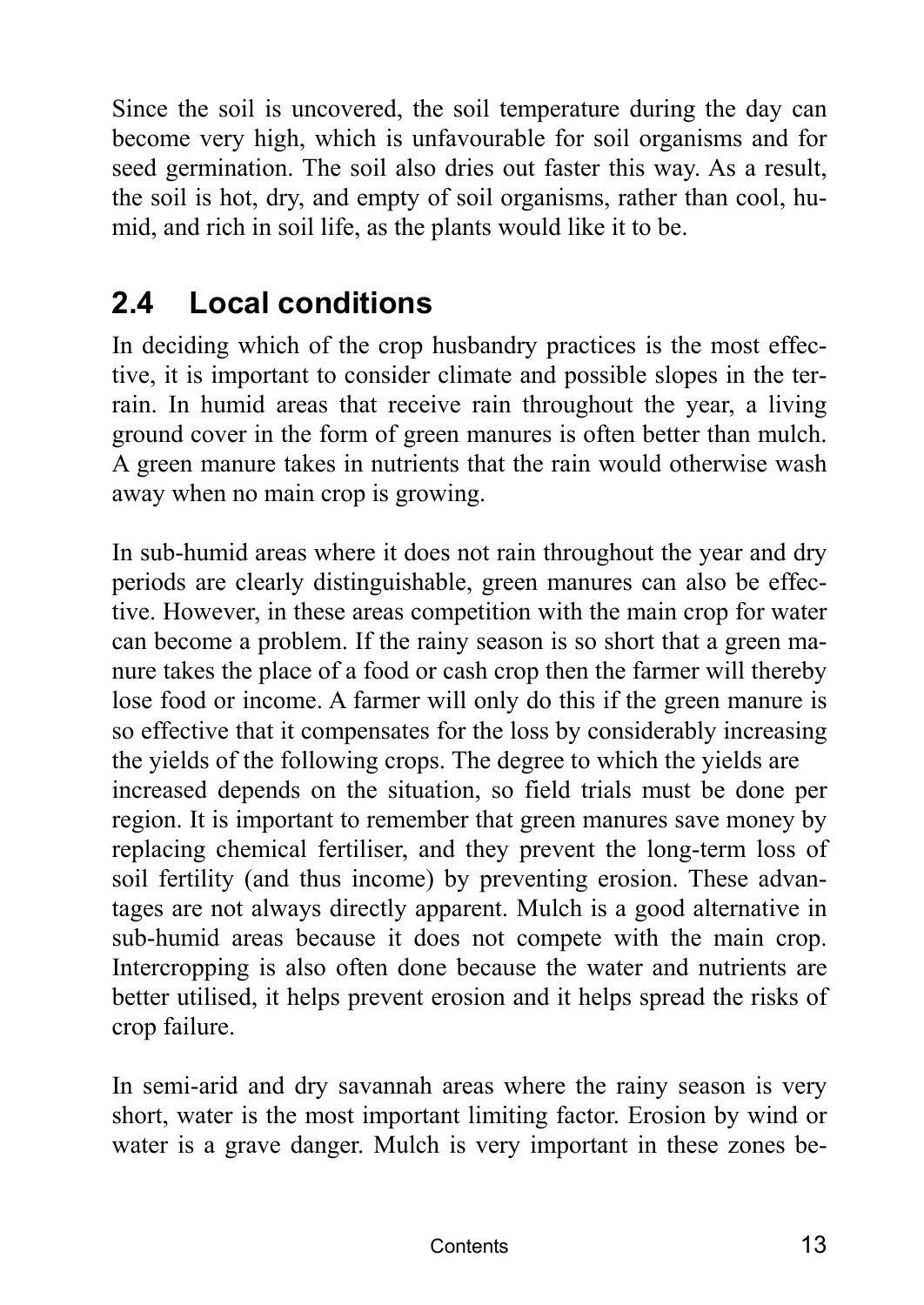Since the soil is uncovered, the soil temperature during the day can become very high, which is unfavourable for soil organisms and for seed germination. The soil also dries out faster this way. As a result, the soil is hot, dry, and empty of soil organisms, rather than cool, humid, and rich in soil life, as the plants would like it to be.

## 2.4 Local conditions

In deciding which of the crop husbandry practices is the most effective, it is important to consider climate and possible slopes in the terrain. In humid areas that receive rain throughout the year, a living ground cover in the form of green manures is often better than mulch. A green manure takes in nutrients that the rain would otherwise wash away when no main crop is growing.

In sub-humid areas where it does not rain throughout the year and dry periods are clearly distinguishable, green manures can also be effective. However, in these areas competition with the main crop for water can become a problem. If the rainy season is so short that a green manure takes the place of a food or cash crop then the farmer will thereby lose food or income. A farmer will only do this if the green manure is so effective that it compensates for the loss by considerably increasing the yields of the following crops. The degree to which the yields are increased depends on the situation, so field trials must be done per region. It is important to remember that green manures save money by replacing chemical fertiliser, and they prevent the long-term loss of soil fertility (and thus income) by preventing erosion. These advantages are not always directly apparent. Mulch is a good alternative in sub-humid areas because it does not compete with the main crop. Intercropping is also often done because the water and nutrients are better utilised, it helps prevent erosion and it helps spread the risks of crop failure.

In semi-arid and dry savannah areas where the rainy season is very short, water is the most important limiting factor. Erosion by wind or water is a grave danger. Mulch is very important in these zones be-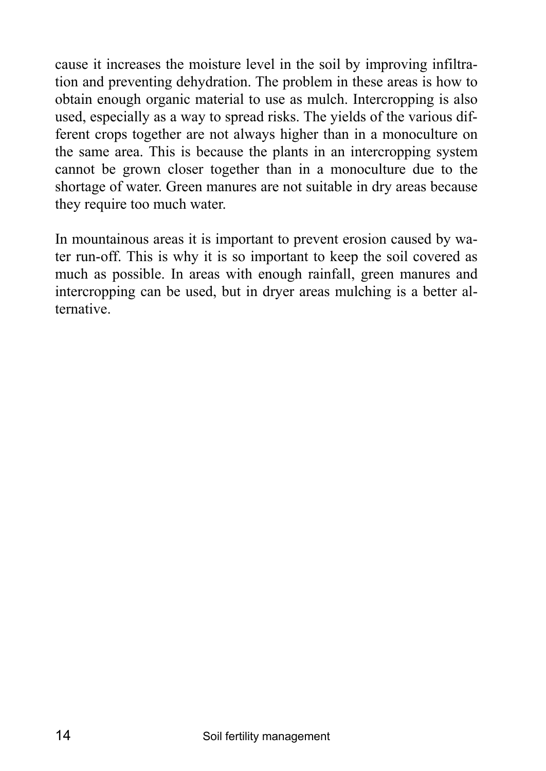cause it increases the moisture level in the soil by improving infiltration and preventing dehydration. The problem in these areas is how to obtain enough organic material to use as mulch. Intercropping is also used, especially as a way to spread risks. The yields of the various different crops together are not always higher than in a monoculture on the same area. This is because the plants in an intercropping system cannot be grown closer together than in a monoculture due to the shortage of water. Green manures are not suitable in dry areas because they require too much water.

In mountainous areas it is important to prevent erosion caused by water run-off. This is why it is so important to keep the soil covered as much as possible. In areas with enough rainfall, green manures and intercropping can be used, but in dryer areas mulching is a better alternative.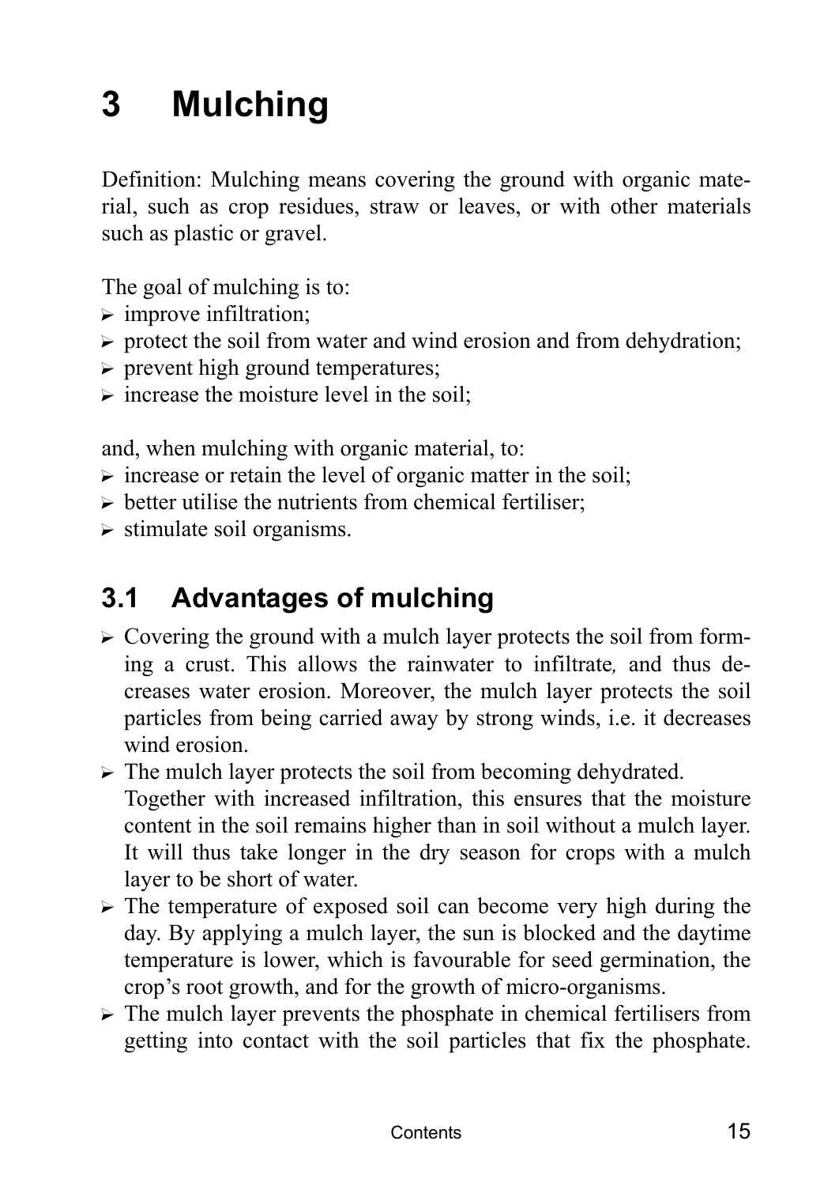# 3 Mulching

Definition: Mulching means covering the ground with organic material, such as crop residues, straw or leaves, or with other materials such as plastic or gravel.

The goal of mulching is to:

- improve infiltration;
- protect the soil from water and wind erosion and from dehydration;
- prevent high ground temperatures;
- increase the moisture level in the soil;

and, when mulching with organic material, to:

- increase or retain the level of organic matter in the soil;
- better utilise the nutrients from chemical fertiliser;
- stimulate soil organisms.

## 3.1 Advantages of mulching

- Covering the ground with a mulch layer protects the soil from forming a crust. This allows the rainwater to infiltrate, and thus decreases water erosion. Moreover, the mulch layer protects the soil particles from being carried away by strong winds, i.e. it decreases wind erosion.
- The mulch layer protects the soil from becoming dehydrated. Together with increased infiltration, this ensures that the moisture content in the soil remains higher than in soil without a mulch layer. It will thus take longer in the dry season for crops with a mulch layer to be short of water.
- The temperature of exposed soil can become very high during the day. By applying a mulch layer, the sun is blocked and the daytime temperature is lower, which is favourable for seed germination, the crop's root growth, and for the growth of micro-organisms.
- The mulch layer prevents the phosphate in chemical fertilisers from getting into contact with the soil particles that fix the phosphate.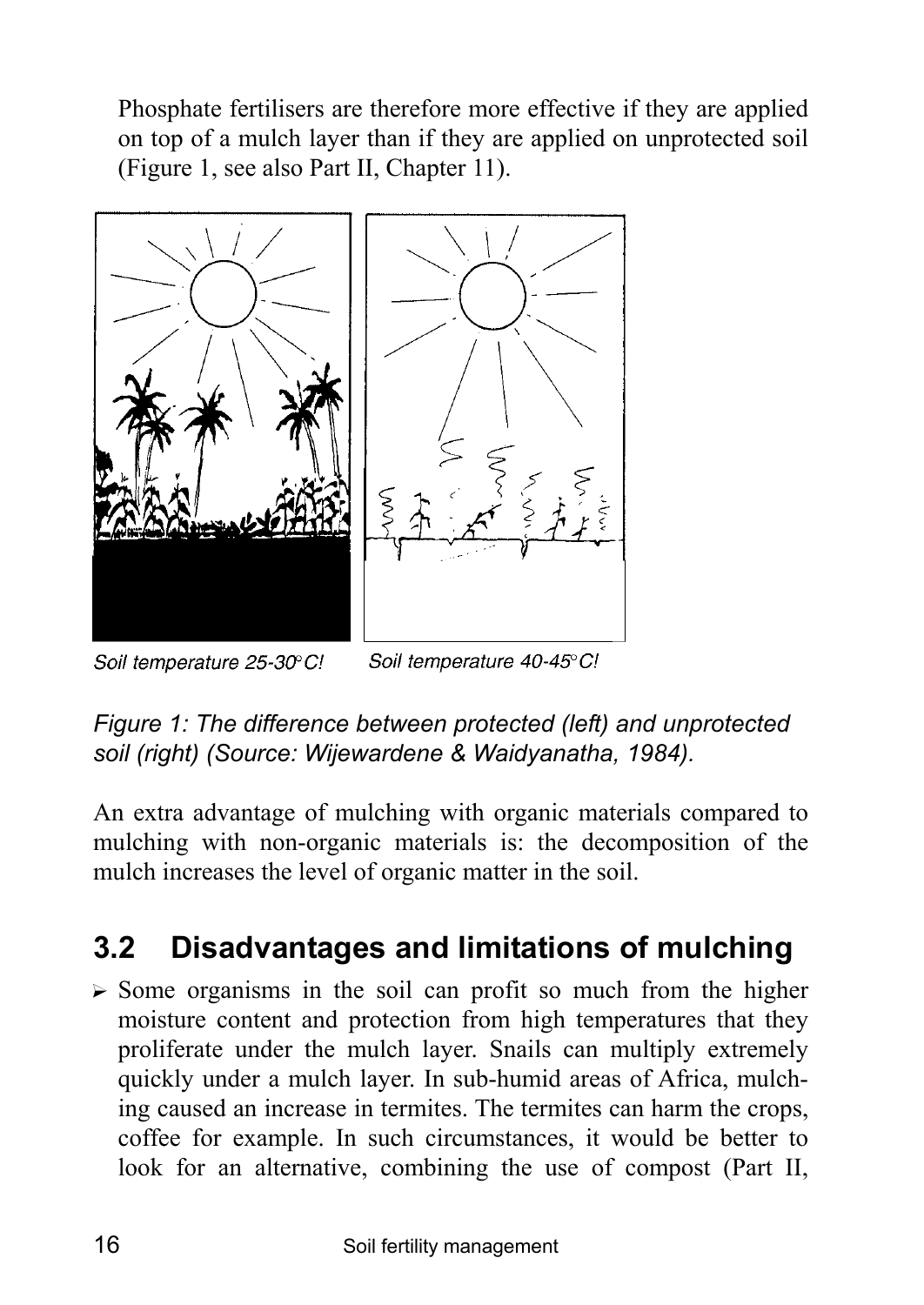Phosphate fertilisers are therefore more effective if they are applied on top of a mulch layer than if they are applied on unprotected soil (Figure 1, see also Part II, Chapter 11).

Soil temperature 25-30°C! Soil temperature 40-45°C!

*Figure 1: The difference between protected (left) and unprotected soil (right) (Source: Wijewardene & Waidyanatha, 1984).*

An extra advantage of mulching with organic materials compared to mulching with non-organic materials is: the decomposition of the mulch increases the level of organic matter in the soil.

## 3.2 Disadvantages and limitations of mulching

- Some organisms in the soil can profit so much from the higher moisture content and protection from high temperatures that they proliferate under the mulch layer. Snails can multiply extremely quickly under a mulch layer. In sub-humid areas of Africa, mulching caused an increase in termites. The termites can harm the crops, coffee for example. In such circumstances, it would be better to look for an alternative, combining the use of compost (Part II,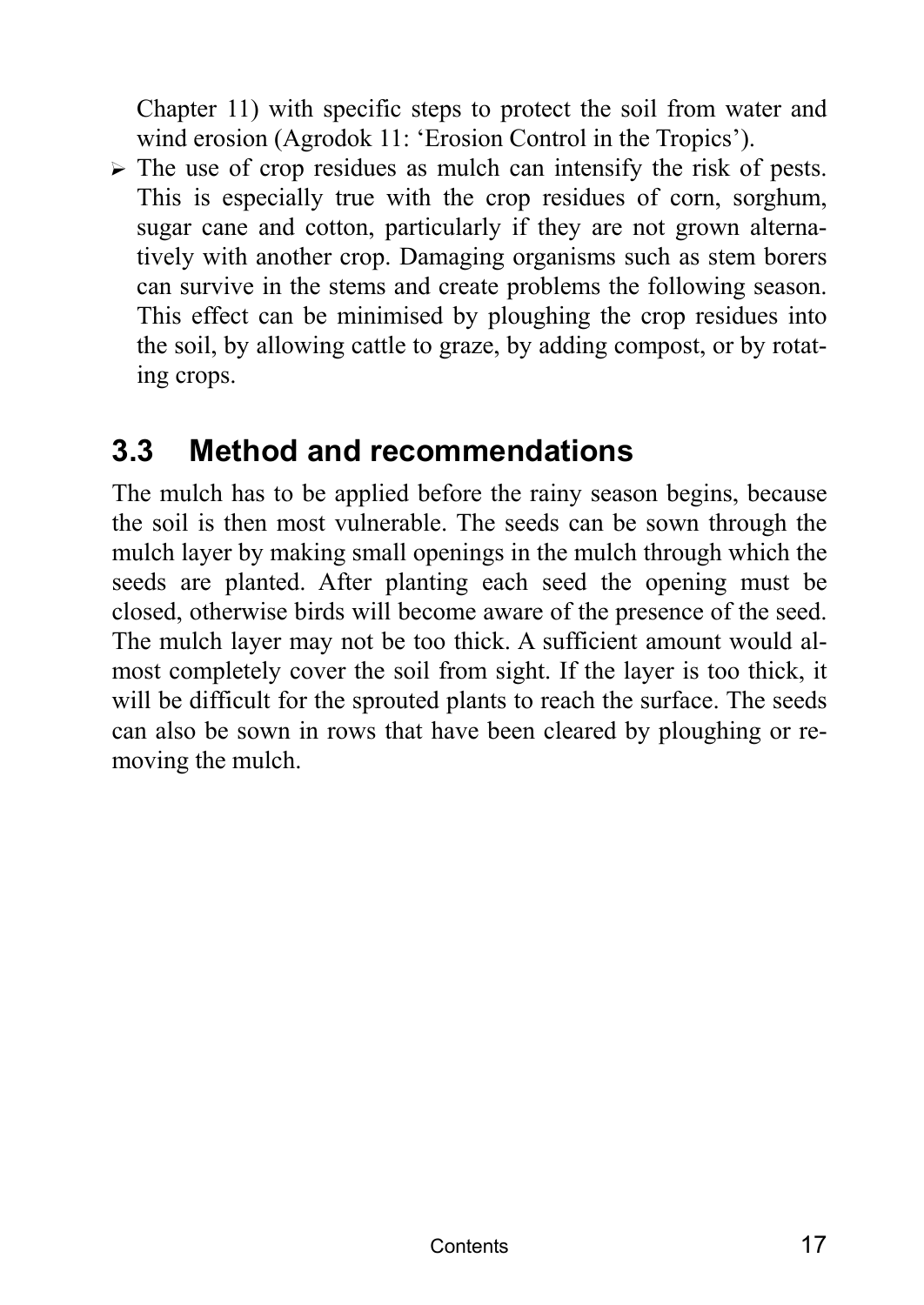Chapter 11) with specific steps to protect the soil from water and wind erosion (Agrodok 11: 'Erosion Control in the Tropics').

- The use of crop residues as mulch can intensify the risk of pests. This is especially true with the crop residues of corn, sorghum, sugar cane and cotton, particularly if they are not grown alternatively with another crop. Damaging organisms such as stem borers can survive in the stems and create problems the following season. This effect can be minimised by ploughing the crop residues into the soil, by allowing cattle to graze, by adding compost, or by rotating crops.

## 3.3 Method and recommendations

The mulch has to be applied before the rainy season begins, because the soil is then most vulnerable. The seeds can be sown through the mulch layer by making small openings in the mulch through which the seeds are planted. After planting each seed the opening must be closed, otherwise birds will become aware of the presence of the seed. The mulch layer may not be too thick. A sufficient amount would almost completely cover the soil from sight. If the layer is too thick, it will be difficult for the sprouted plants to reach the surface. The seeds can also be sown in rows that have been cleared by ploughing or removing the mulch.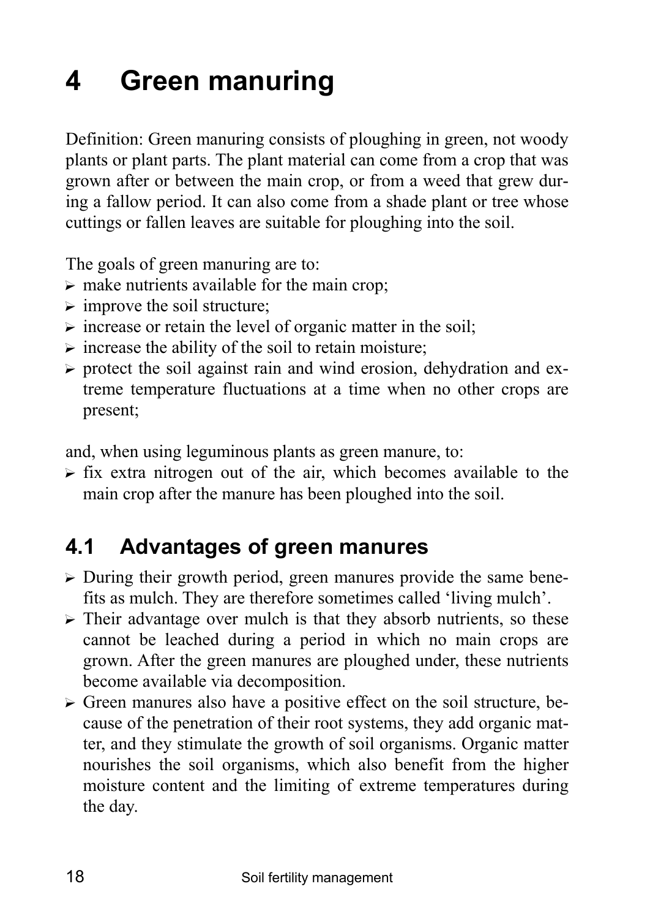# 4 Green manuring

Definition: Green manuring consists of ploughing in green, not woody plants or plant parts. The plant material can come from a crop that was grown after or between the main crop, or from a weed that grew during a fallow period. It can also come from a shade plant or tree whose cuttings or fallen leaves are suitable for ploughing into the soil.

The goals of green manuring are to:

- make nutrients available for the main crop;
- improve the soil structure;
- increase or retain the level of organic matter in the soil;
- increase the ability of the soil to retain moisture;
- protect the soil against rain and wind erosion, dehydration and extreme temperature fluctuations at a time when no other crops are present;

and, when using leguminous plants as green manure, to:

- fix extra nitrogen out of the air, which becomes available to the main crop after the manure has been ploughed into the soil.

## 4.1 Advantages of green manures

- During their growth period, green manures provide the same benefits as mulch. They are therefore sometimes called 'living mulch'.
- Their advantage over mulch is that they absorb nutrients, so these cannot be leached during a period in which no main crops are grown. After the green manures are ploughed under, these nutrients become available via decomposition.
- Green manures also have a positive effect on the soil structure, because of the penetration of their root systems, they add organic matter, and they stimulate the growth of soil organisms. Organic matter nourishes the soil organisms, which also benefit from the higher moisture content and the limiting of extreme temperatures during the day.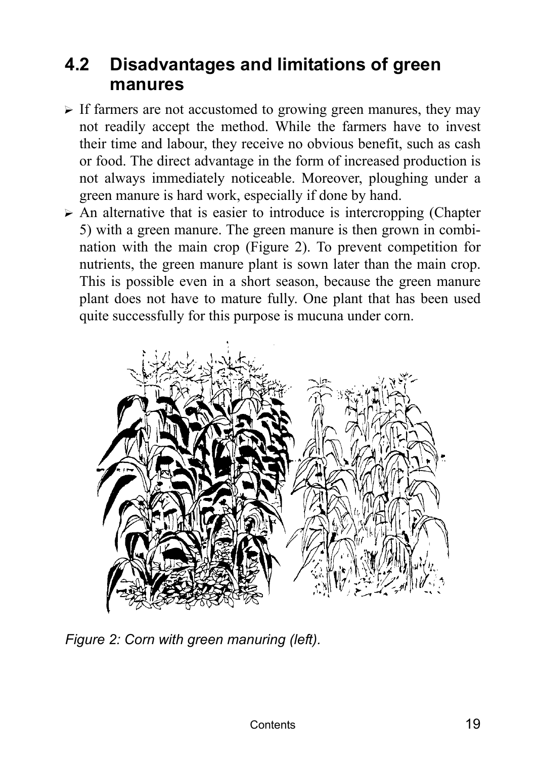## 4.2 Disadvantages and limitations of green manures

- If farmers are not accustomed to growing green manures, they may not readily accept the method. While the farmers have to invest their time and labour, they receive no obvious benefit, such as cash or food. The direct advantage in the form of increased production is not always immediately noticeable. Moreover, ploughing under a green manure is hard work, especially if done by hand.
- An alternative that is easier to introduce is intercropping (Chapter 5) with a green manure. The green manure is then grown in combination with the main crop (Figure 2). To prevent competition for nutrients, the green manure plant is sown later than the main crop. This is possible even in a short season, because the green manure plant does not have to mature fully. One plant that has been used quite successfully for this purpose is mucuna under corn.

*Figure 2: Corn with green manuring (left).*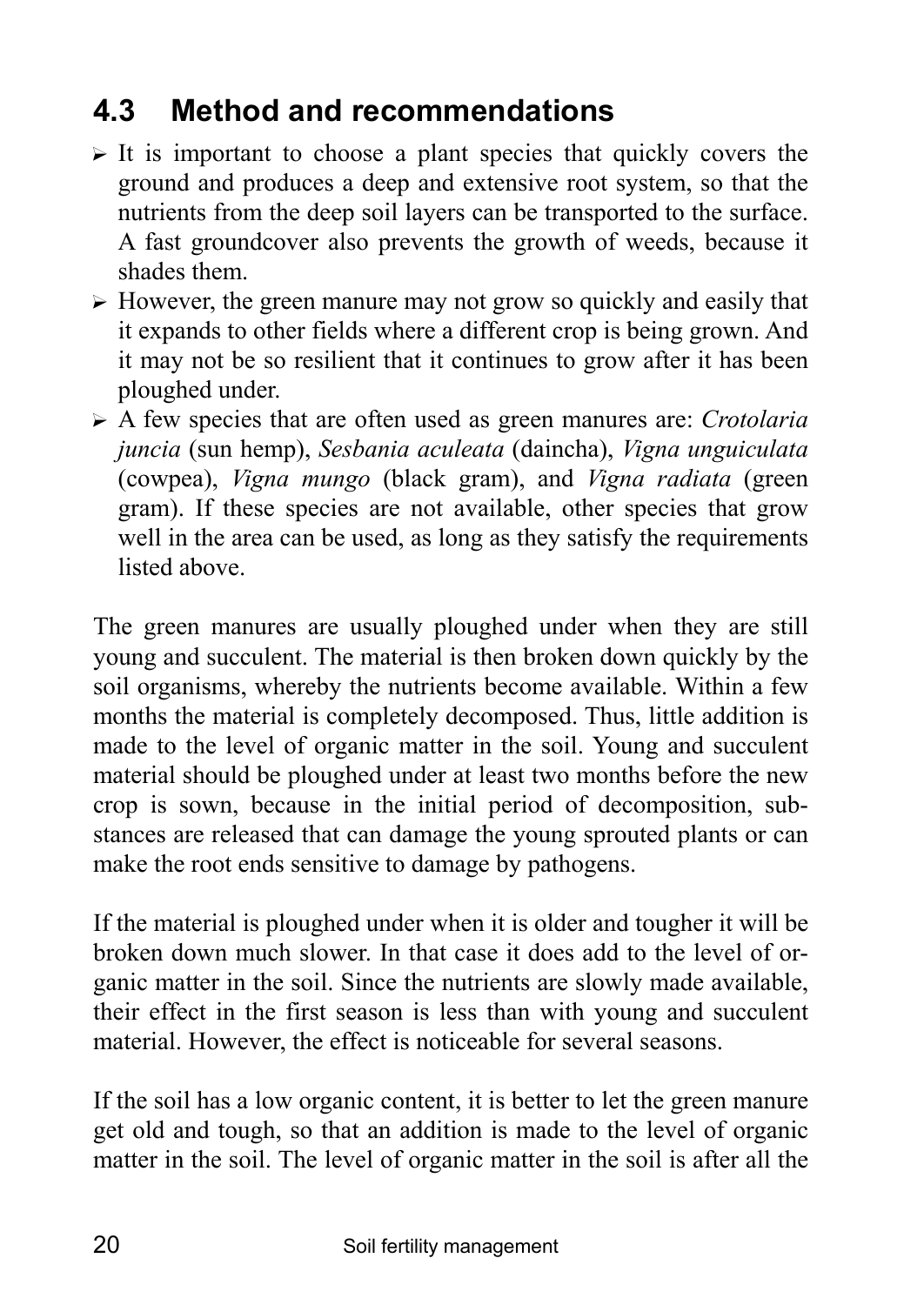## 4.3 Method and recommendations

- It is important to choose a plant species that quickly covers the ground and produces a deep and extensive root system, so that the nutrients from the deep soil layers can be transported to the surface. A fast groundcover also prevents the growth of weeds, because it shades them.
- However, the green manure may not grow so quickly and easily that it expands to other fields where a different crop is being grown. And it may not be so resilient that it continues to grow after it has been ploughed under.
- A few species that are often used as green manures are: *Crotolaria juncia* (sun hemp), *Sesbania aculeata* (daincha), *Vigna unguiculata* (cowpea), *Vigna mungo* (black gram), and *Vigna radiata* (green gram). If these species are not available, other species that grow well in the area can be used, as long as they satisfy the requirements listed above.

The green manures are usually ploughed under when they are still young and succulent. The material is then broken down quickly by the soil organisms, whereby the nutrients become available. Within a few months the material is completely decomposed. Thus, little addition is made to the level of organic matter in the soil. Young and succulent material should be ploughed under at least two months before the new crop is sown, because in the initial period of decomposition, substances are released that can damage the young sprouted plants or can make the root ends sensitive to damage by pathogens.

If the material is ploughed under when it is older and tougher it will be broken down much slower. In that case it does add to the level of organic matter in the soil. Since the nutrients are slowly made available, their effect in the first season is less than with young and succulent material. However, the effect is noticeable for several seasons.

If the soil has a low organic content, it is better to let the green manure get old and tough, so that an addition is made to the level of organic matter in the soil. The level of organic matter in the soil is after all the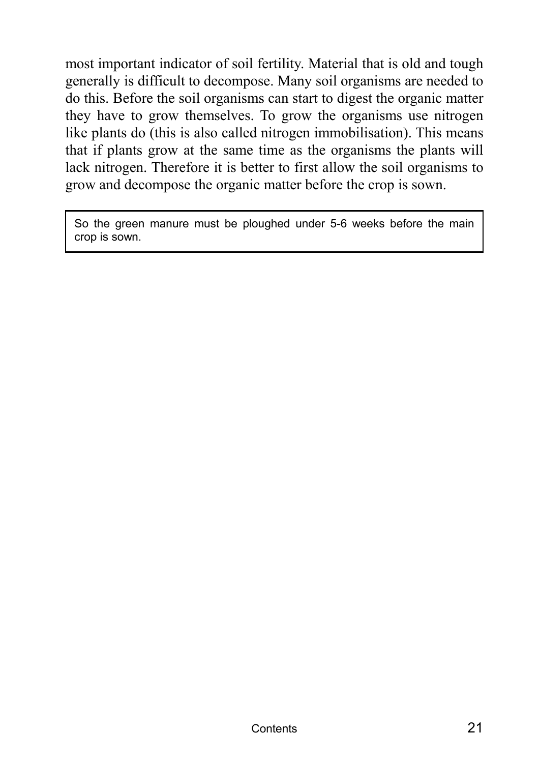most important indicator of soil fertility. Material that is old and tough generally is difficult to decompose. Many soil organisms are needed to do this. Before the soil organisms can start to digest the organic matter they have to grow themselves. To grow the organisms use nitrogen like plants do (this is also called nitrogen immobilisation). This means that if plants grow at the same time as the organisms the plants will lack nitrogen. Therefore it is better to first allow the soil organisms to grow and decompose the organic matter before the crop is sown.

> So the green manure must be ploughed under 5-6 weeks before the main crop is sown.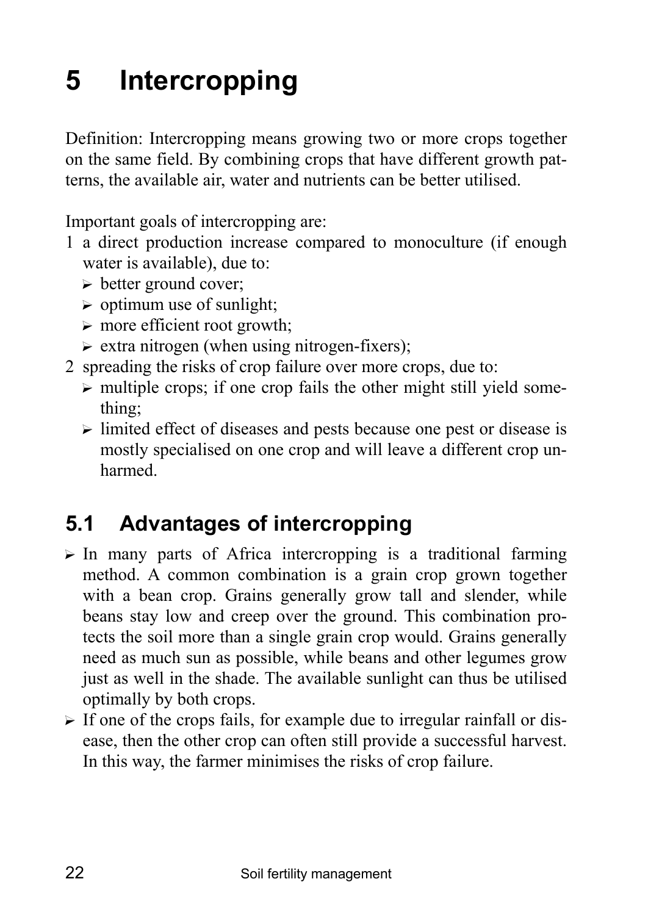# 5 Intercropping

Definition: Intercropping means growing two or more crops together on the same field. By combining crops that have different growth patterns, the available air, water and nutrients can be better utilised.

Important goals of intercropping are:

1. a direct production increase compared to monoculture (if enough water is available), due to:
   - better ground cover;
   - optimum use of sunlight;
   - more efficient root growth;
   - extra nitrogen (when using nitrogen-fixers);
2. spreading the risks of crop failure over more crops, due to:
   - multiple crops; if one crop fails the other might still yield something;
   - limited effect of diseases and pests because one pest or disease is mostly specialised on one crop and will leave a different crop unharmed.

## 5.1 Advantages of intercropping

- In many parts of Africa intercropping is a traditional farming method. A common combination is a grain crop grown together with a bean crop. Grains generally grow tall and slender, while beans stay low and creep over the ground. This combination protects the soil more than a single grain crop would. Grains generally need as much sun as possible, while beans and other legumes grow just as well in the shade. The available sunlight can thus be utilised optimally by both crops.
- If one of the crops fails, for example due to irregular rainfall or disease, then the other crop can often still provide a successful harvest. In this way, the farmer minimises the risks of crop failure.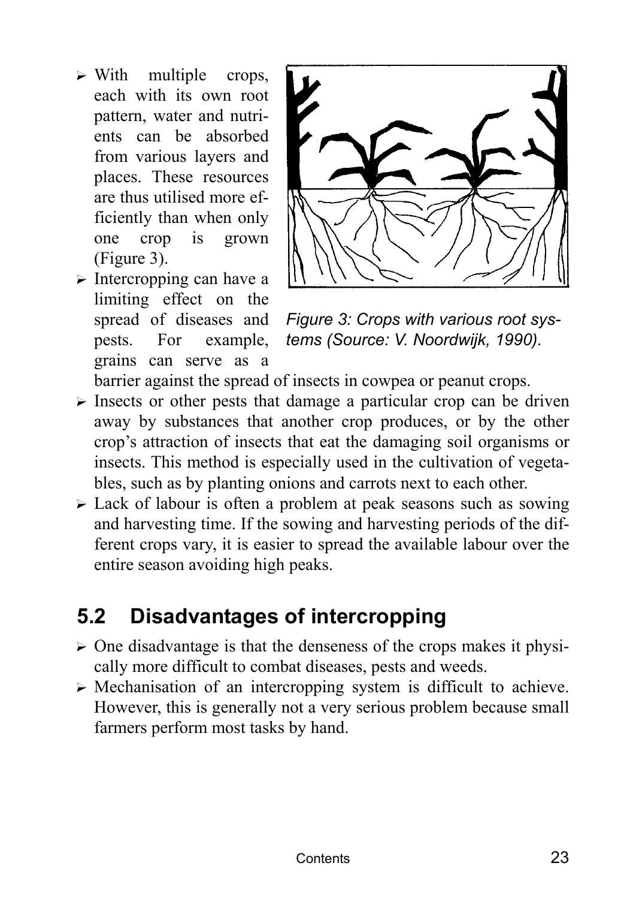- With multiple crops, each with its own root pattern, water and nutrients can be absorbed from various layers and places. These resources are thus utilised more efficiently than when only one crop is grown (Figure 3).
- Intercropping can have a limiting effect on the spread of diseases and pests. For example, grains can serve as a barrier against the spread of insects in cowpea or peanut crops.

*Figure 3: Crops with various root systems (Source: V. Noordwijk, 1990).*

- Insects or other pests that damage a particular crop can be driven away by substances that another crop produces, or by the other crop's attraction of insects that eat the damaging soil organisms or insects. This method is especially used in the cultivation of vegetables, such as by planting onions and carrots next to each other.
- Lack of labour is often a problem at peak seasons such as sowing and harvesting time. If the sowing and harvesting periods of the different crops vary, it is easier to spread the available labour over the entire season avoiding high peaks.

## 5.2 Disadvantages of intercropping

- One disadvantage is that the denseness of the crops makes it physically more difficult to combat diseases, pests and weeds.
- Mechanisation of an intercropping system is difficult to achieve. However, this is generally not a very serious problem because small farmers perform most tasks by hand.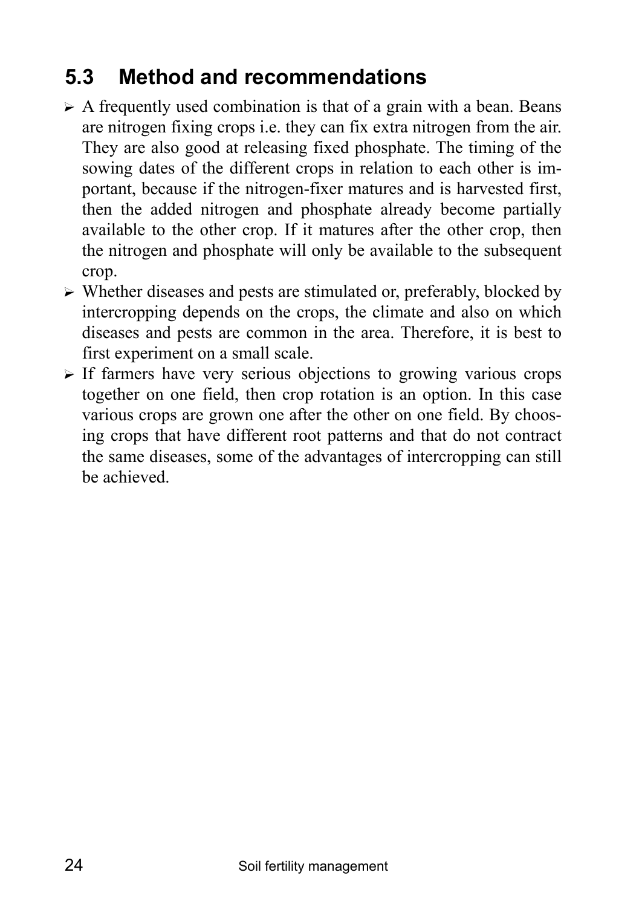## 5.3 Method and recommendations

- A frequently used combination is that of a grain with a bean. Beans are nitrogen fixing crops i.e. they can fix extra nitrogen from the air. They are also good at releasing fixed phosphate. The timing of the sowing dates of the different crops in relation to each other is important, because if the nitrogen-fixer matures and is harvested first, then the added nitrogen and phosphate already become partially available to the other crop. If it matures after the other crop, then the nitrogen and phosphate will only be available to the subsequent crop.
- Whether diseases and pests are stimulated or, preferably, blocked by intercropping depends on the crops, the climate and also on which diseases and pests are common in the area. Therefore, it is best to first experiment on a small scale.
- If farmers have very serious objections to growing various crops together on one field, then crop rotation is an option. In this case various crops are grown one after the other on one field. By choosing crops that have different root patterns and that do not contract the same diseases, some of the advantages of intercropping can still be achieved.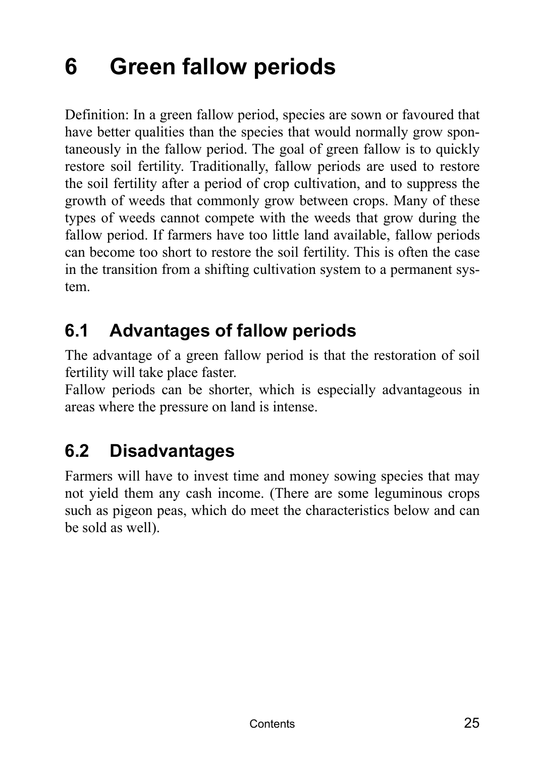# 6 Green fallow periods

Definition: In a green fallow period, species are sown or favoured that have better qualities than the species that would normally grow spontaneously in the fallow period. The goal of green fallow is to quickly restore soil fertility. Traditionally, fallow periods are used to restore the soil fertility after a period of crop cultivation, and to suppress the growth of weeds that commonly grow between crops. Many of these types of weeds cannot compete with the weeds that grow during the fallow period. If farmers have too little land available, fallow periods can become too short to restore the soil fertility. This is often the case in the transition from a shifting cultivation system to a permanent system.

## 6.1 Advantages of fallow periods

The advantage of a green fallow period is that the restoration of soil fertility will take place faster.
Fallow periods can be shorter, which is especially advantageous in areas where the pressure on land is intense.

## 6.2 Disadvantages

Farmers will have to invest time and money sowing species that may not yield them any cash income. (There are some leguminous crops such as pigeon peas, which do meet the characteristics below and can be sold as well).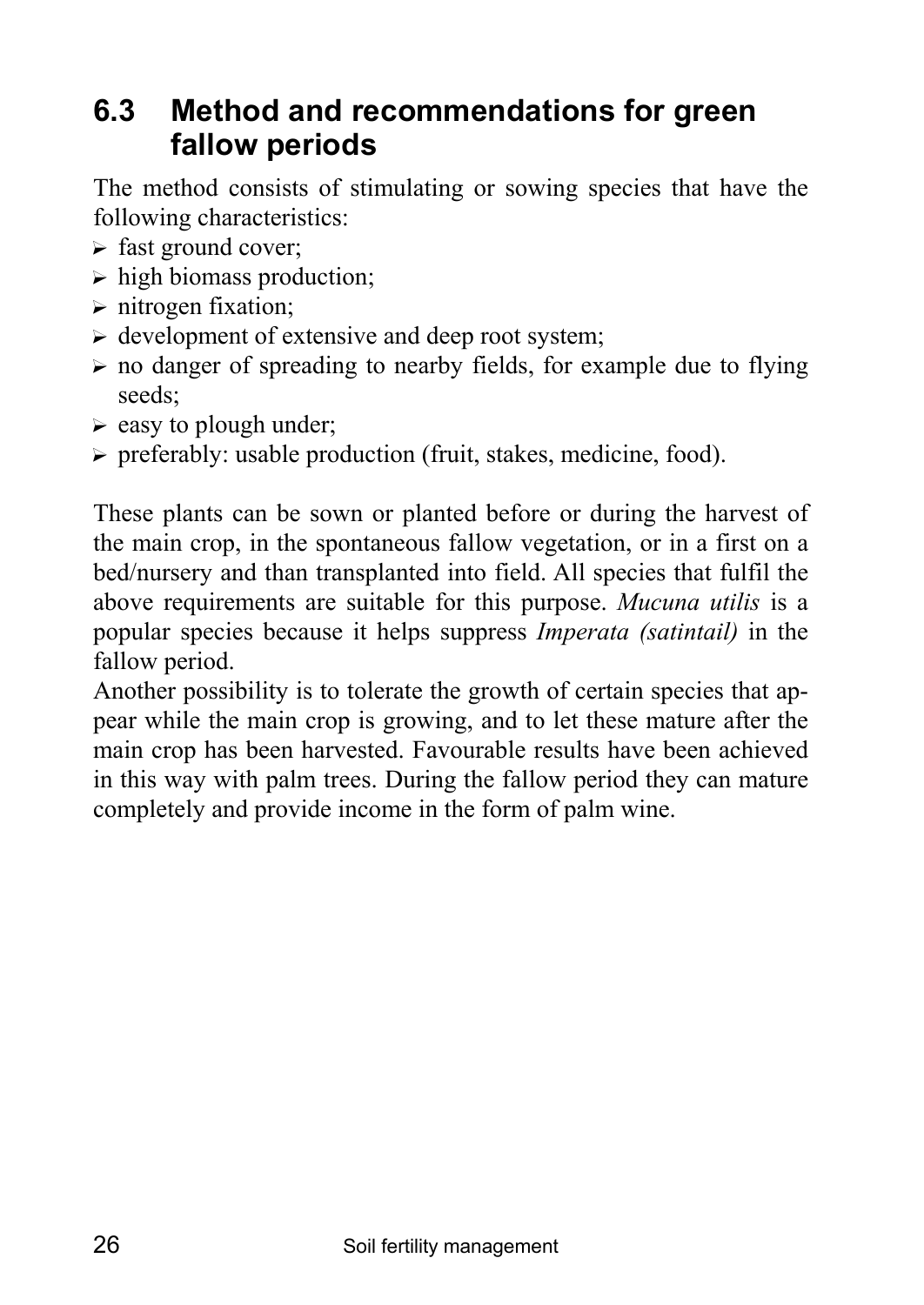## 6.3 Method and recommendations for green fallow periods

The method consists of stimulating or sowing species that have the following characteristics:

- fast ground cover;
- high biomass production;
- nitrogen fixation;
- development of extensive and deep root system;
- no danger of spreading to nearby fields, for example due to flying seeds;
- easy to plough under;
- preferably: usable production (fruit, stakes, medicine, food).

These plants can be sown or planted before or during the harvest of the main crop, in the spontaneous fallow vegetation, or in a first on a bed/nursery and than transplanted into field. All species that fulfil the above requirements are suitable for this purpose. *Mucuna utilis* is a popular species because it helps suppress *Imperata (satintail)* in the fallow period.

Another possibility is to tolerate the growth of certain species that appear while the main crop is growing, and to let these mature after the main crop has been harvested. Favourable results have been achieved in this way with palm trees. During the fallow period they can mature completely and provide income in the form of palm wine.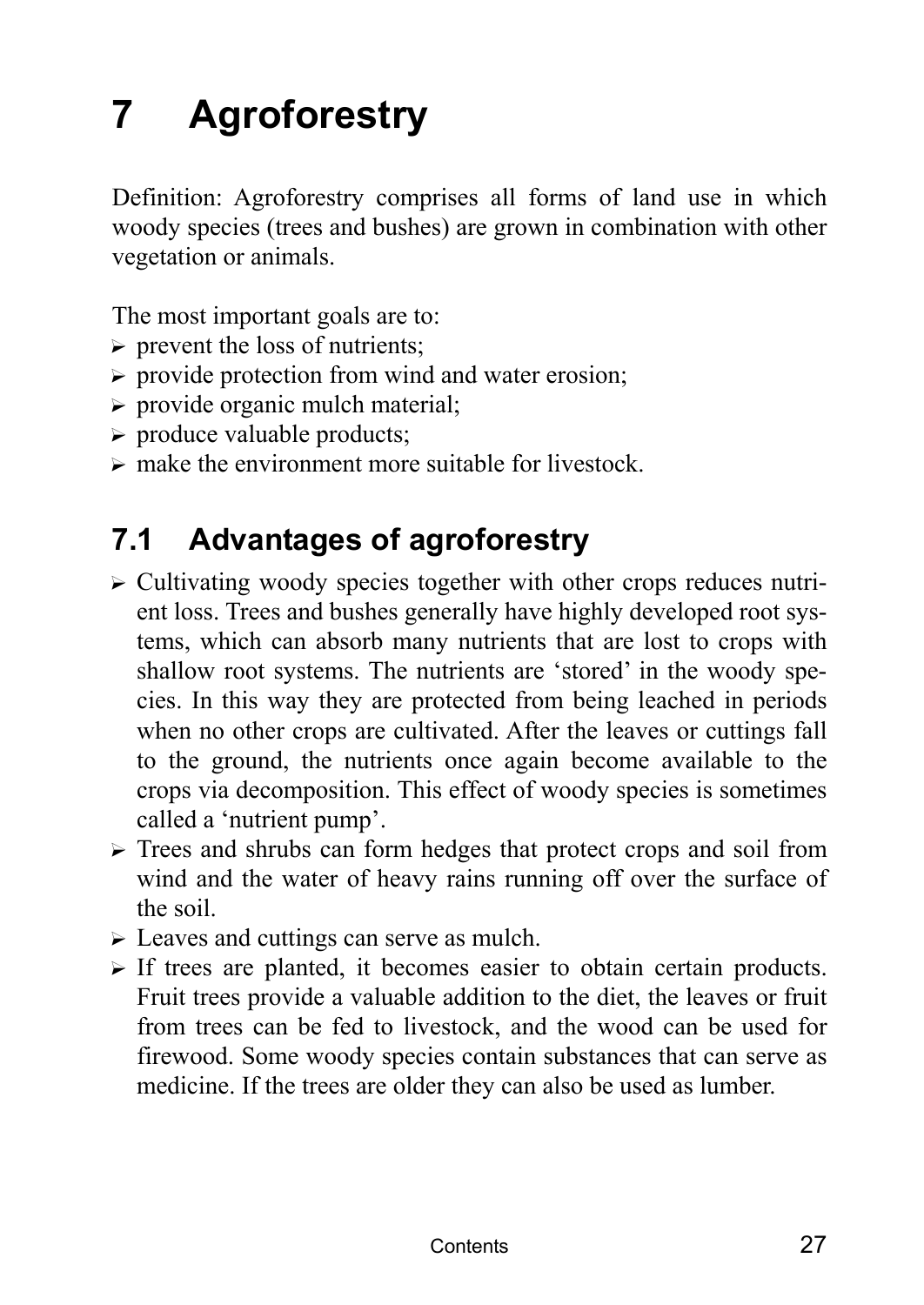# 7 Agroforestry

Definition: Agroforestry comprises all forms of land use in which woody species (trees and bushes) are grown in combination with other vegetation or animals.

The most important goals are to:

- prevent the loss of nutrients;
- provide protection from wind and water erosion;
- provide organic mulch material;
- produce valuable products;
- make the environment more suitable for livestock.

## 7.1 Advantages of agroforestry

- Cultivating woody species together with other crops reduces nutrient loss. Trees and bushes generally have highly developed root systems, which can absorb many nutrients that are lost to crops with shallow root systems. The nutrients are 'stored' in the woody species. In this way they are protected from being leached in periods when no other crops are cultivated. After the leaves or cuttings fall to the ground, the nutrients once again become available to the crops via decomposition. This effect of woody species is sometimes called a 'nutrient pump'.
- Trees and shrubs can form hedges that protect crops and soil from wind and the water of heavy rains running off over the surface of the soil.
- Leaves and cuttings can serve as mulch.
- If trees are planted, it becomes easier to obtain certain products. Fruit trees provide a valuable addition to the diet, the leaves or fruit from trees can be fed to livestock, and the wood can be used for firewood. Some woody species contain substances that can serve as medicine. If the trees are older they can also be used as lumber.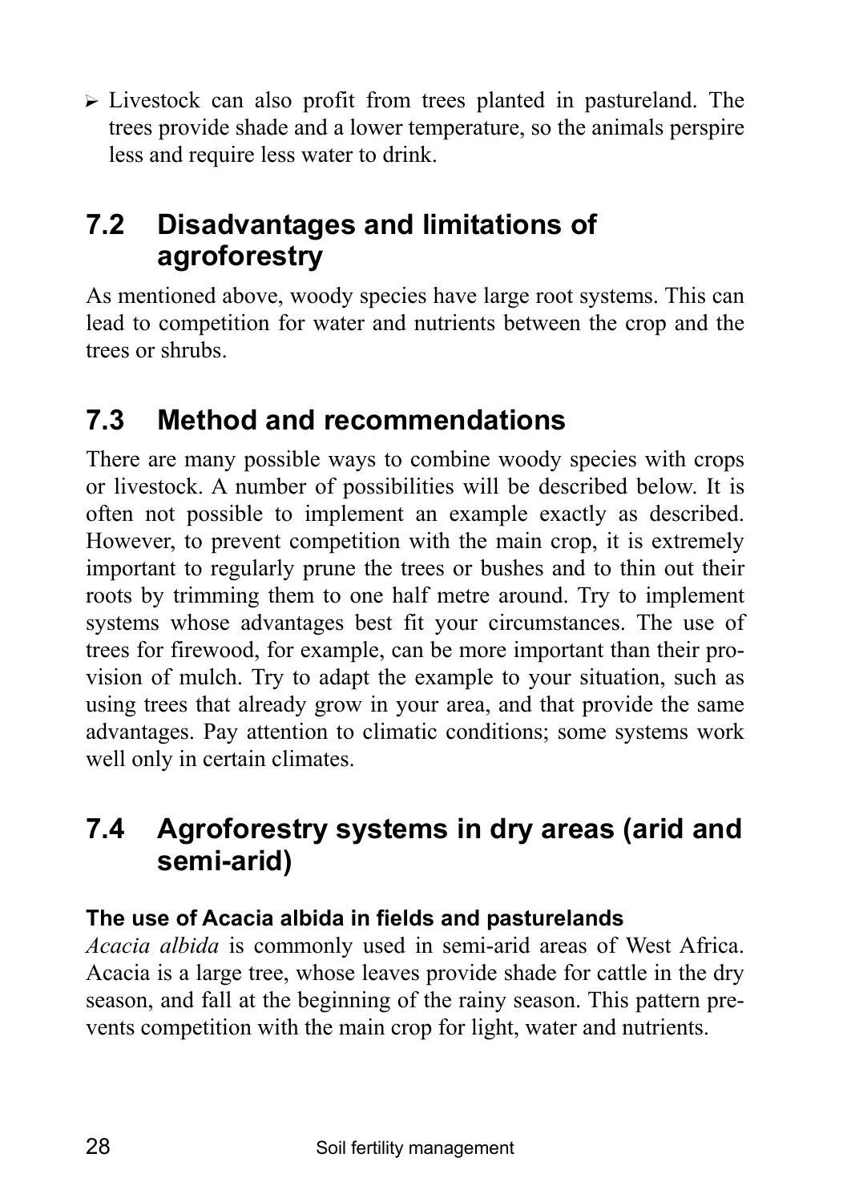- Livestock can also profit from trees planted in pastureland. The trees provide shade and a lower temperature, so the animals perspire less and require less water to drink.

## 7.2 Disadvantages and limitations of agroforestry

As mentioned above, woody species have large root systems. This can lead to competition for water and nutrients between the crop and the trees or shrubs.

## 7.3 Method and recommendations

There are many possible ways to combine woody species with crops or livestock. A number of possibilities will be described below. It is often not possible to implement an example exactly as described. However, to prevent competition with the main crop, it is extremely important to regularly prune the trees or bushes and to thin out their roots by trimming them to one half metre around. Try to implement systems whose advantages best fit your circumstances. The use of trees for firewood, for example, can be more important than their provision of mulch. Try to adapt the example to your situation, such as using trees that already grow in your area, and that provide the same advantages. Pay attention to climatic conditions; some systems work well only in certain climates.

## 7.4 Agroforestry systems in dry areas (arid and semi-arid)

**The use of Acacia albida in fields and pasturelands**

*Acacia albida* is commonly used in semi-arid areas of West Africa. Acacia is a large tree, whose leaves provide shade for cattle in the dry season, and fall at the beginning of the rainy season. This pattern prevents competition with the main crop for light, water and nutrients.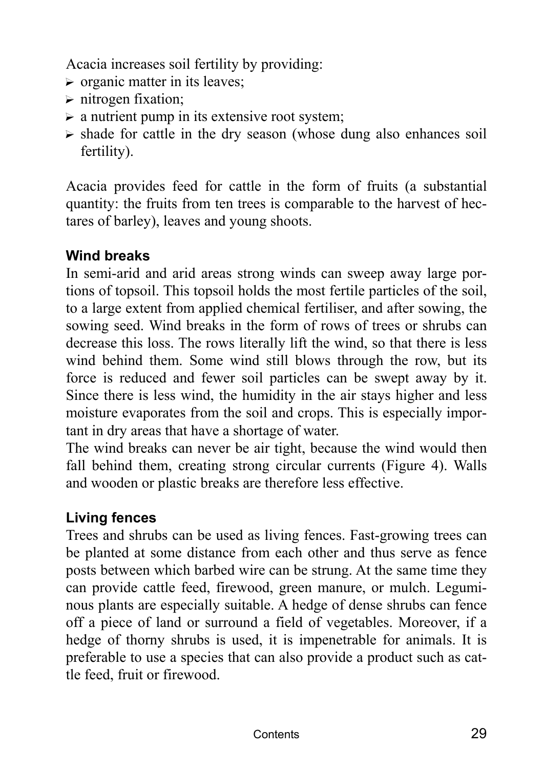Acacia increases soil fertility by providing:

- organic matter in its leaves;
- nitrogen fixation;
- a nutrient pump in its extensive root system;
- shade for cattle in the dry season (whose dung also enhances soil fertility).

Acacia provides feed for cattle in the form of fruits (a substantial quantity: the fruits from ten trees is comparable to the harvest of hectares of barley), leaves and young shoots.

**Wind breaks**

In semi-arid and arid areas strong winds can sweep away large portions of topsoil. This topsoil holds the most fertile particles of the soil, to a large extent from applied chemical fertiliser, and after sowing, the sowing seed. Wind breaks in the form of rows of trees or shrubs can decrease this loss. The rows literally lift the wind, so that there is less wind behind them. Some wind still blows through the row, but its force is reduced and fewer soil particles can be swept away by it. Since there is less wind, the humidity in the air stays higher and less moisture evaporates from the soil and crops. This is especially important in dry areas that have a shortage of water.

The wind breaks can never be air tight, because the wind would then fall behind them, creating strong circular currents (Figure 4). Walls and wooden or plastic breaks are therefore less effective.

**Living fences**

Trees and shrubs can be used as living fences. Fast-growing trees can be planted at some distance from each other and thus serve as fence posts between which barbed wire can be strung. At the same time they can provide cattle feed, firewood, green manure, or mulch. Leguminous plants are especially suitable. A hedge of dense shrubs can fence off a piece of land or surround a field of vegetables. Moreover, if a hedge of thorny shrubs is used, it is impenetrable for animals. It is preferable to use a species that can also provide a product such as cattle feed, fruit or firewood.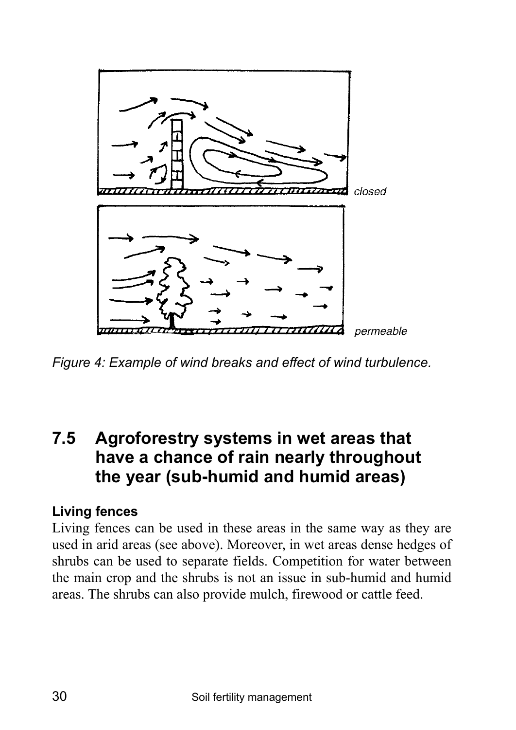*Figure 4: Example of wind breaks and effect of wind turbulence.*

## 7.5 Agroforestry systems in wet areas that have a chance of rain nearly throughout the year (sub-humid and humid areas)

**Living fences**

Living fences can be used in these areas in the same way as they are used in arid areas (see above). Moreover, in wet areas dense hedges of shrubs can be used to separate fields. Competition for water between the main crop and the shrubs is not an issue in sub-humid and humid areas. The shrubs can also provide mulch, firewood or cattle feed.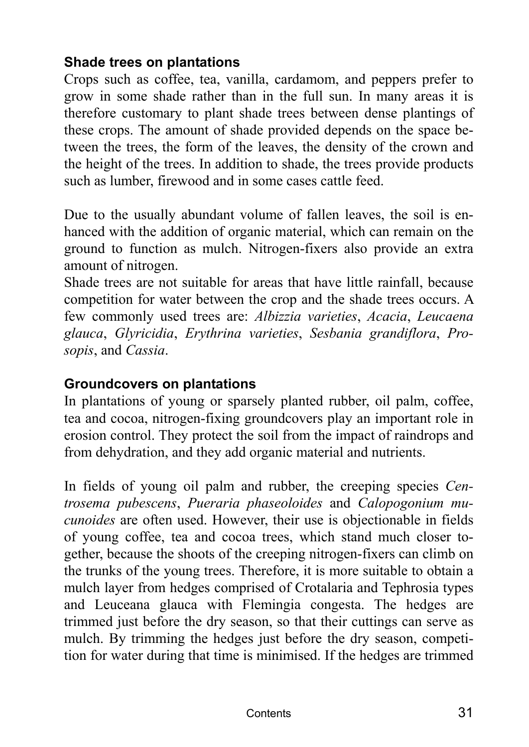### Shade trees on plantations

Crops such as coffee, tea, vanilla, cardamom, and peppers prefer to grow in some shade rather than in the full sun. In many areas it is therefore customary to plant shade trees between dense plantings of these crops. The amount of shade provided depends on the space between the trees, the form of the leaves, the density of the crown and the height of the trees. In addition to shade, the trees provide products such as lumber, firewood and in some cases cattle feed.

Due to the usually abundant volume of fallen leaves, the soil is enhanced with the addition of organic material, which can remain on the ground to function as mulch. Nitrogen-fixers also provide an extra amount of nitrogen.
Shade trees are not suitable for areas that have little rainfall, because competition for water between the crop and the shade trees occurs. A few commonly used trees are: *Albizzia varieties*, *Acacia*, *Leucaena glauca*, *Glyricidia*, *Erythrina varieties*, *Sesbania grandiflora*, *Prosopis*, and *Cassia*.

### Groundcovers on plantations

In plantations of young or sparsely planted rubber, oil palm, coffee, tea and cocoa, nitrogen-fixing groundcovers play an important role in erosion control. They protect the soil from the impact of raindrops and from dehydration, and they add organic material and nutrients.

In fields of young oil palm and rubber, the creeping species *Centrosema pubescens*, *Pueraria phaseoloides* and *Calopogonium mucunoides* are often used. However, their use is objectionable in fields of young coffee, tea and cocoa trees, which stand much closer together, because the shoots of the creeping nitrogen-fixers can climb on the trunks of the young trees. Therefore, it is more suitable to obtain a mulch layer from hedges comprised of Crotalaria and Tephrosia types and Leuceana glauca with Flemingia congesta. The hedges are trimmed just before the dry season, so that their cuttings can serve as mulch. By trimming the hedges just before the dry season, competition for water during that time is minimised. If the hedges are trimmed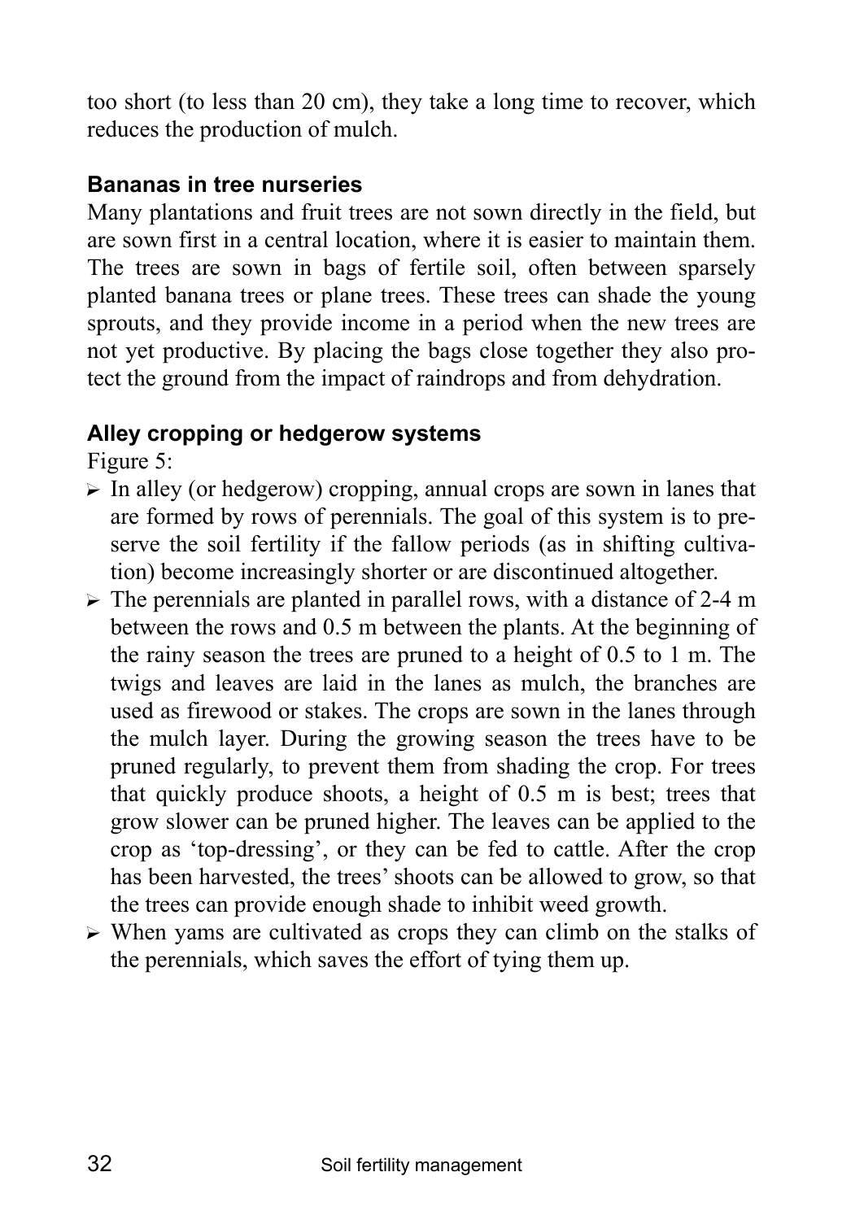too short (to less than 20 cm), they take a long time to recover, which reduces the production of mulch.

### Bananas in tree nurseries

Many plantations and fruit trees are not sown directly in the field, but are sown first in a central location, where it is easier to maintain them. The trees are sown in bags of fertile soil, often between sparsely planted banana trees or plane trees. These trees can shade the young sprouts, and they provide income in a period when the new trees are not yet productive. By placing the bags close together they also protect the ground from the impact of raindrops and from dehydration.

### Alley cropping or hedgerow systems

Figure 5:

- In alley (or hedgerow) cropping, annual crops are sown in lanes that are formed by rows of perennials. The goal of this system is to preserve the soil fertility if the fallow periods (as in shifting cultivation) become increasingly shorter or are discontinued altogether.
- The perennials are planted in parallel rows, with a distance of 2-4 m between the rows and 0.5 m between the plants. At the beginning of the rainy season the trees are pruned to a height of 0.5 to 1 m. The twigs and leaves are laid in the lanes as mulch, the branches are used as firewood or stakes. The crops are sown in the lanes through the mulch layer. During the growing season the trees have to be pruned regularly, to prevent them from shading the crop. For trees that quickly produce shoots, a height of 0.5 m is best; trees that grow slower can be pruned higher. The leaves can be applied to the crop as 'top-dressing', or they can be fed to cattle. After the crop has been harvested, the trees' shoots can be allowed to grow, so that the trees can provide enough shade to inhibit weed growth.
- When yams are cultivated as crops they can climb on the stalks of the perennials, which saves the effort of tying them up.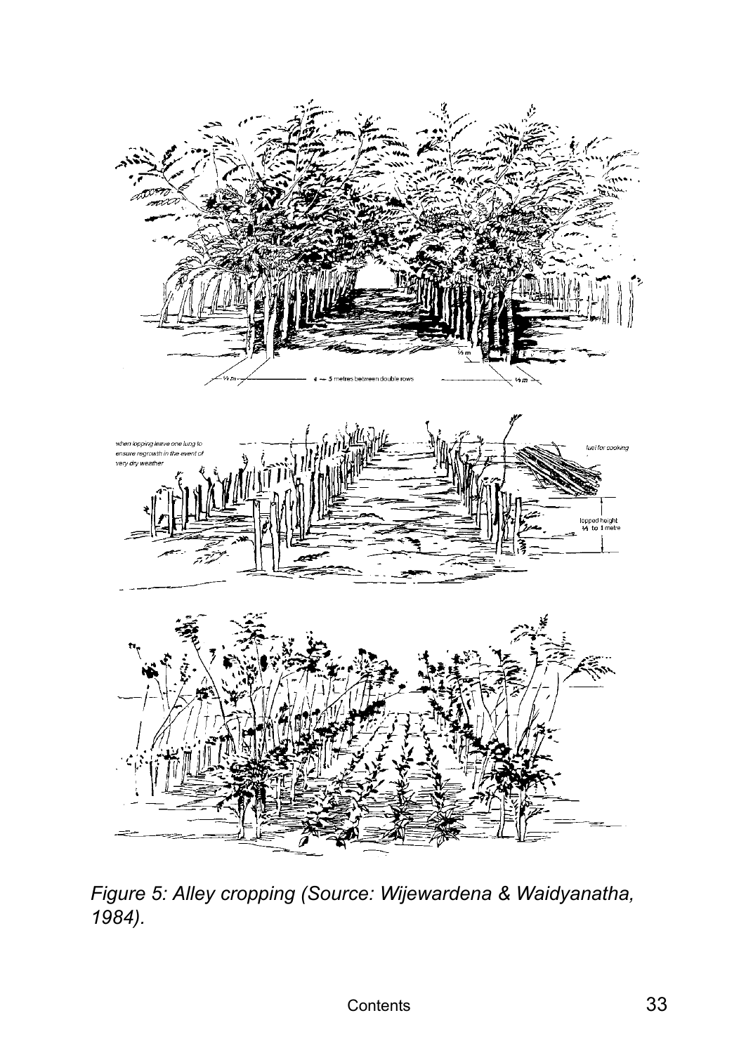*Figure 5: Alley cropping (Source: Wijewardena & Waidyanatha, 1984).*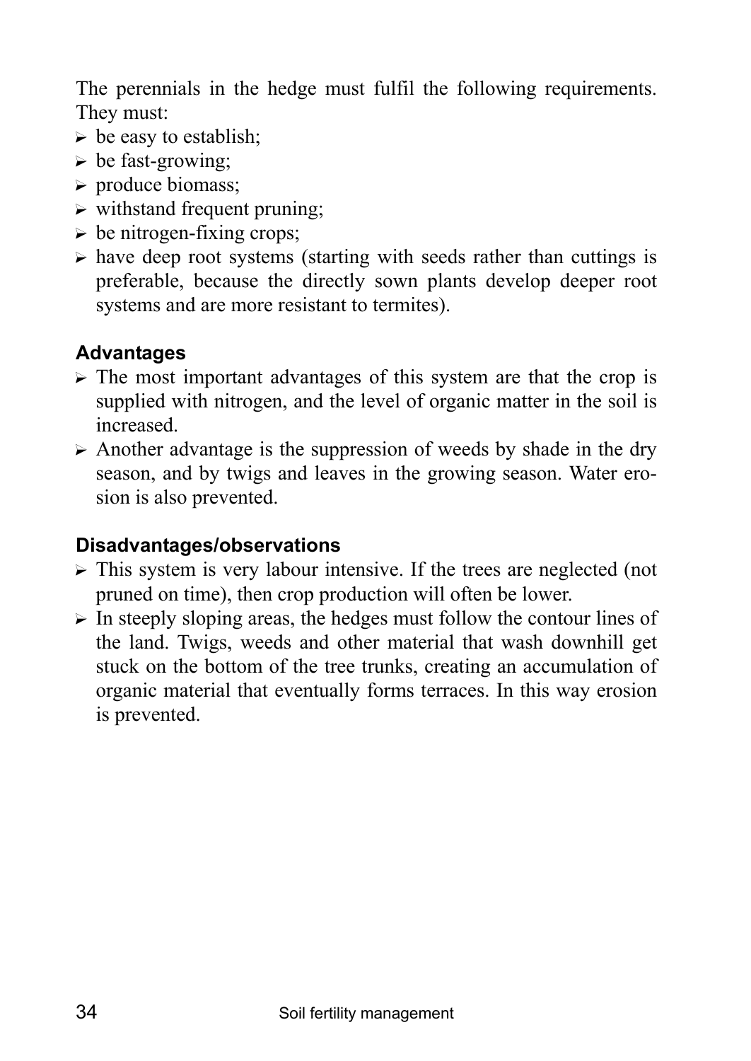The perennials in the hedge must fulfil the following requirements. They must:

- be easy to establish;
- be fast-growing;
- produce biomass;
- withstand frequent pruning;
- be nitrogen-fixing crops;
- have deep root systems (starting with seeds rather than cuttings is preferable, because the directly sown plants develop deeper root systems and are more resistant to termites).

### Advantages

- The most important advantages of this system are that the crop is supplied with nitrogen, and the level of organic matter in the soil is increased.
- Another advantage is the suppression of weeds by shade in the dry season, and by twigs and leaves in the growing season. Water erosion is also prevented.

### Disadvantages/observations

- This system is very labour intensive. If the trees are neglected (not pruned on time), then crop production will often be lower.
- In steeply sloping areas, the hedges must follow the contour lines of the land. Twigs, weeds and other material that wash downhill get stuck on the bottom of the tree trunks, creating an accumulation of organic material that eventually forms terraces. In this way erosion is prevented.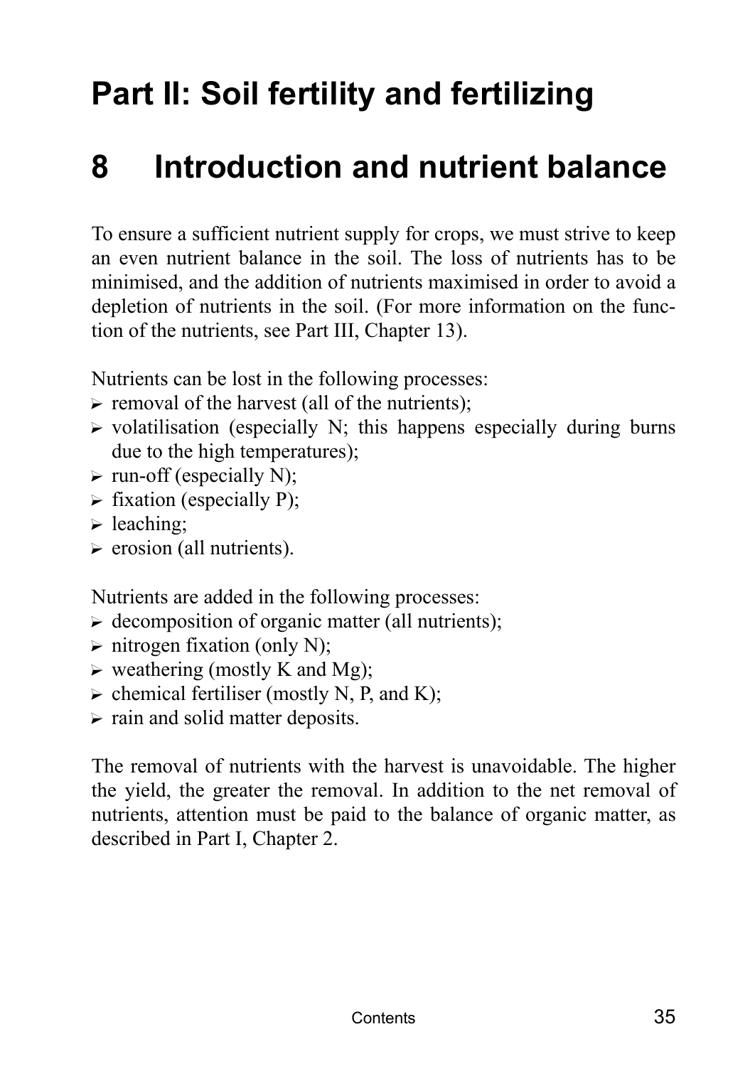# Part II: Soil fertility and fertilizing

## 8 Introduction and nutrient balance

To ensure a sufficient nutrient supply for crops, we must strive to keep an even nutrient balance in the soil. The loss of nutrients has to be minimised, and the addition of nutrients maximised in order to avoid a depletion of nutrients in the soil. (For more information on the function of the nutrients, see Part III, Chapter 13).

Nutrients can be lost in the following processes:

- removal of the harvest (all of the nutrients);
- volatilisation (especially N; this happens especially during burns due to the high temperatures);
- run-off (especially N);
- fixation (especially P);
- leaching;
- erosion (all nutrients).

Nutrients are added in the following processes:

- decomposition of organic matter (all nutrients);
- nitrogen fixation (only N);
- weathering (mostly K and Mg);
- chemical fertiliser (mostly N, P, and K);
- rain and solid matter deposits.

The removal of nutrients with the harvest is unavoidable. The higher the yield, the greater the removal. In addition to the net removal of nutrients, attention must be paid to the balance of organic matter, as described in Part I, Chapter 2.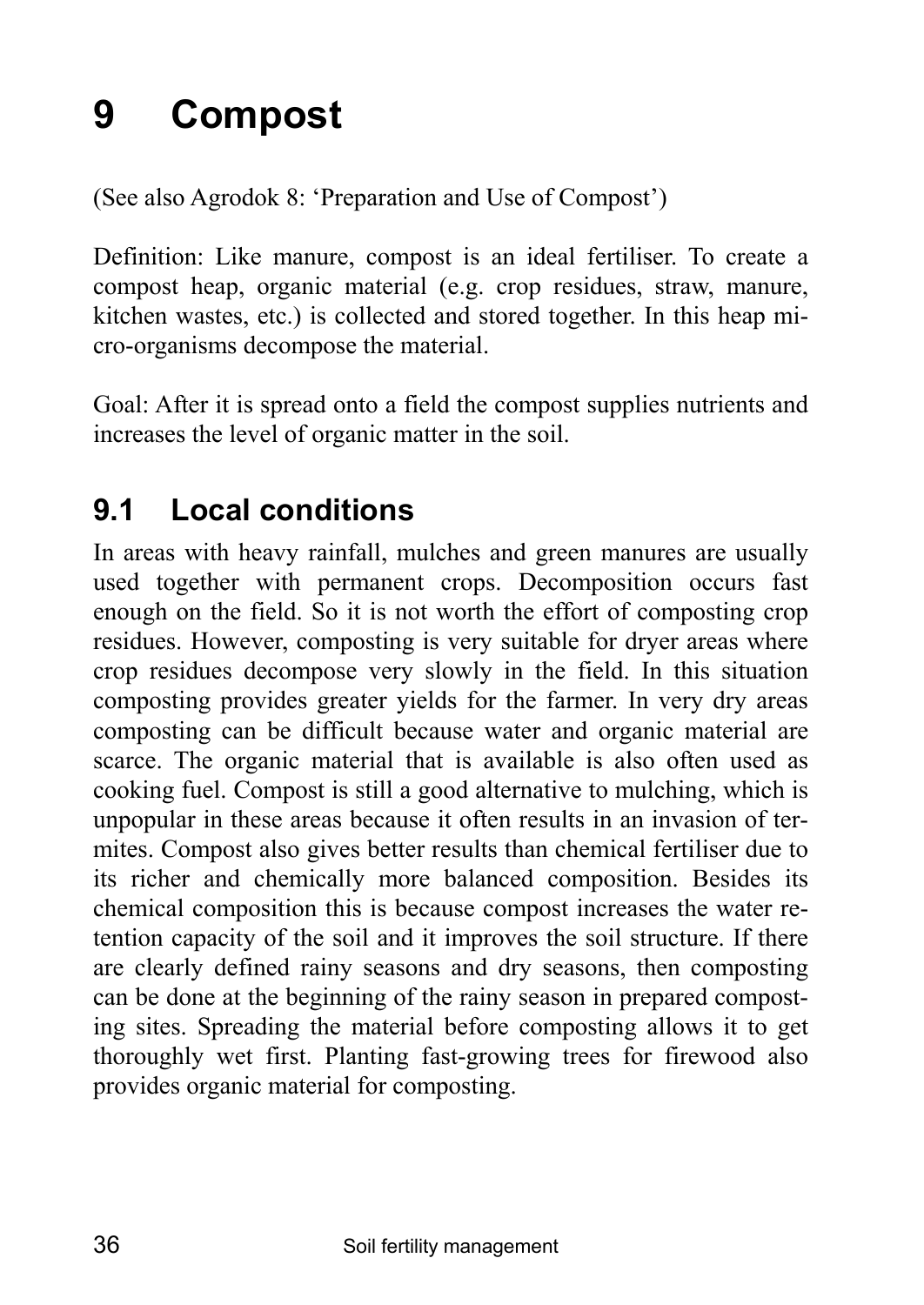# 9 Compost

(See also Agrodok 8: 'Preparation and Use of Compost')

Definition: Like manure, compost is an ideal fertiliser. To create a compost heap, organic material (e.g. crop residues, straw, manure, kitchen wastes, etc.) is collected and stored together. In this heap micro-organisms decompose the material.

Goal: After it is spread onto a field the compost supplies nutrients and increases the level of organic matter in the soil.

## 9.1 Local conditions

In areas with heavy rainfall, mulches and green manures are usually used together with permanent crops. Decomposition occurs fast enough on the field. So it is not worth the effort of composting crop residues. However, composting is very suitable for dryer areas where crop residues decompose very slowly in the field. In this situation composting provides greater yields for the farmer. In very dry areas composting can be difficult because water and organic material are scarce. The organic material that is available is also often used as cooking fuel. Compost is still a good alternative to mulching, which is unpopular in these areas because it often results in an invasion of termites. Compost also gives better results than chemical fertiliser due to its richer and chemically more balanced composition. Besides its chemical composition this is because compost increases the water retention capacity of the soil and it improves the soil structure. If there are clearly defined rainy seasons and dry seasons, then composting can be done at the beginning of the rainy season in prepared composting sites. Spreading the material before composting allows it to get thoroughly wet first. Planting fast-growing trees for firewood also provides organic material for composting.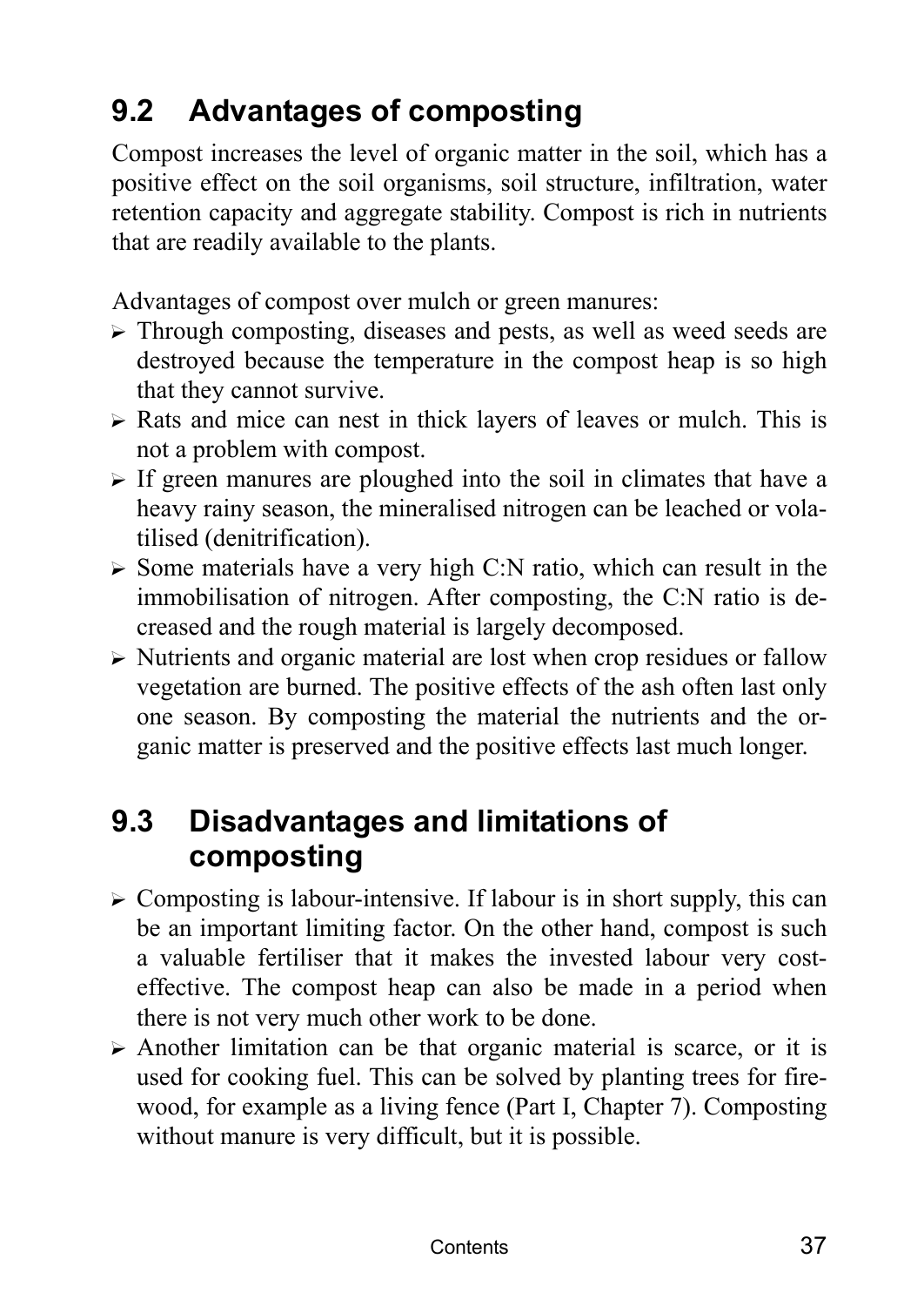## 9.2 Advantages of composting

Compost increases the level of organic matter in the soil, which has a positive effect on the soil organisms, soil structure, infiltration, water retention capacity and aggregate stability. Compost is rich in nutrients that are readily available to the plants.

Advantages of compost over mulch or green manures:

- Through composting, diseases and pests, as well as weed seeds are destroyed because the temperature in the compost heap is so high that they cannot survive.
- Rats and mice can nest in thick layers of leaves or mulch. This is not a problem with compost.
- If green manures are ploughed into the soil in climates that have a heavy rainy season, the mineralised nitrogen can be leached or volatilised (denitrification).
- Some materials have a very high C:N ratio, which can result in the immobilisation of nitrogen. After composting, the C:N ratio is decreased and the rough material is largely decomposed.
- Nutrients and organic material are lost when crop residues or fallow vegetation are burned. The positive effects of the ash often last only one season. By composting the material the nutrients and the organic matter is preserved and the positive effects last much longer.

## 9.3 Disadvantages and limitations of composting

- Composting is labour-intensive. If labour is in short supply, this can be an important limiting factor. On the other hand, compost is such a valuable fertiliser that it makes the invested labour very cost-effective. The compost heap can also be made in a period when there is not very much other work to be done.
- Another limitation can be that organic material is scarce, or it is used for cooking fuel. This can be solved by planting trees for firewood, for example as a living fence (Part I, Chapter 7). Composting without manure is very difficult, but it is possible.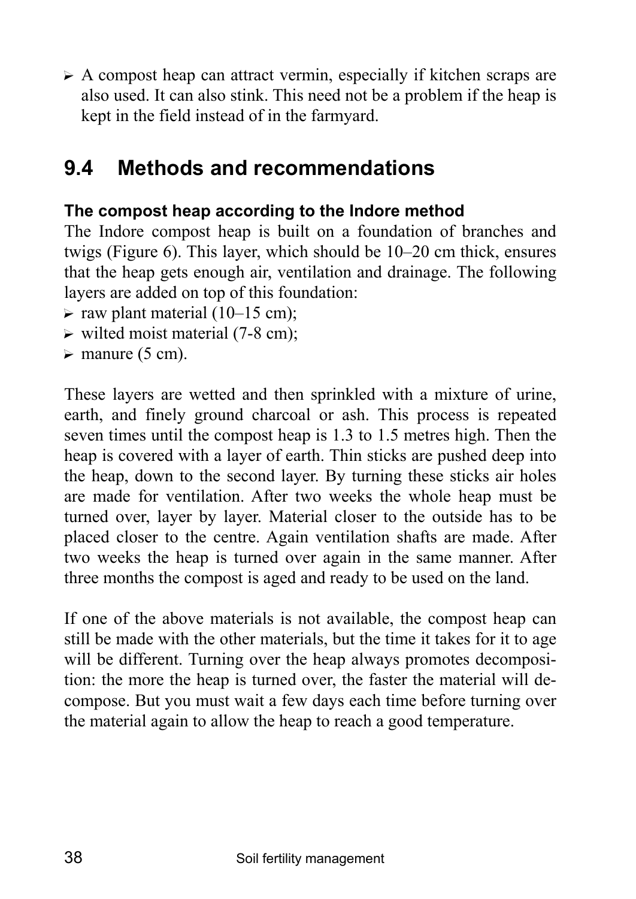- A compost heap can attract vermin, especially if kitchen scraps are also used. It can also stink. This need not be a problem if the heap is kept in the field instead of in the farmyard.

## 9.4 Methods and recommendations

**The compost heap according to the Indore method**

The Indore compost heap is built on a foundation of branches and twigs (Figure 6). This layer, which should be 10–20 cm thick, ensures that the heap gets enough air, ventilation and drainage. The following layers are added on top of this foundation:

- raw plant material (10–15 cm);
- wilted moist material (7-8 cm);
- manure (5 cm).

These layers are wetted and then sprinkled with a mixture of urine, earth, and finely ground charcoal or ash. This process is repeated seven times until the compost heap is 1.3 to 1.5 metres high. Then the heap is covered with a layer of earth. Thin sticks are pushed deep into the heap, down to the second layer. By turning these sticks air holes are made for ventilation. After two weeks the whole heap must be turned over, layer by layer. Material closer to the outside has to be placed closer to the centre. Again ventilation shafts are made. After two weeks the heap is turned over again in the same manner. After three months the compost is aged and ready to be used on the land.

If one of the above materials is not available, the compost heap can still be made with the other materials, but the time it takes for it to age will be different. Turning over the heap always promotes decomposition: the more the heap is turned over, the faster the material will decompose. But you must wait a few days each time before turning over the material again to allow the heap to reach a good temperature.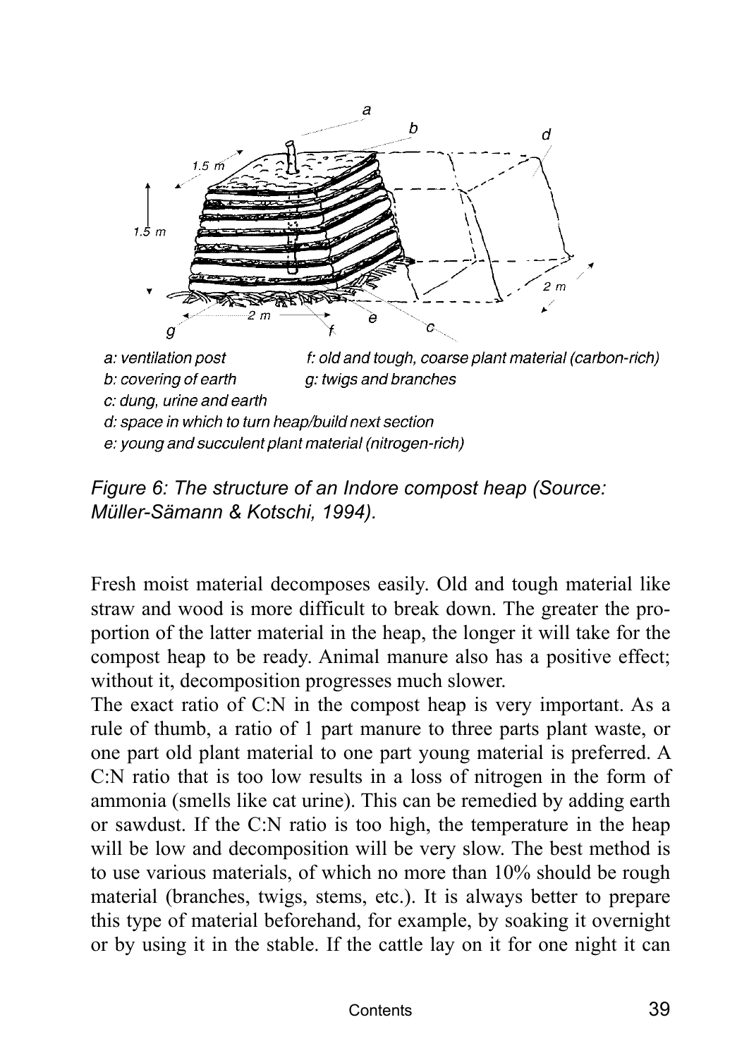a: ventilation post
b: covering of earth
c: dung, urine and earth
d: space in which to turn heap/build next section
e: young and succulent plant material (nitrogen-rich)
f: old and tough, coarse plant material (carbon-rich)
g: twigs and branches

*Figure 6: The structure of an Indore compost heap (Source: Müller-Sämann & Kotschi, 1994).*

Fresh moist material decomposes easily. Old and tough material like straw and wood is more difficult to break down. The greater the proportion of the latter material in the heap, the longer it will take for the compost heap to be ready. Animal manure also has a positive effect; without it, decomposition progresses much slower.

The exact ratio of C:N in the compost heap is very important. As a rule of thumb, a ratio of 1 part manure to three parts plant waste, or one part old plant material to one part young material is preferred. A C:N ratio that is too low results in a loss of nitrogen in the form of ammonia (smells like cat urine). This can be remedied by adding earth or sawdust. If the C:N ratio is too high, the temperature in the heap will be low and decomposition will be very slow. The best method is to use various materials, of which no more than 10% should be rough material (branches, twigs, stems, etc.). It is always better to prepare this type of material beforehand, for example, by soaking it overnight or by using it in the stable. If the cattle lay on it for one night it can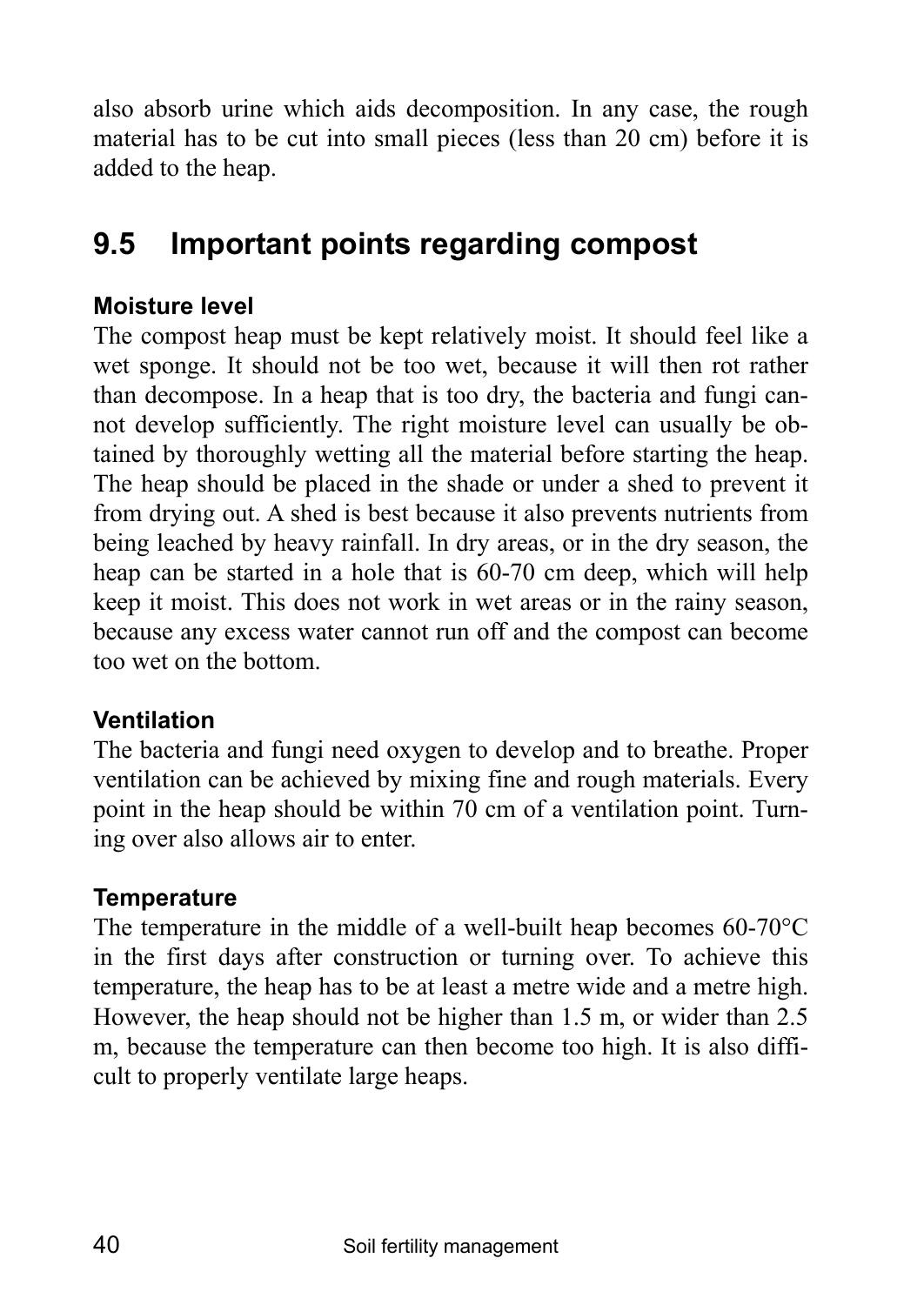also absorb urine which aids decomposition. In any case, the rough material has to be cut into small pieces (less than 20 cm) before it is added to the heap.

## 9.5 Important points regarding compost

### Moisture level

The compost heap must be kept relatively moist. It should feel like a wet sponge. It should not be too wet, because it will then rot rather than decompose. In a heap that is too dry, the bacteria and fungi cannot develop sufficiently. The right moisture level can usually be obtained by thoroughly wetting all the material before starting the heap. The heap should be placed in the shade or under a shed to prevent it from drying out. A shed is best because it also prevents nutrients from being leached by heavy rainfall. In dry areas, or in the dry season, the heap can be started in a hole that is 60-70 cm deep, which will help keep it moist. This does not work in wet areas or in the rainy season, because any excess water cannot run off and the compost can become too wet on the bottom.

### Ventilation

The bacteria and fungi need oxygen to develop and to breathe. Proper ventilation can be achieved by mixing fine and rough materials. Every point in the heap should be within 70 cm of a ventilation point. Turning over also allows air to enter.

### Temperature

The temperature in the middle of a well-built heap becomes 60-70°C in the first days after construction or turning over. To achieve this temperature, the heap has to be at least a metre wide and a metre high. However, the heap should not be higher than 1.5 m, or wider than 2.5 m, because the temperature can then become too high. It is also difficult to properly ventilate large heaps.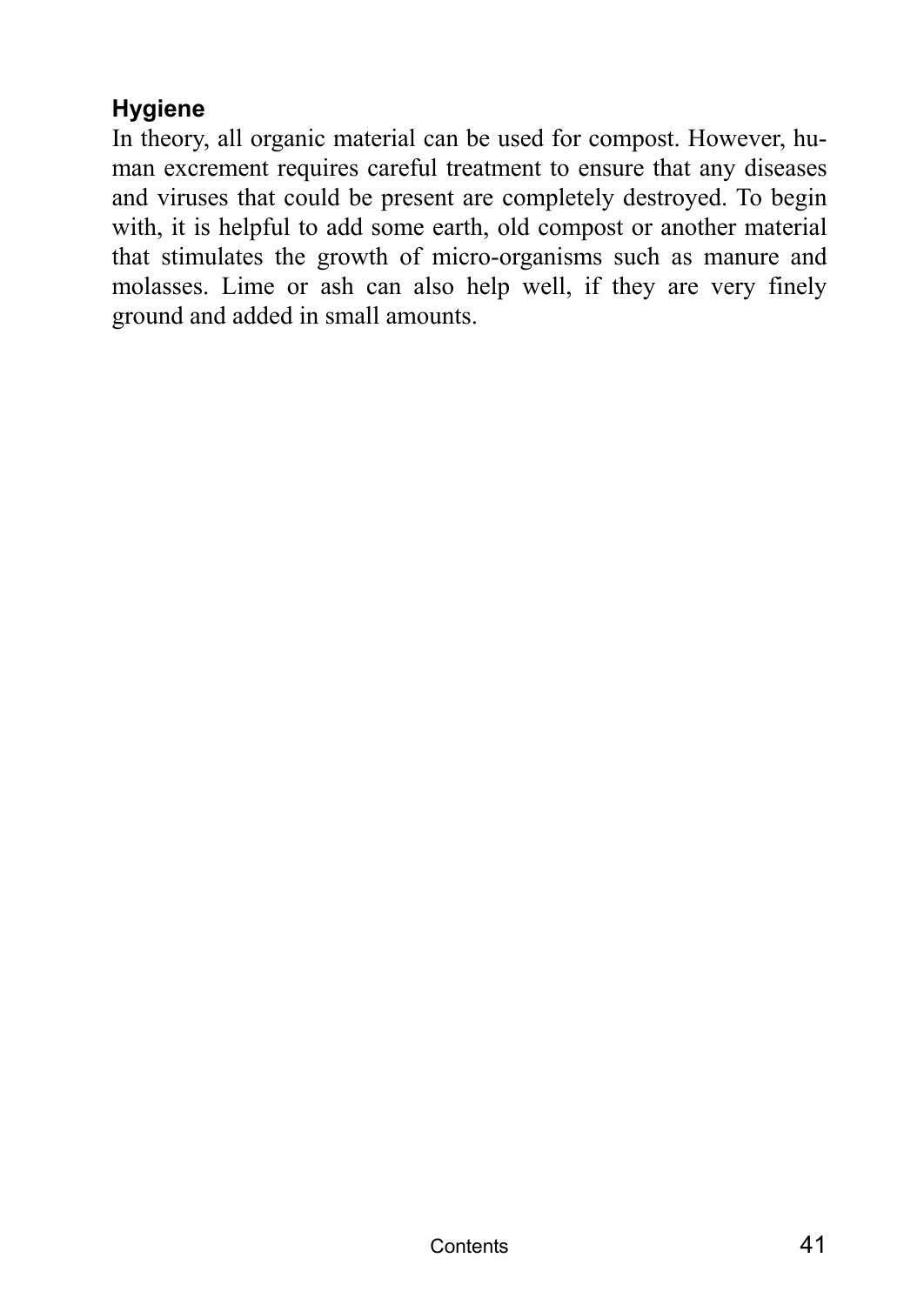### Hygiene

In theory, all organic material can be used for compost. However, human excrement requires careful treatment to ensure that any diseases and viruses that could be present are completely destroyed. To begin with, it is helpful to add some earth, old compost or another material that stimulates the growth of micro-organisms such as manure and molasses. Lime or ash can also help well, if they are very finely ground and added in small amounts.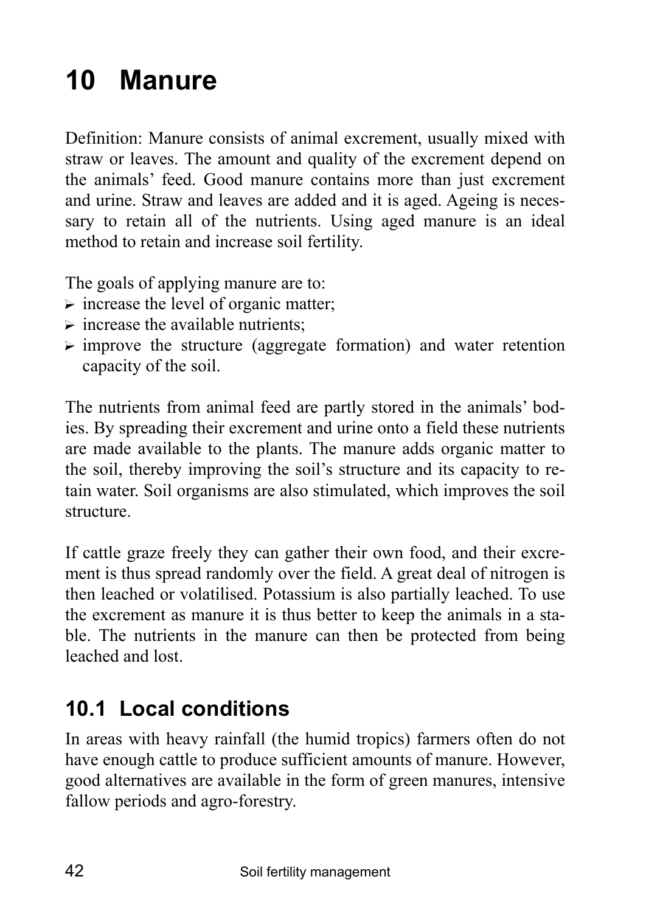# 10 Manure

Definition: Manure consists of animal excrement, usually mixed with straw or leaves. The amount and quality of the excrement depend on the animals' feed. Good manure contains more than just excrement and urine. Straw and leaves are added and it is aged. Ageing is necessary to retain all of the nutrients. Using aged manure is an ideal method to retain and increase soil fertility.

The goals of applying manure are to:

- increase the level of organic matter;
- increase the available nutrients;
- improve the structure (aggregate formation) and water retention capacity of the soil.

The nutrients from animal feed are partly stored in the animals' bodies. By spreading their excrement and urine onto a field these nutrients are made available to the plants. The manure adds organic matter to the soil, thereby improving the soil's structure and its capacity to retain water. Soil organisms are also stimulated, which improves the soil structure.

If cattle graze freely they can gather their own food, and their excrement is thus spread randomly over the field. A great deal of nitrogen is then leached or volatilised. Potassium is also partially leached. To use the excrement as manure it is thus better to keep the animals in a stable. The nutrients in the manure can then be protected from being leached and lost.

## 10.1 Local conditions

In areas with heavy rainfall (the humid tropics) farmers often do not have enough cattle to produce sufficient amounts of manure. However, good alternatives are available in the form of green manures, intensive fallow periods and agro-forestry.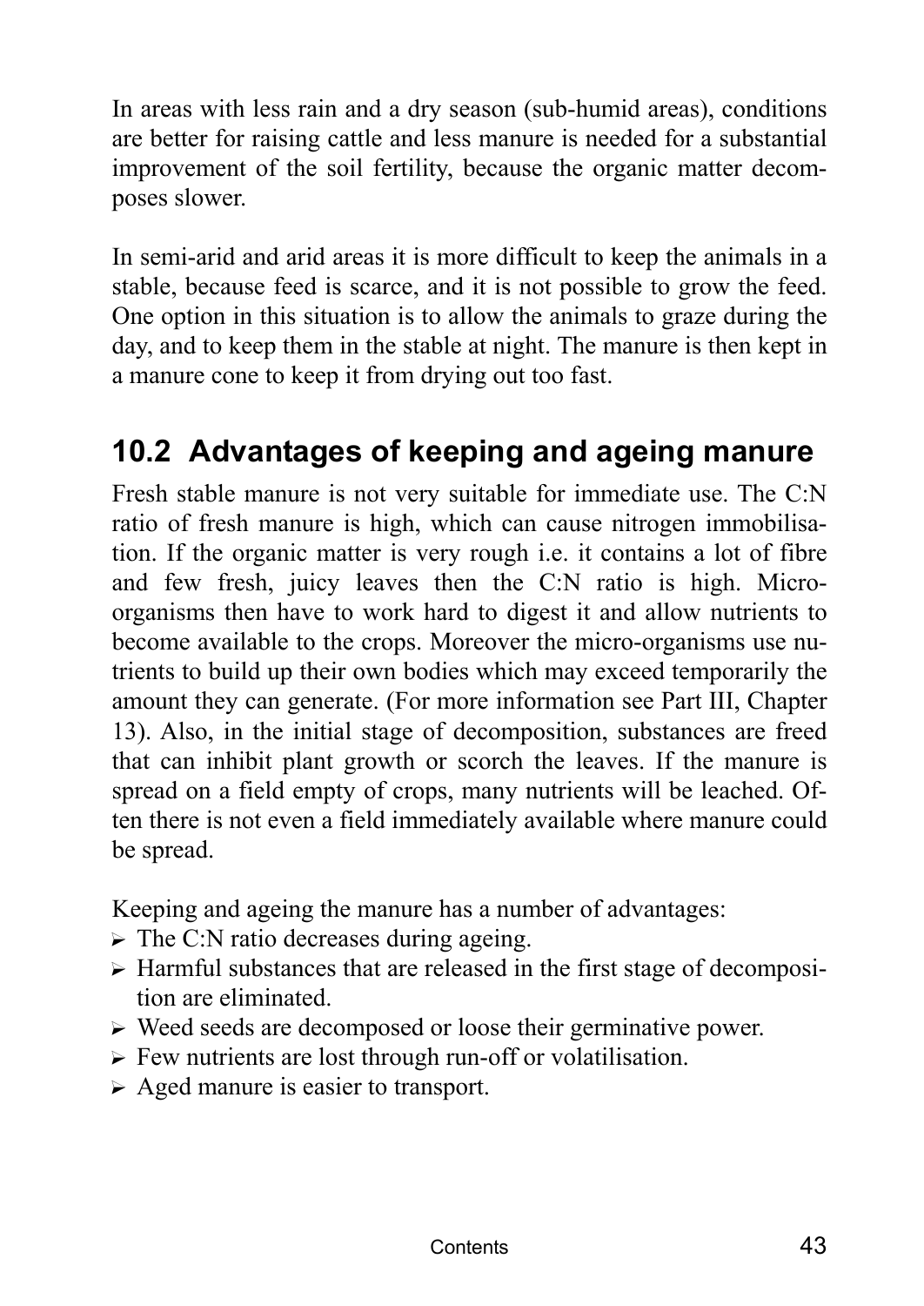In areas with less rain and a dry season (sub-humid areas), conditions are better for raising cattle and less manure is needed for a substantial improvement of the soil fertility, because the organic matter decomposes slower.

In semi-arid and arid areas it is more difficult to keep the animals in a stable, because feed is scarce, and it is not possible to grow the feed. One option in this situation is to allow the animals to graze during the day, and to keep them in the stable at night. The manure is then kept in a manure cone to keep it from drying out too fast.

## 10.2 Advantages of keeping and ageing manure

Fresh stable manure is not very suitable for immediate use. The C:N ratio of fresh manure is high, which can cause nitrogen immobilisation. If the organic matter is very rough i.e. it contains a lot of fibre and few fresh, juicy leaves then the C:N ratio is high. Micro-organisms then have to work hard to digest it and allow nutrients to become available to the crops. Moreover the micro-organisms use nutrients to build up their own bodies which may exceed temporarily the amount they can generate. (For more information see Part III, Chapter 13). Also, in the initial stage of decomposition, substances are freed that can inhibit plant growth or scorch the leaves. If the manure is spread on a field empty of crops, many nutrients will be leached. Often there is not even a field immediately available where manure could be spread.

Keeping and ageing the manure has a number of advantages:

- The C:N ratio decreases during ageing.
- Harmful substances that are released in the first stage of decomposition are eliminated.
- Weed seeds are decomposed or loose their germinative power.
- Few nutrients are lost through run-off or volatilisation.
- Aged manure is easier to transport.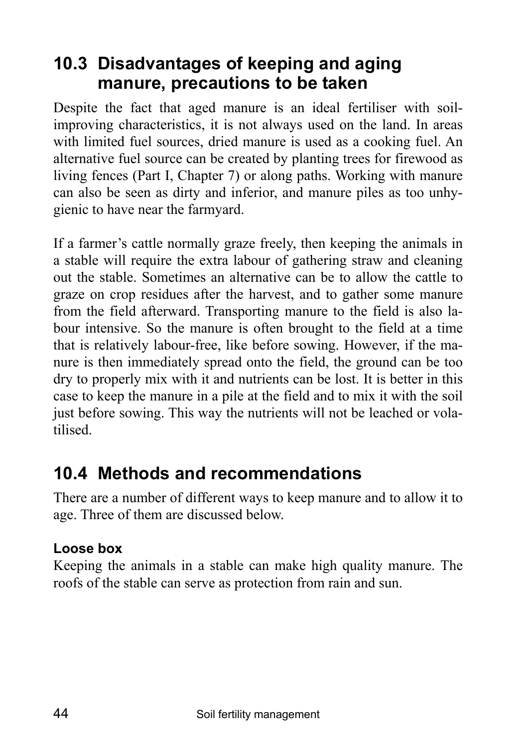## 10.3 Disadvantages of keeping and aging manure, precautions to be taken

Despite the fact that aged manure is an ideal fertiliser with soil-improving characteristics, it is not always used on the land. In areas with limited fuel sources, dried manure is used as a cooking fuel. An alternative fuel source can be created by planting trees for firewood as living fences (Part I, Chapter 7) or along paths. Working with manure can also be seen as dirty and inferior, and manure piles as too unhygienic to have near the farmyard.

If a farmer's cattle normally graze freely, then keeping the animals in a stable will require the extra labour of gathering straw and cleaning out the stable. Sometimes an alternative can be to allow the cattle to graze on crop residues after the harvest, and to gather some manure from the field afterward. Transporting manure to the field is also labour intensive. So the manure is often brought to the field at a time that is relatively labour-free, like before sowing. However, if the manure is then immediately spread onto the field, the ground can be too dry to properly mix with it and nutrients can be lost. It is better in this case to keep the manure in a pile at the field and to mix it with the soil just before sowing. This way the nutrients will not be leached or volatilised.

## 10.4 Methods and recommendations

There are a number of different ways to keep manure and to allow it to age. Three of them are discussed below.

**Loose box**

Keeping the animals in a stable can make high quality manure. The roofs of the stable can serve as protection from rain and sun.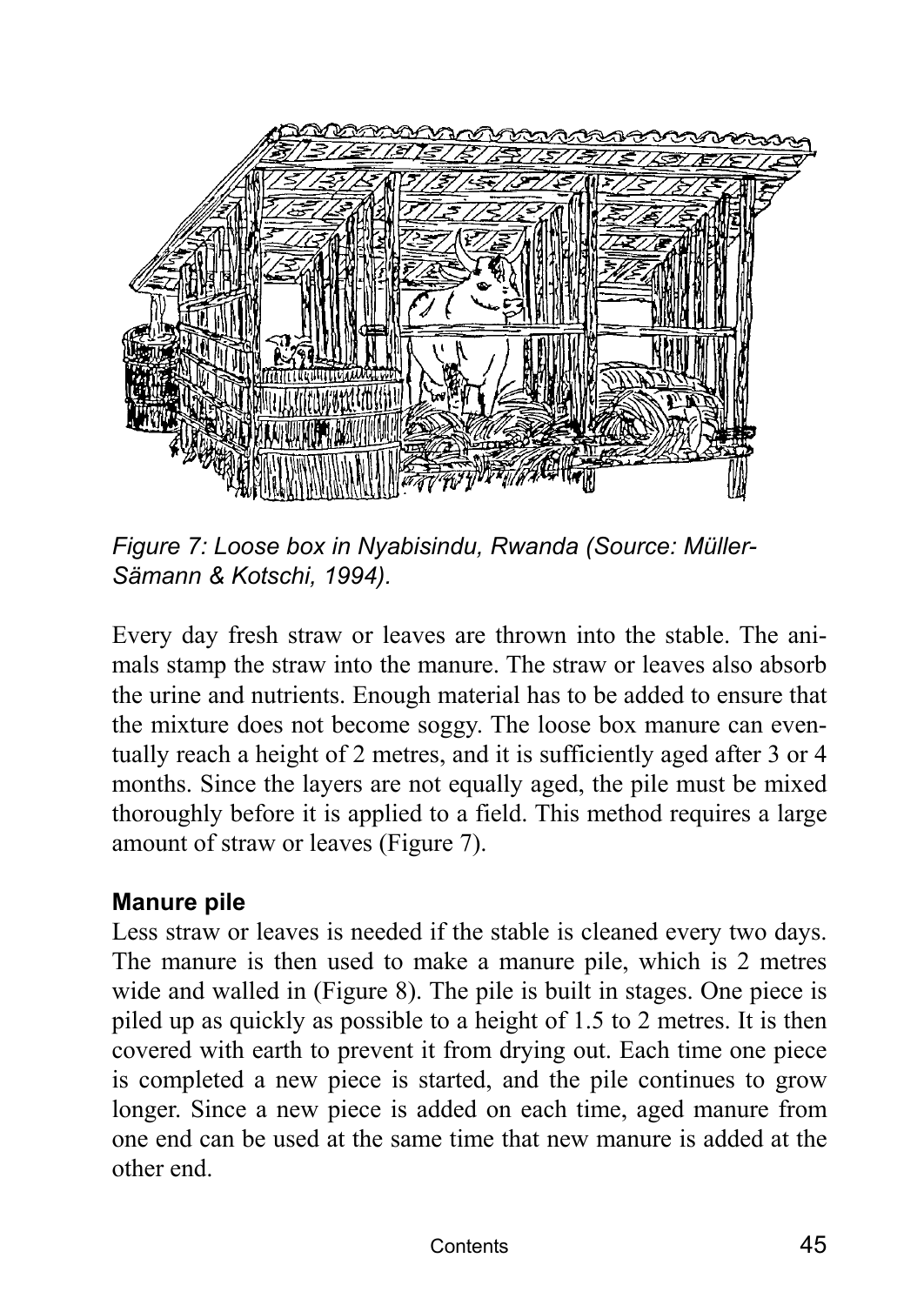*Figure 7: Loose box in Nyabisindu, Rwanda (Source: Müller-Sämann & Kotschi, 1994).*

Every day fresh straw or leaves are thrown into the stable. The animals stamp the straw into the manure. The straw or leaves also absorb the urine and nutrients. Enough material has to be added to ensure that the mixture does not become soggy. The loose box manure can eventually reach a height of 2 metres, and it is sufficiently aged after 3 or 4 months. Since the layers are not equally aged, the pile must be mixed thoroughly before it is applied to a field. This method requires a large amount of straw or leaves (Figure 7).

**Manure pile**

Less straw or leaves is needed if the stable is cleaned every two days. The manure is then used to make a manure pile, which is 2 metres wide and walled in (Figure 8). The pile is built in stages. One piece is piled up as quickly as possible to a height of 1.5 to 2 metres. It is then covered with earth to prevent it from drying out. Each time one piece is completed a new piece is started, and the pile continues to grow longer. Since a new piece is added on each time, aged manure from one end can be used at the same time that new manure is added at the other end.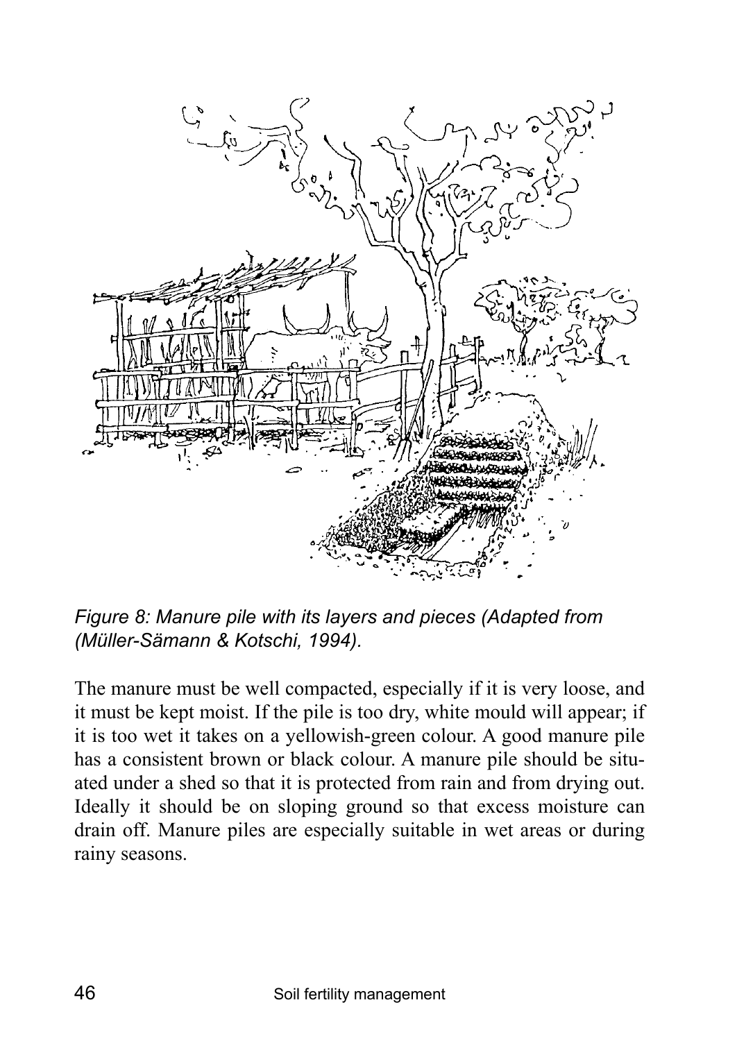*Figure 8: Manure pile with its layers and pieces (Adapted from (Müller-Sämann & Kotschi, 1994).*

The manure must be well compacted, especially if it is very loose, and it must be kept moist. If the pile is too dry, white mould will appear; if it is too wet it takes on a yellowish-green colour. A good manure pile has a consistent brown or black colour. A manure pile should be situated under a shed so that it is protected from rain and from drying out. Ideally it should be on sloping ground so that excess moisture can drain off. Manure piles are especially suitable in wet areas or during rainy seasons.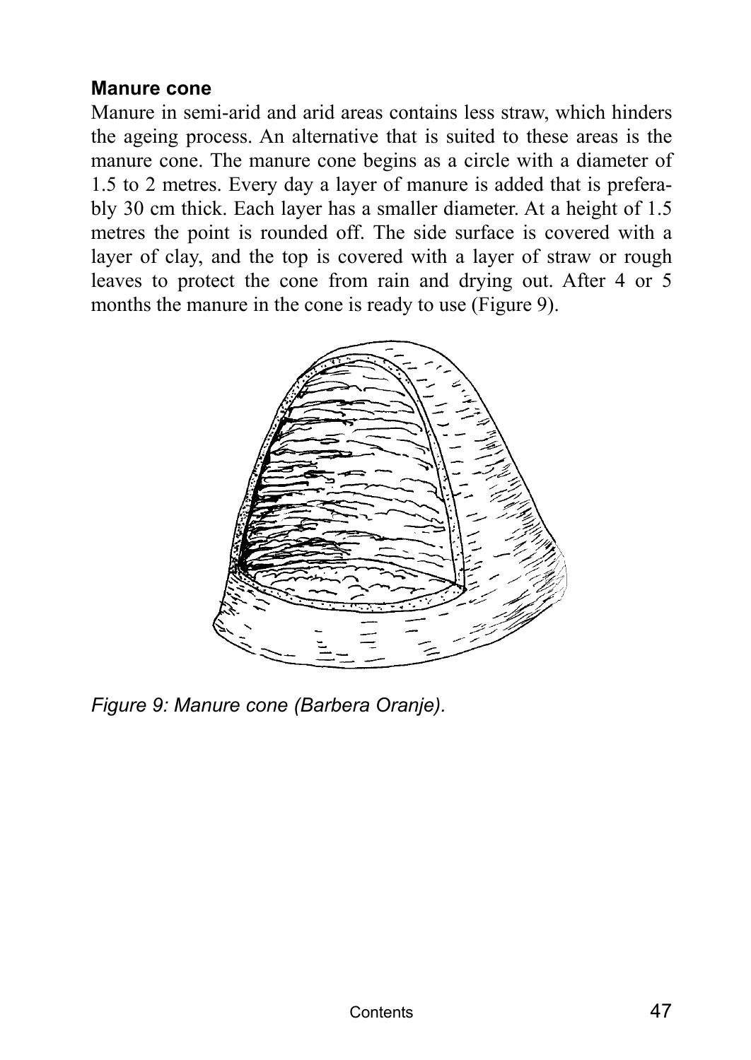### Manure cone

Manure in semi-arid and arid areas contains less straw, which hinders the ageing process. An alternative that is suited to these areas is the manure cone. The manure cone begins as a circle with a diameter of 1.5 to 2 metres. Every day a layer of manure is added that is preferably 30 cm thick. Each layer has a smaller diameter. At a height of 1.5 metres the point is rounded off. The side surface is covered with a layer of clay, and the top is covered with a layer of straw or rough leaves to protect the cone from rain and drying out. After 4 or 5 months the manure in the cone is ready to use (Figure 9).

*Figure 9: Manure cone (Barbera Oranje).*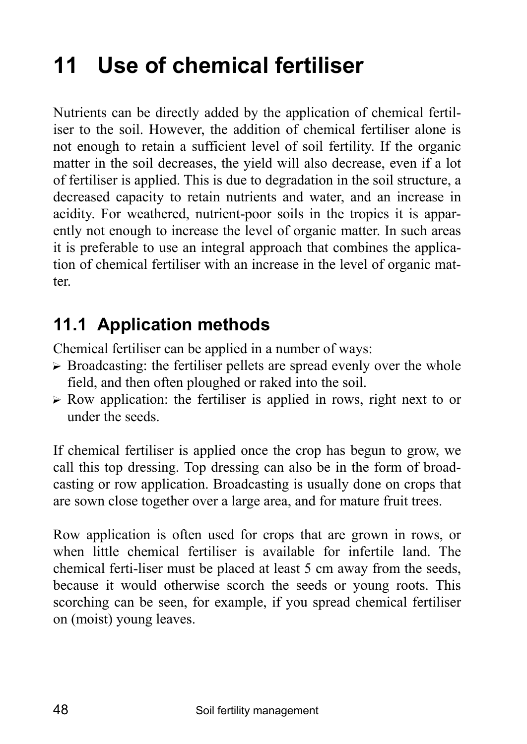# 11 Use of chemical fertiliser

Nutrients can be directly added by the application of chemical fertiliser to the soil. However, the addition of chemical fertiliser alone is not enough to retain a sufficient level of soil fertility. If the organic matter in the soil decreases, the yield will also decrease, even if a lot of fertiliser is applied. This is due to degradation in the soil structure, a decreased capacity to retain nutrients and water, and an increase in acidity. For weathered, nutrient-poor soils in the tropics it is apparently not enough to increase the level of organic matter. In such areas it is preferable to use an integral approach that combines the application of chemical fertiliser with an increase in the level of organic matter.

## 11.1 Application methods

Chemical fertiliser can be applied in a number of ways:

- Broadcasting: the fertiliser pellets are spread evenly over the whole field, and then often ploughed or raked into the soil.
- Row application: the fertiliser is applied in rows, right next to or under the seeds.

If chemical fertiliser is applied once the crop has begun to grow, we call this top dressing. Top dressing can also be in the form of broadcasting or row application. Broadcasting is usually done on crops that are sown close together over a large area, and for mature fruit trees.

Row application is often used for crops that are grown in rows, or when little chemical fertiliser is available for infertile land. The chemical ferti-liser must be placed at least 5 cm away from the seeds, because it would otherwise scorch the seeds or young roots. This scorching can be seen, for example, if you spread chemical fertiliser on (moist) young leaves.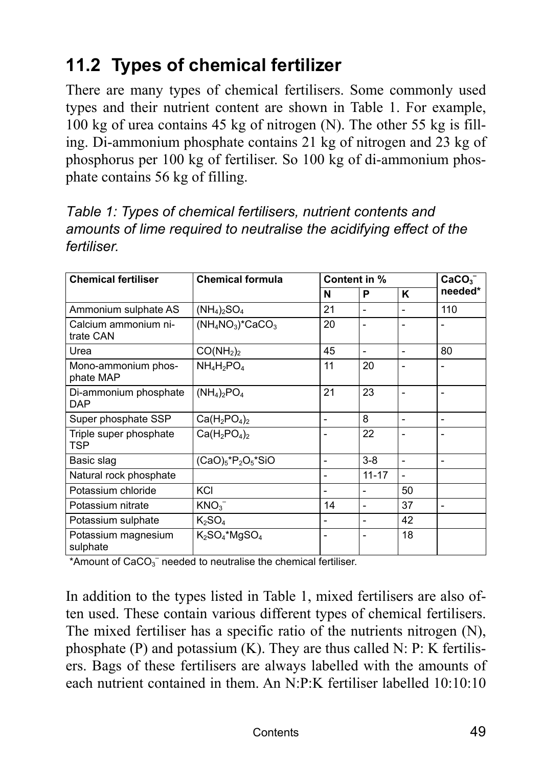## 11.2 Types of chemical fertilizer

There are many types of chemical fertilisers. Some commonly used types and their nutrient content are shown in Table 1. For example, 100 kg of urea contains 45 kg of nitrogen (N). The other 55 kg is filling. Di-ammonium phosphate contains 21 kg of nitrogen and 23 kg of phosphorus per 100 kg of fertiliser. So 100 kg of di-ammonium phosphate contains 56 kg of filling.

*Table 1: Types of chemical fertilisers, nutrient contents and amounts of lime required to neutralise the acidifying effect of the fertiliser.*

| Chemical fertiliser | Chemical formula | Content in % | | | $CaCO_3^-$ needed* |
|---|---|---|---|---|---|
| | | N | P | K | |
| Ammonium sulphate AS | $(NH_4)_2SO_4$ | 21 | - | - | 110 |
| Calcium ammonium nitrate CAN | $(NH_4NO_3)$*$CaCO_3$ | 20 | - | - | - |
| Urea | $CO(NH_2)_2$ | 45 | - | - | 80 |
| Mono-ammonium phosphate MAP | $NH_4H_2PO_4$ | 11 | 20 | - | - |
| Di-ammonium phosphate DAP | $(NH_4)_2PO_4$ | 21 | 23 | - | - |
| Super phosphate SSP | $Ca(H_2PO_4)_2$ | - | 8 | - | - |
| Triple super phosphate TSP | $Ca(H_2PO_4)_2$ | - | 22 | - | - |
| Basic slag | $(CaO)_5$*$P_2O_5$*$SiO$ | - | 3-8 | - | - |
| Natural rock phosphate | | - | 11-17 | - | |
| Potassium chloride | KCl | - | - | 50 | |
| Potassium nitrate | $KNO_3^-$ | 14 | - | 37 | - |
| Potassium sulphate | $K_2SO_4$ | - | - | 42 | |
| Potassium magnesium sulphate | $K_2SO_4$*$MgSO_4$ | - | - | 18 | |

*Amount of $CaCO_3^-$ needed to neutralise the chemical fertiliser.

In addition to the types listed in Table 1, mixed fertilisers are also often used. These contain various different types of chemical fertilisers. The mixed fertiliser has a specific ratio of the nutrients nitrogen (N), phosphate (P) and potassium (K). They are thus called N: P: K fertilisers. Bags of these fertilisers are always labelled with the amounts of each nutrient contained in them. An N:P:K fertiliser labelled 10:10:10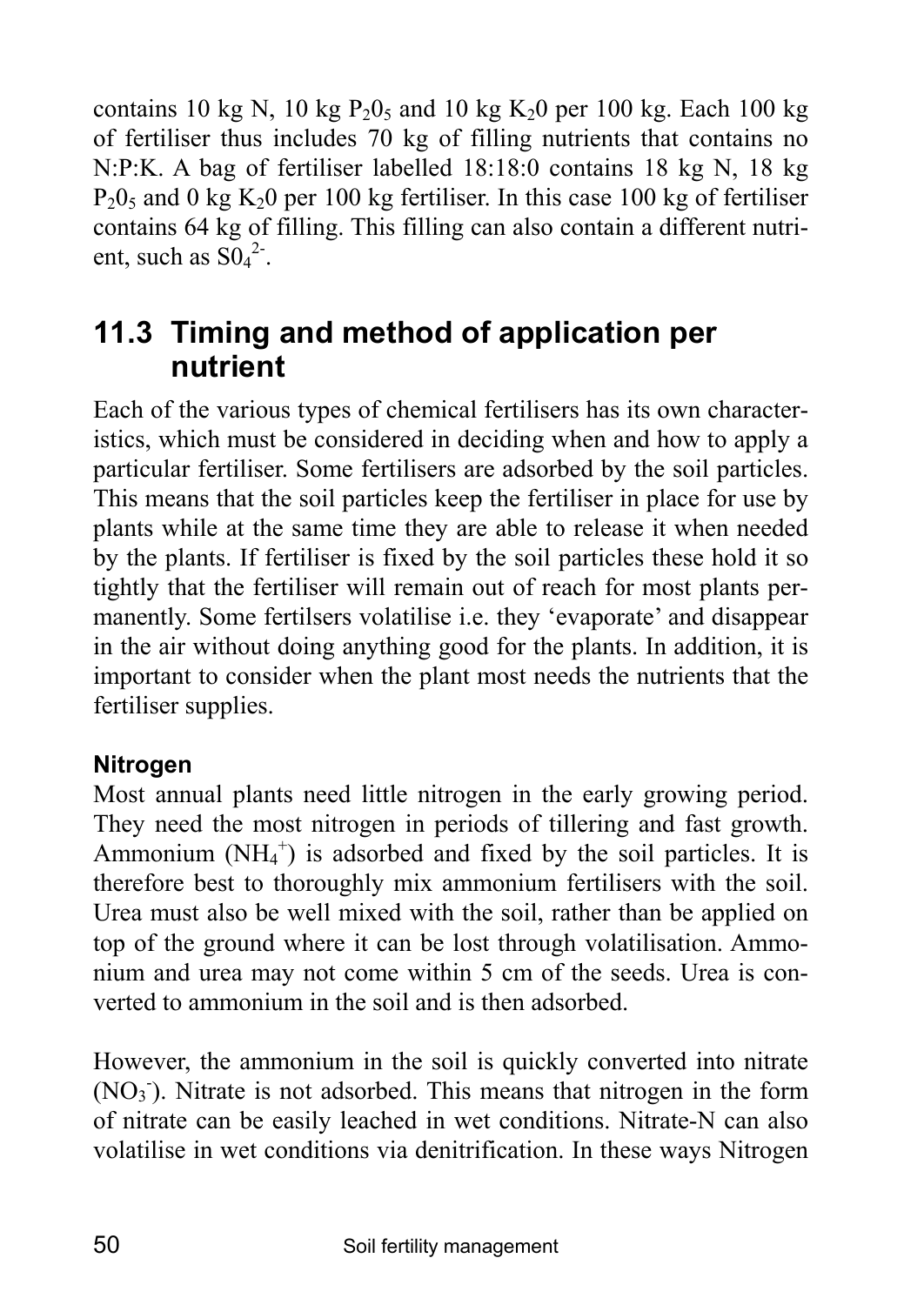contains 10 kg N, 10 kg $P_20_5$ and 10 kg $K_20$ per 100 kg. Each 100 kg of fertiliser thus includes 70 kg of filling nutrients that contains no N:P:K. A bag of fertiliser labelled 18:18:0 contains 18 kg N, 18 kg $P_20_5$ and 0 kg $K_20$ per 100 kg fertiliser. In this case 100 kg of fertiliser contains 64 kg of filling. This filling can also contain a different nutrient, such as $S0_4^{2-}$.

## 11.3 Timing and method of application per nutrient

Each of the various types of chemical fertilisers has its own characteristics, which must be considered in deciding when and how to apply a particular fertiliser. Some fertilisers are adsorbed by the soil particles. This means that the soil particles keep the fertiliser in place for use by plants while at the same time they are able to release it when needed by the plants. If fertiliser is fixed by the soil particles these hold it so tightly that the fertiliser will remain out of reach for most plants permanently. Some fertilsers volatilise i.e. they 'evaporate' and disappear in the air without doing anything good for the plants. In addition, it is important to consider when the plant most needs the nutrients that the fertiliser supplies.

### Nitrogen

Most annual plants need little nitrogen in the early growing period. They need the most nitrogen in periods of tillering and fast growth. Ammonium ($NH_4^+$) is adsorbed and fixed by the soil particles. It is therefore best to thoroughly mix ammonium fertilisers with the soil. Urea must also be well mixed with the soil, rather than be applied on top of the ground where it can be lost through volatilisation. Ammonium and urea may not come within 5 cm of the seeds. Urea is converted to ammonium in the soil and is then adsorbed.

However, the ammonium in the soil is quickly converted into nitrate ($NO_3^-$). Nitrate is not adsorbed. This means that nitrogen in the form of nitrate can be easily leached in wet conditions. Nitrate-N can also volatilise in wet conditions via denitrification. In these ways Nitrogen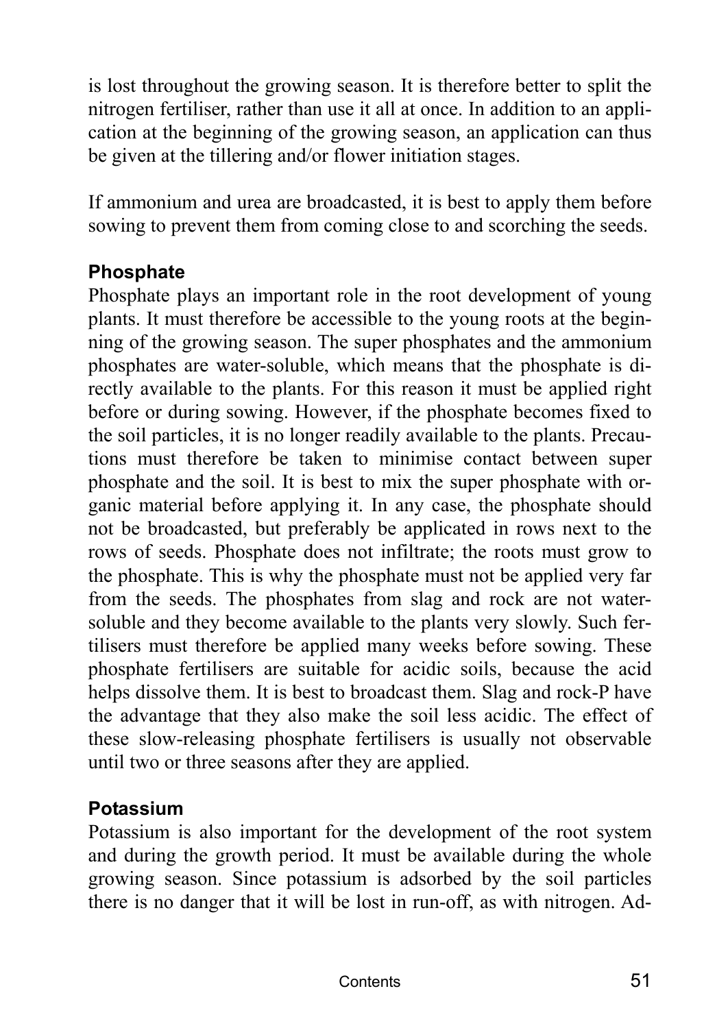is lost throughout the growing season. It is therefore better to split the nitrogen fertiliser, rather than use it all at once. In addition to an application at the beginning of the growing season, an application can thus be given at the tillering and/or flower initiation stages.

If ammonium and urea are broadcasted, it is best to apply them before sowing to prevent them from coming close to and scorching the seeds.

### Phosphate

Phosphate plays an important role in the root development of young plants. It must therefore be accessible to the young roots at the beginning of the growing season. The super phosphates and the ammonium phosphates are water-soluble, which means that the phosphate is directly available to the plants. For this reason it must be applied right before or during sowing. However, if the phosphate becomes fixed to the soil particles, it is no longer readily available to the plants. Precautions must therefore be taken to minimise contact between super phosphate and the soil. It is best to mix the super phosphate with organic material before applying it. In any case, the phosphate should not be broadcasted, but preferably be applicated in rows next to the rows of seeds. Phosphate does not infiltrate; the roots must grow to the phosphate. This is why the phosphate must not be applied very far from the seeds. The phosphates from slag and rock are not water-soluble and they become available to the plants very slowly. Such fertilisers must therefore be applied many weeks before sowing. These phosphate fertilisers are suitable for acidic soils, because the acid helps dissolve them. It is best to broadcast them. Slag and rock-P have the advantage that they also make the soil less acidic. The effect of these slow-releasing phosphate fertilisers is usually not observable until two or three seasons after they are applied.

### Potassium

Potassium is also important for the development of the root system and during the growth period. It must be available during the whole growing season. Since potassium is adsorbed by the soil particles there is no danger that it will be lost in run-off, as with nitrogen. Ad-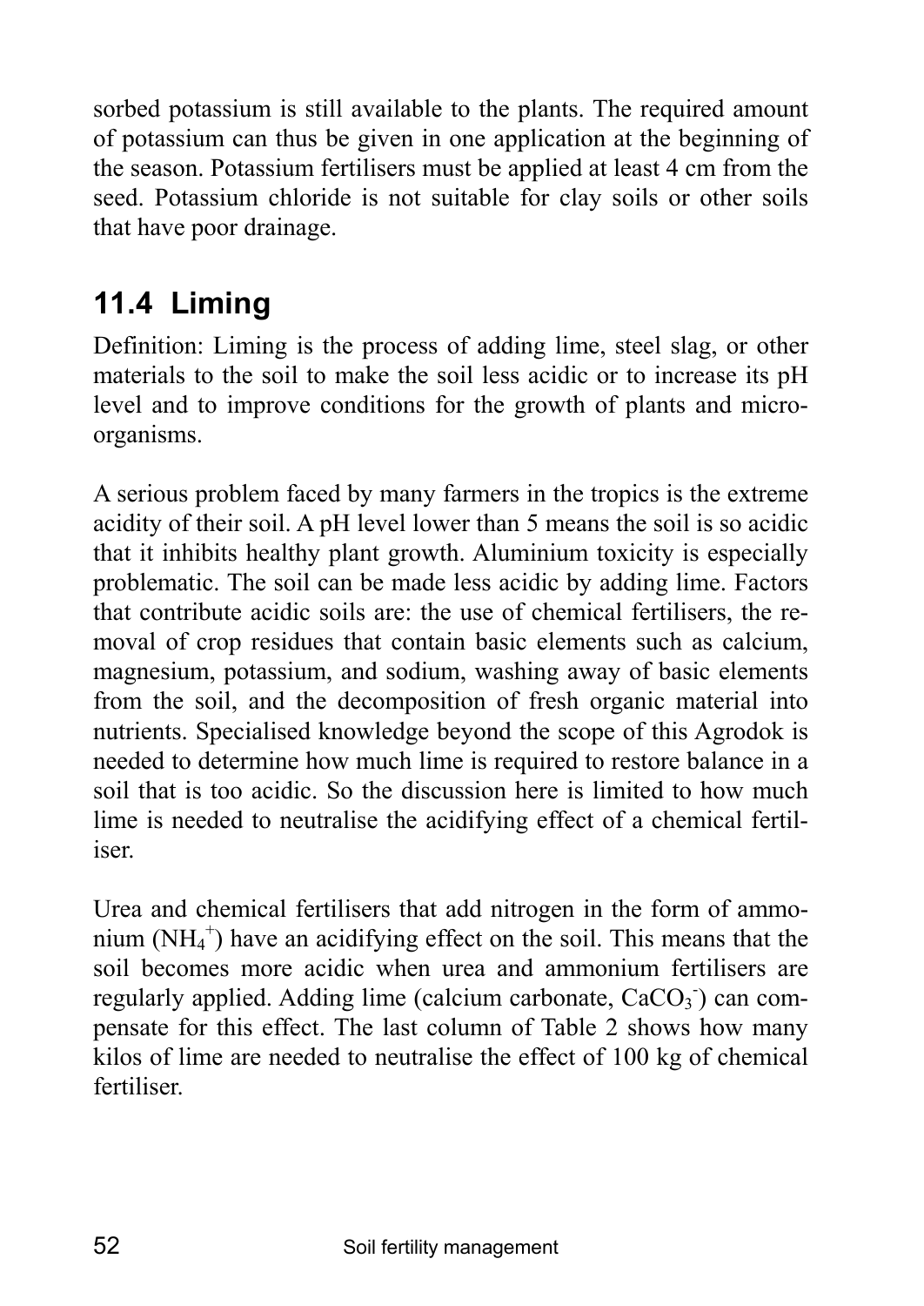sorbed potassium is still available to the plants. The required amount of potassium can thus be given in one application at the beginning of the season. Potassium fertilisers must be applied at least 4 cm from the seed. Potassium chloride is not suitable for clay soils or other soils that have poor drainage.

## 11.4 Liming

Definition: Liming is the process of adding lime, steel slag, or other materials to the soil to make the soil less acidic or to increase its pH level and to improve conditions for the growth of plants and micro-organisms.

A serious problem faced by many farmers in the tropics is the extreme acidity of their soil. A pH level lower than 5 means the soil is so acidic that it inhibits healthy plant growth. Aluminium toxicity is especially problematic. The soil can be made less acidic by adding lime. Factors that contribute acidic soils are: the use of chemical fertilisers, the removal of crop residues that contain basic elements such as calcium, magnesium, potassium, and sodium, washing away of basic elements from the soil, and the decomposition of fresh organic material into nutrients. Specialised knowledge beyond the scope of this Agrodok is needed to determine how much lime is required to restore balance in a soil that is too acidic. So the discussion here is limited to how much lime is needed to neutralise the acidifying effect of a chemical fertiliser.

Urea and chemical fertilisers that add nitrogen in the form of ammonium ($NH_4^+$) have an acidifying effect on the soil. This means that the soil becomes more acidic when urea and ammonium fertilisers are regularly applied. Adding lime (calcium carbonate, $CaCO_3^-$) can compensate for this effect. The last column of Table 2 shows how many kilos of lime are needed to neutralise the effect of 100 kg of chemical fertiliser.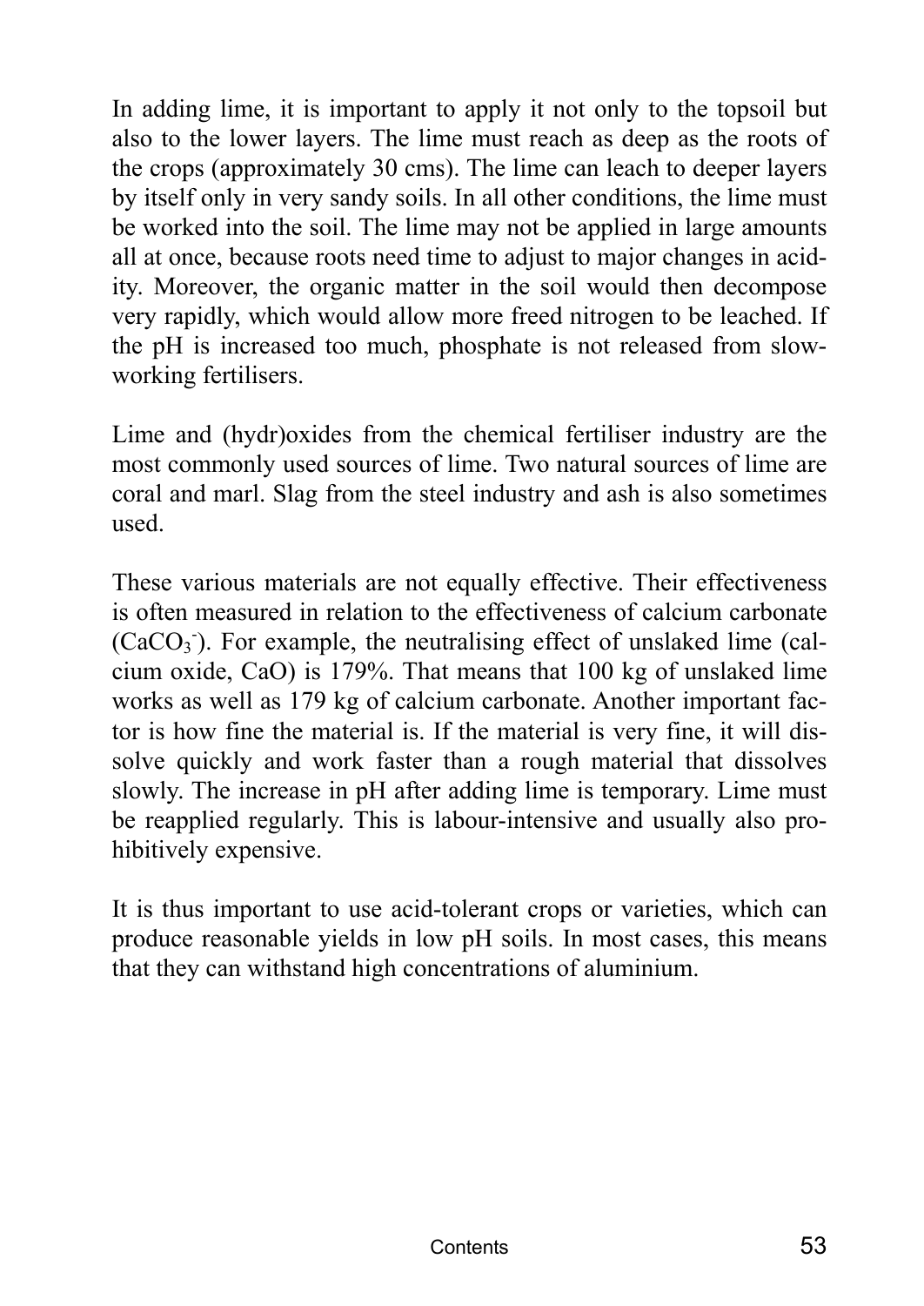In adding lime, it is important to apply it not only to the topsoil but also to the lower layers. The lime must reach as deep as the roots of the crops (approximately 30 cms). The lime can leach to deeper layers by itself only in very sandy soils. In all other conditions, the lime must be worked into the soil. The lime may not be applied in large amounts all at once, because roots need time to adjust to major changes in acidity. Moreover, the organic matter in the soil would then decompose very rapidly, which would allow more freed nitrogen to be leached. If the pH is increased too much, phosphate is not released from slow-working fertilisers.

Lime and (hydr)oxides from the chemical fertiliser industry are the most commonly used sources of lime. Two natural sources of lime are coral and marl. Slag from the steel industry and ash is also sometimes used.

These various materials are not equally effective. Their effectiveness is often measured in relation to the effectiveness of calcium carbonate ($CaCO_3^-$). For example, the neutralising effect of unslaked lime (calcium oxide, CaO) is 179%. That means that 100 kg of unslaked lime works as well as 179 kg of calcium carbonate. Another important factor is how fine the material is. If the material is very fine, it will dissolve quickly and work faster than a rough material that dissolves slowly. The increase in pH after adding lime is temporary. Lime must be reapplied regularly. This is labour-intensive and usually also prohibitively expensive.

It is thus important to use acid-tolerant crops or varieties, which can produce reasonable yields in low pH soils. In most cases, this means that they can withstand high concentrations of aluminium.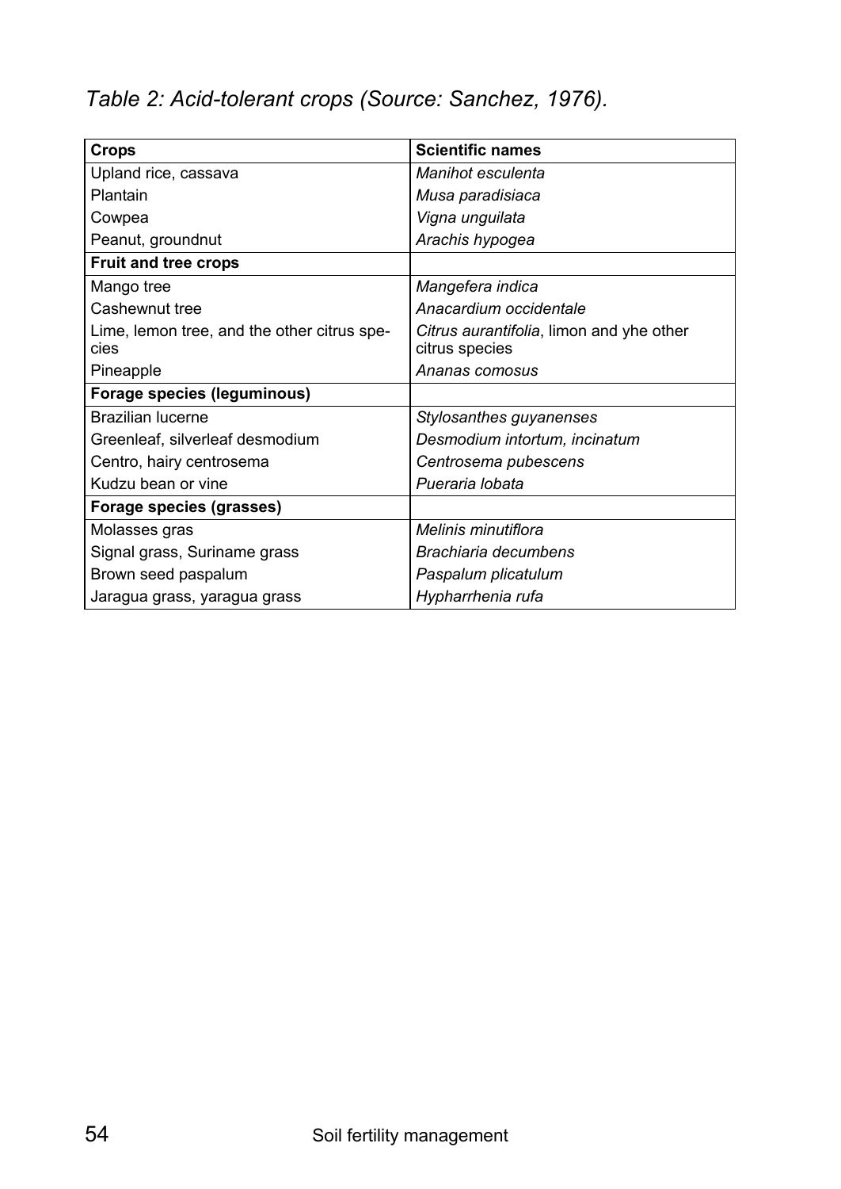*Table 2: Acid-tolerant crops (Source: Sanchez, 1976).*

| Crops | Scientific names |
| --- | --- |
| Upland rice, cassava | *Manihot esculenta* |
| Plantain | *Musa paradisiaca* |
| Cowpea | *Vigna unguilata* |
| Peanut, groundnut | *Arachis hypogea* |
| **Fruit and tree crops** | |
| Mango tree | *Mangefera indica* |
| Cashewnut tree | *Anacardium occidentale* |
| Lime, lemon tree, and the other citrus species | *Citrus aurantifolia*, limon and yhe other citrus species |
| Pineapple | *Ananas comosus* |
| **Forage species (leguminous)** | |
| Brazilian lucerne | *Stylosanthes guyanenses* |
| Greenleaf, silverleaf desmodium | *Desmodium intortum, incinatum* |
| Centro, hairy centrosema | *Centrosema pubescens* |
| Kudzu bean or vine | *Pueraria lobata* |
| **Forage species (grasses)** | |
| Molasses gras | *Melinis minutiflora* |
| Signal grass, Suriname grass | *Brachiaria decumbens* |
| Brown seed paspalum | *Paspalum plicatulum* |
| Jaragua grass, yaragua grass | *Hypharrhenia rufa* |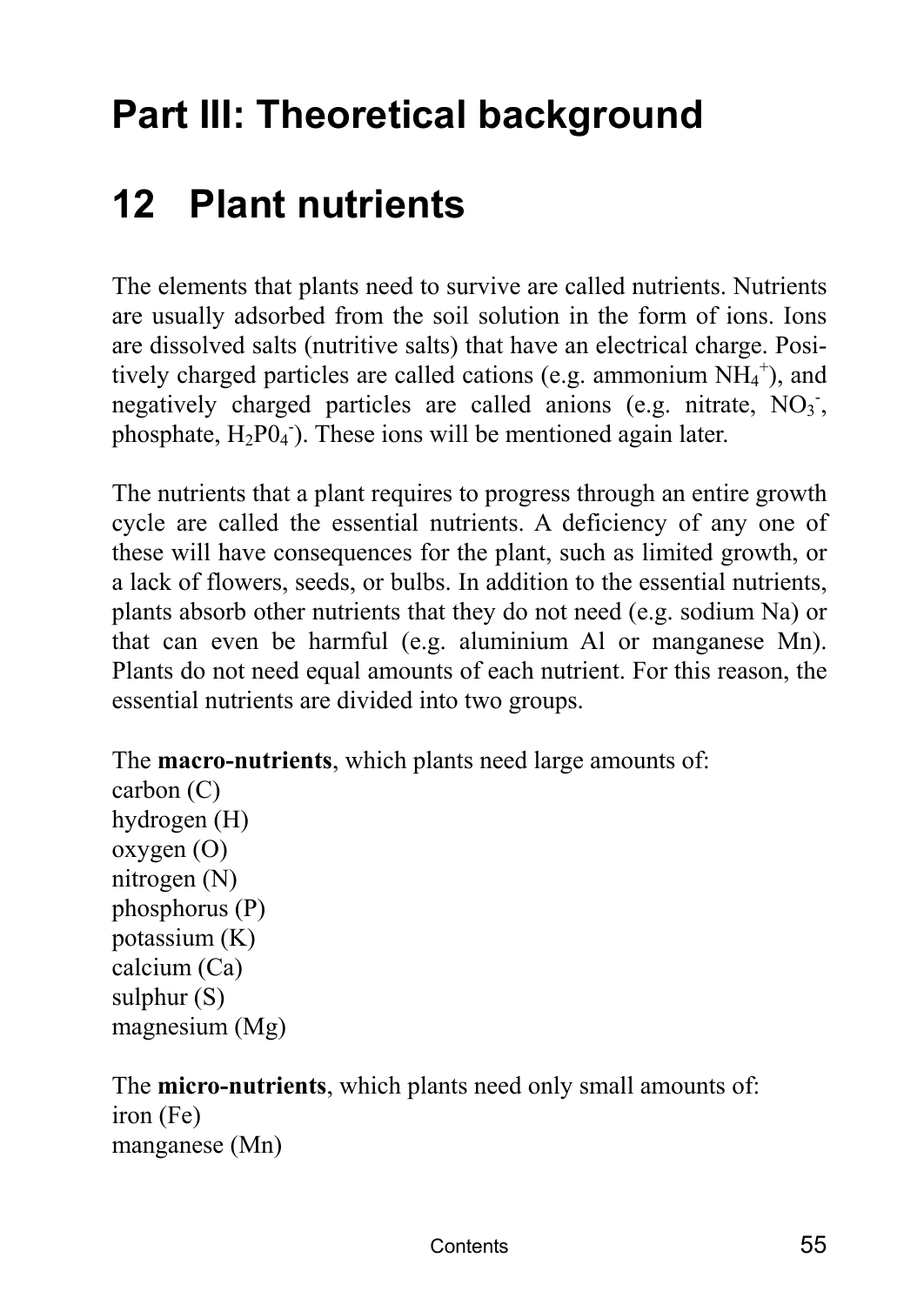# Part III: Theoretical background

# 12 Plant nutrients

The elements that plants need to survive are called nutrients. Nutrients are usually adsorbed from the soil solution in the form of ions. Ions are dissolved salts (nutritive salts) that have an electrical charge. Positively charged particles are called cations (e.g. ammonium $NH_4^+$), and negatively charged particles are called anions (e.g. nitrate, $NO_3^-$, phosphate, $H_2P0_4^-$). These ions will be mentioned again later.

The nutrients that a plant requires to progress through an entire growth cycle are called the essential nutrients. A deficiency of any one of these will have consequences for the plant, such as limited growth, or a lack of flowers, seeds, or bulbs. In addition to the essential nutrients, plants absorb other nutrients that they do not need (e.g. sodium Na) or that can even be harmful (e.g. aluminium Al or manganese Mn). Plants do not need equal amounts of each nutrient. For this reason, the essential nutrients are divided into two groups.

The **macro-nutrients**, which plants need large amounts of:
carbon (C)
hydrogen (H)
oxygen (O)
nitrogen (N)
phosphorus (P)
potassium (K)
calcium (Ca)
sulphur (S)
magnesium (Mg)

The **micro-nutrients**, which plants need only small amounts of:
iron (Fe)
manganese (Mn)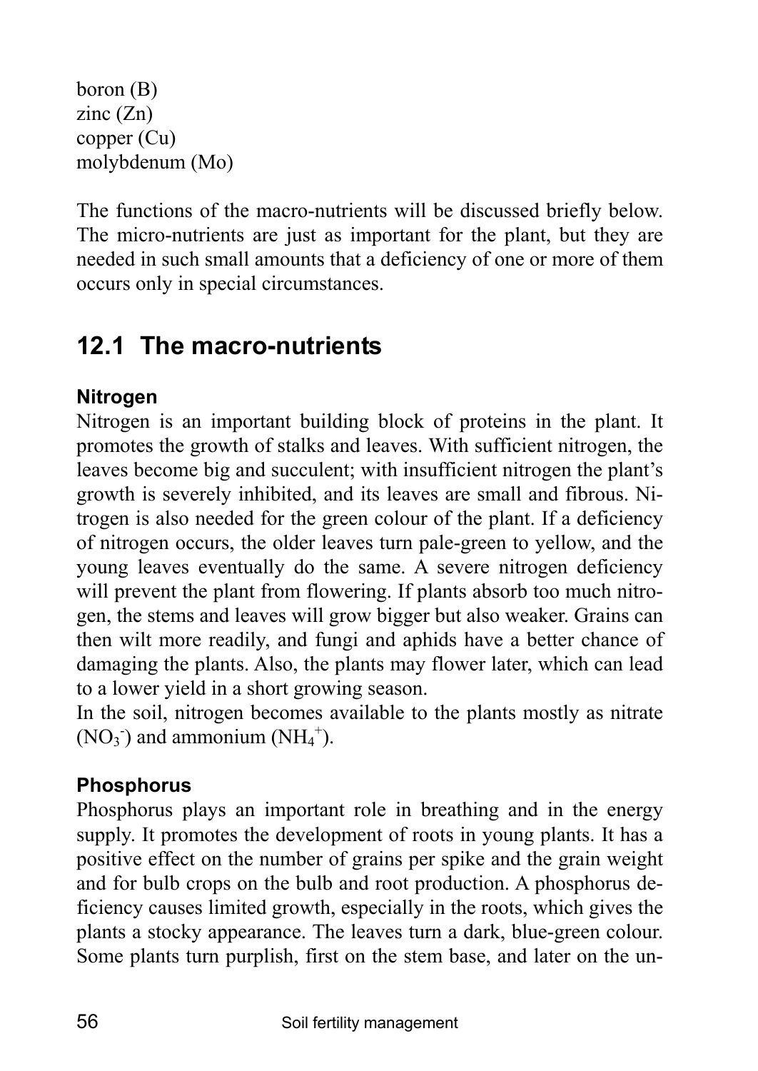boron (B)
zinc (Zn)
copper (Cu)
molybdenum (Mo)

The functions of the macro-nutrients will be discussed briefly below. The micro-nutrients are just as important for the plant, but they are needed in such small amounts that a deficiency of one or more of them occurs only in special circumstances.

## 12.1 The macro-nutrients

### Nitrogen

Nitrogen is an important building block of proteins in the plant. It promotes the growth of stalks and leaves. With sufficient nitrogen, the leaves become big and succulent; with insufficient nitrogen the plant's growth is severely inhibited, and its leaves are small and fibrous. Nitrogen is also needed for the green colour of the plant. If a deficiency of nitrogen occurs, the older leaves turn pale-green to yellow, and the young leaves eventually do the same. A severe nitrogen deficiency will prevent the plant from flowering. If plants absorb too much nitrogen, the stems and leaves will grow bigger but also weaker. Grains can then wilt more readily, and fungi and aphids have a better chance of damaging the plants. Also, the plants may flower later, which can lead to a lower yield in a short growing season.
In the soil, nitrogen becomes available to the plants mostly as nitrate ($NO_3^-$) and ammonium ($NH_4^+$).

### Phosphorus

Phosphorus plays an important role in breathing and in the energy supply. It promotes the development of roots in young plants. It has a positive effect on the number of grains per spike and the grain weight and for bulb crops on the bulb and root production. A phosphorus deficiency causes limited growth, especially in the roots, which gives the plants a stocky appearance. The leaves turn a dark, blue-green colour. Some plants turn purplish, first on the stem base, and later on the un-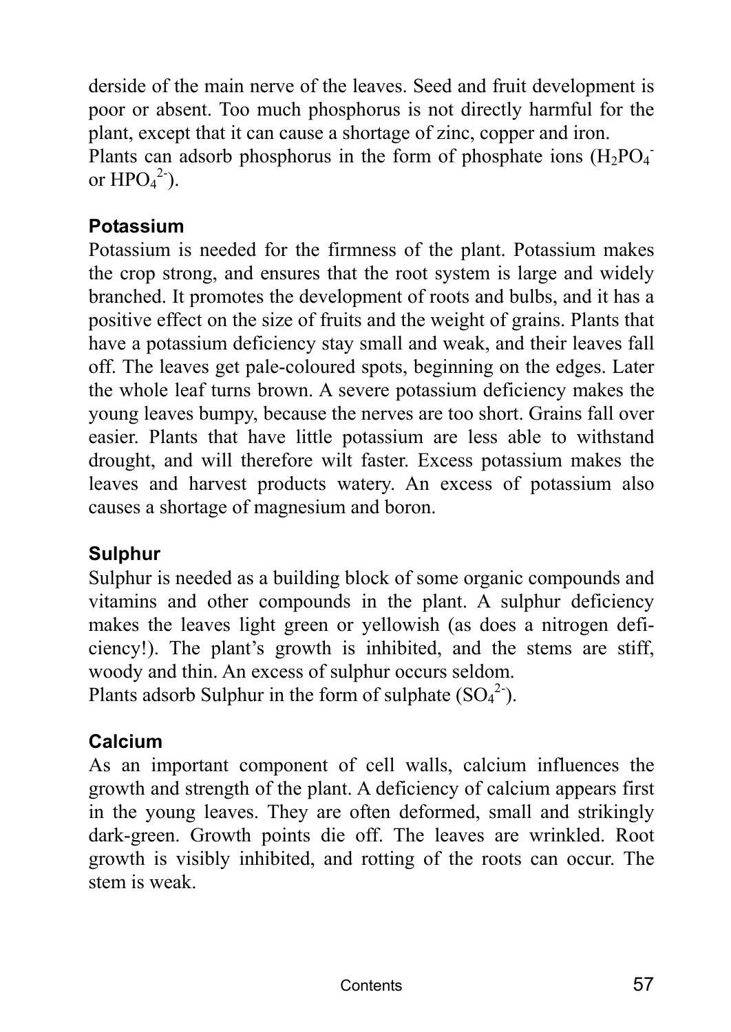derside of the main nerve of the leaves. Seed and fruit development is poor or absent. Too much phosphorus is not directly harmful for the plant, except that it can cause a shortage of zinc, copper and iron.
Plants can adsorb phosphorus in the form of phosphate ions ($H_2PO_4^-$ or $HPO_4^{2-}$).

### Potassium

Potassium is needed for the firmness of the plant. Potassium makes the crop strong, and ensures that the root system is large and widely branched. It promotes the development of roots and bulbs, and it has a positive effect on the size of fruits and the weight of grains. Plants that have a potassium deficiency stay small and weak, and their leaves fall off. The leaves get pale-coloured spots, beginning on the edges. Later the whole leaf turns brown. A severe potassium deficiency makes the young leaves bumpy, because the nerves are too short. Grains fall over easier. Plants that have little potassium are less able to withstand drought, and will therefore wilt faster. Excess potassium makes the leaves and harvest products watery. An excess of potassium also causes a shortage of magnesium and boron.

### Sulphur

Sulphur is needed as a building block of some organic compounds and vitamins and other compounds in the plant. A sulphur deficiency makes the leaves light green or yellowish (as does a nitrogen deficiency!). The plant's growth is inhibited, and the stems are stiff, woody and thin. An excess of sulphur occurs seldom.
Plants adsorb Sulphur in the form of sulphate ($SO_4^{2-}$).

### Calcium

As an important component of cell walls, calcium influences the growth and strength of the plant. A deficiency of calcium appears first in the young leaves. They are often deformed, small and strikingly dark-green. Growth points die off. The leaves are wrinkled. Root growth is visibly inhibited, and rotting of the roots can occur. The stem is weak.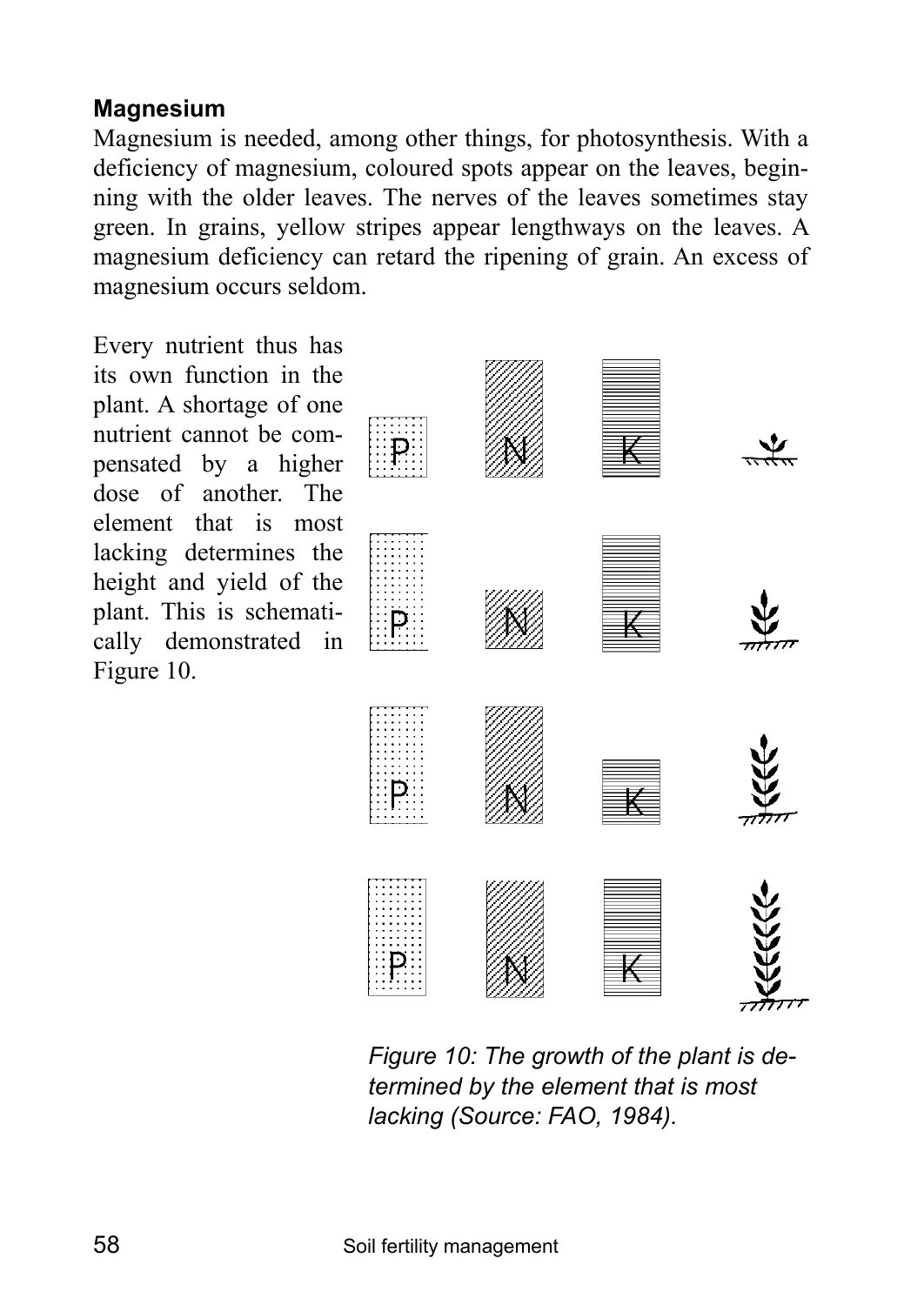### Magnesium

Magnesium is needed, among other things, for photosynthesis. With a deficiency of magnesium, coloured spots appear on the leaves, beginning with the older leaves. The nerves of the leaves sometimes stay green. In grains, yellow stripes appear lengthways on the leaves. A magnesium deficiency can retard the ripening of grain. An excess of magnesium occurs seldom.

Every nutrient thus has its own function in the plant. A shortage of one nutrient cannot be compensated by a higher dose of another. The element that is most lacking determines the height and yield of the plant. This is schematically demonstrated in Figure 10.

*Figure 10: The growth of the plant is determined by the element that is most lacking (Source: FAO, 1984).*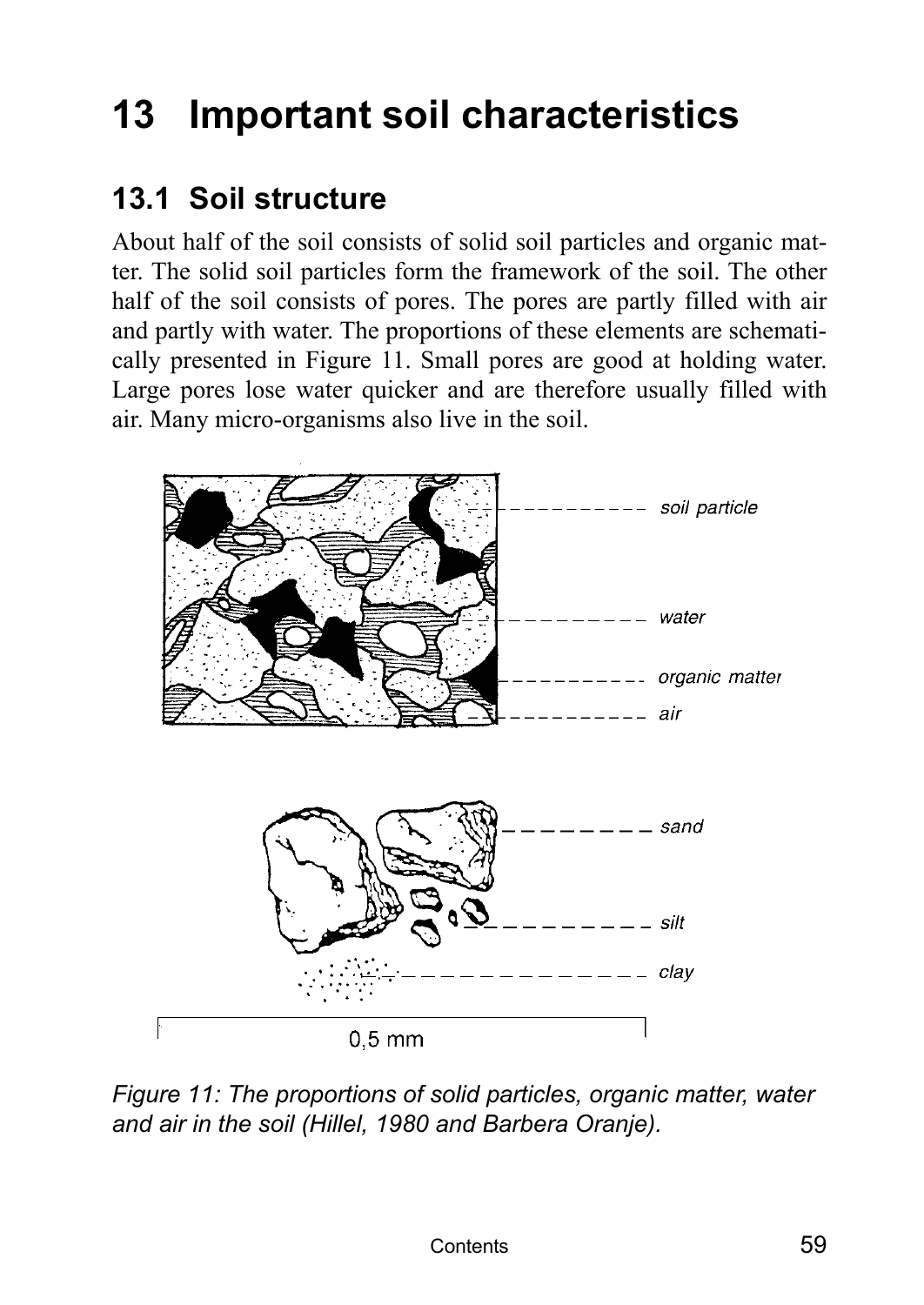# 13 Important soil characteristics

## 13.1 Soil structure

About half of the soil consists of solid soil particles and organic matter. The solid soil particles form the framework of the soil. The other half of the soil consists of pores. The pores are partly filled with air and partly with water. The proportions of these elements are schematically presented in Figure 11. Small pores are good at holding water. Large pores lose water quicker and are therefore usually filled with air. Many micro-organisms also live in the soil.

*Figure 11: The proportions of solid particles, organic matter, water and air in the soil (Hillel, 1980 and Barbera Oranje).*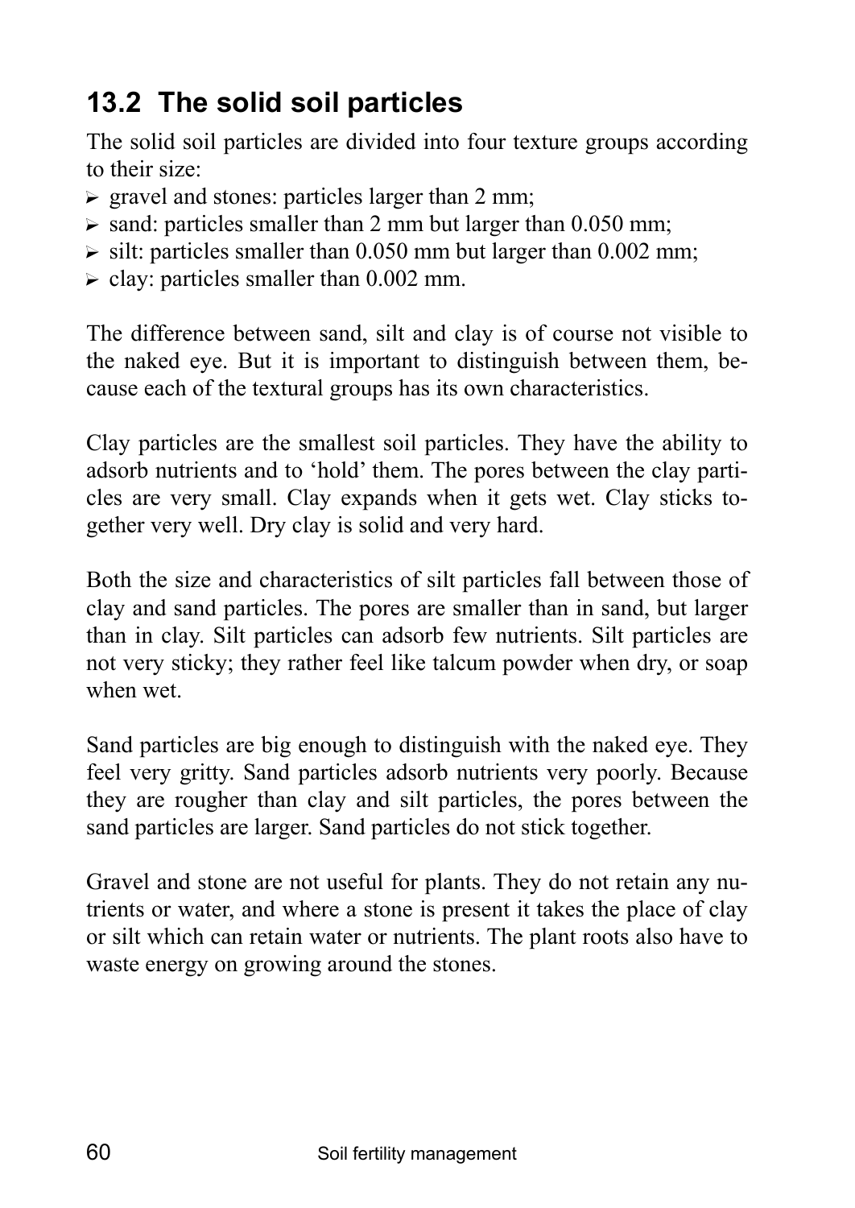## 13.2 The solid soil particles

The solid soil particles are divided into four texture groups according to their size:

- gravel and stones: particles larger than 2 mm;
- sand: particles smaller than 2 mm but larger than 0.050 mm;
- silt: particles smaller than 0.050 mm but larger than 0.002 mm;
- clay: particles smaller than 0.002 mm.

The difference between sand, silt and clay is of course not visible to the naked eye. But it is important to distinguish between them, because each of the textural groups has its own characteristics.

Clay particles are the smallest soil particles. They have the ability to adsorb nutrients and to 'hold' them. The pores between the clay particles are very small. Clay expands when it gets wet. Clay sticks together very well. Dry clay is solid and very hard.

Both the size and characteristics of silt particles fall between those of clay and sand particles. The pores are smaller than in sand, but larger than in clay. Silt particles can adsorb few nutrients. Silt particles are not very sticky; they rather feel like talcum powder when dry, or soap when wet.

Sand particles are big enough to distinguish with the naked eye. They feel very gritty. Sand particles adsorb nutrients very poorly. Because they are rougher than clay and silt particles, the pores between the sand particles are larger. Sand particles do not stick together.

Gravel and stone are not useful for plants. They do not retain any nutrients or water, and where a stone is present it takes the place of clay or silt which can retain water or nutrients. The plant roots also have to waste energy on growing around the stones.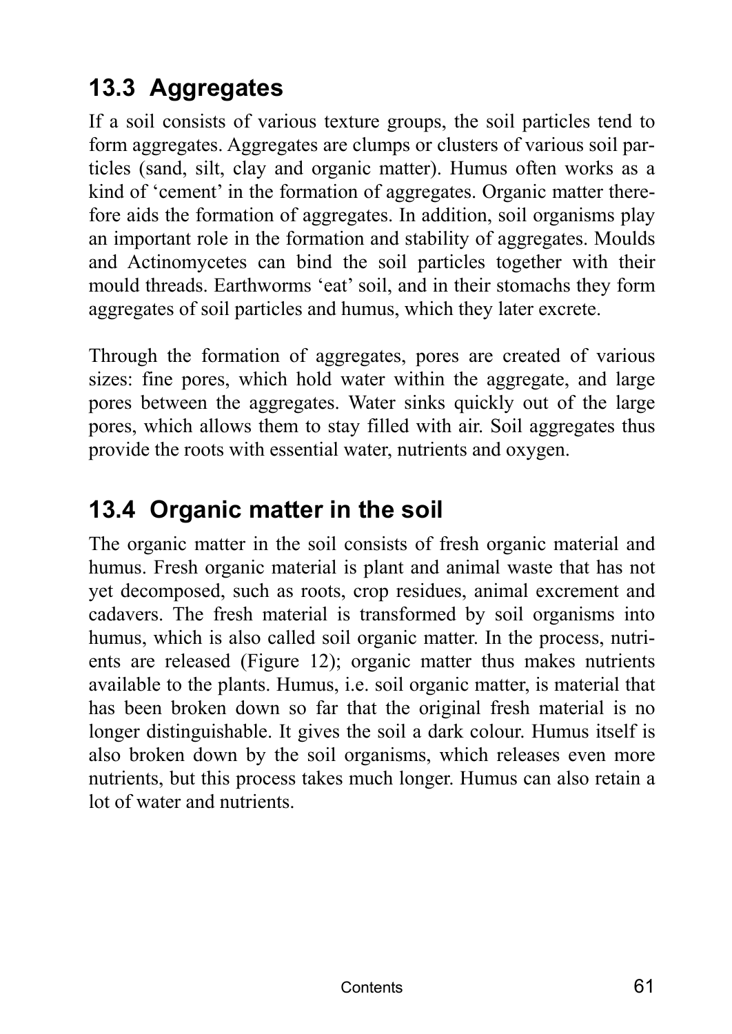## 13.3 Aggregates

If a soil consists of various texture groups, the soil particles tend to form aggregates. Aggregates are clumps or clusters of various soil particles (sand, silt, clay and organic matter). Humus often works as a kind of 'cement' in the formation of aggregates. Organic matter therefore aids the formation of aggregates. In addition, soil organisms play an important role in the formation and stability of aggregates. Moulds and Actinomycetes can bind the soil particles together with their mould threads. Earthworms 'eat' soil, and in their stomachs they form aggregates of soil particles and humus, which they later excrete.

Through the formation of aggregates, pores are created of various sizes: fine pores, which hold water within the aggregate, and large pores between the aggregates. Water sinks quickly out of the large pores, which allows them to stay filled with air. Soil aggregates thus provide the roots with essential water, nutrients and oxygen.

## 13.4 Organic matter in the soil

The organic matter in the soil consists of fresh organic material and humus. Fresh organic material is plant and animal waste that has not yet decomposed, such as roots, crop residues, animal excrement and cadavers. The fresh material is transformed by soil organisms into humus, which is also called soil organic matter. In the process, nutrients are released (Figure 12); organic matter thus makes nutrients available to the plants. Humus, i.e. soil organic matter, is material that has been broken down so far that the original fresh material is no longer distinguishable. It gives the soil a dark colour. Humus itself is also broken down by the soil organisms, which releases even more nutrients, but this process takes much longer. Humus can also retain a lot of water and nutrients.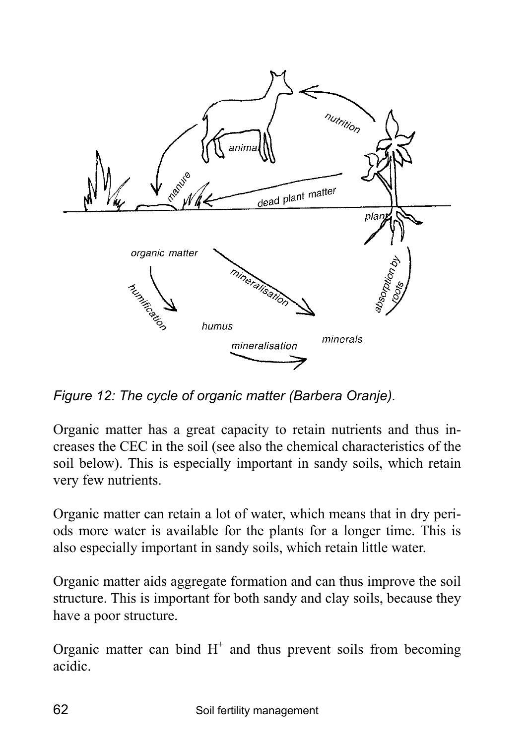*Figure 12: The cycle of organic matter (Barbera Oranje).*

Organic matter has a great capacity to retain nutrients and thus increases the CEC in the soil (see also the chemical characteristics of the soil below). This is especially important in sandy soils, which retain very few nutrients.

Organic matter can retain a lot of water, which means that in dry periods more water is available for the plants for a longer time. This is also especially important in sandy soils, which retain little water.

Organic matter aids aggregate formation and can thus improve the soil structure. This is important for both sandy and clay soils, because they have a poor structure.

Organic matter can bind $H^+$ and thus prevent soils from becoming acidic.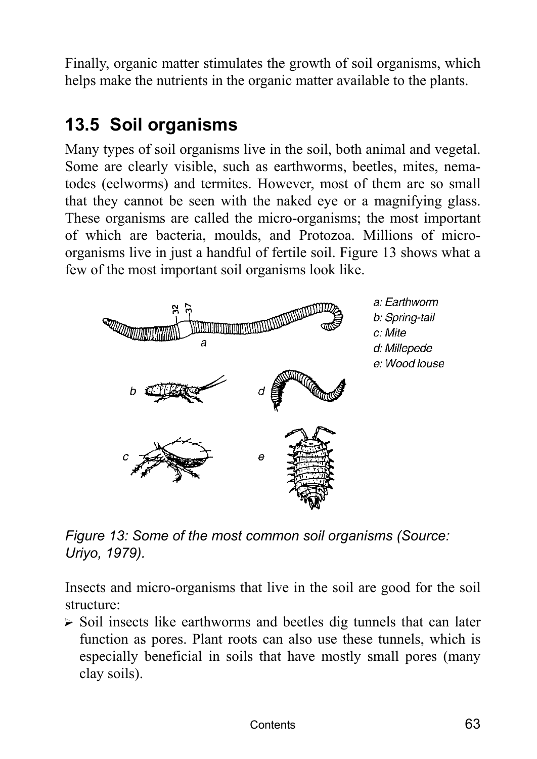Finally, organic matter stimulates the growth of soil organisms, which helps make the nutrients in the organic matter available to the plants.

## 13.5 Soil organisms

Many types of soil organisms live in the soil, both animal and vegetal. Some are clearly visible, such as earthworms, beetles, mites, nematodes (eelworms) and termites. However, most of them are so small that they cannot be seen with the naked eye or a magnifying glass. These organisms are called the micro-organisms; the most important of which are bacteria, moulds, and Protozoa. Millions of micro-organisms live in just a handful of fertile soil. Figure 13 shows what a few of the most important soil organisms look like.

*a: Earthworm*
*b: Spring-tail*
*c: Mite*
*d: Millepede*
*e: Wood louse*

*Figure 13: Some of the most common soil organisms (Source: Uriyo, 1979).*

Insects and micro-organisms that live in the soil are good for the soil structure:

- Soil insects like earthworms and beetles dig tunnels that can later function as pores. Plant roots can also use these tunnels, which is especially beneficial in soils that have mostly small pores (many clay soils).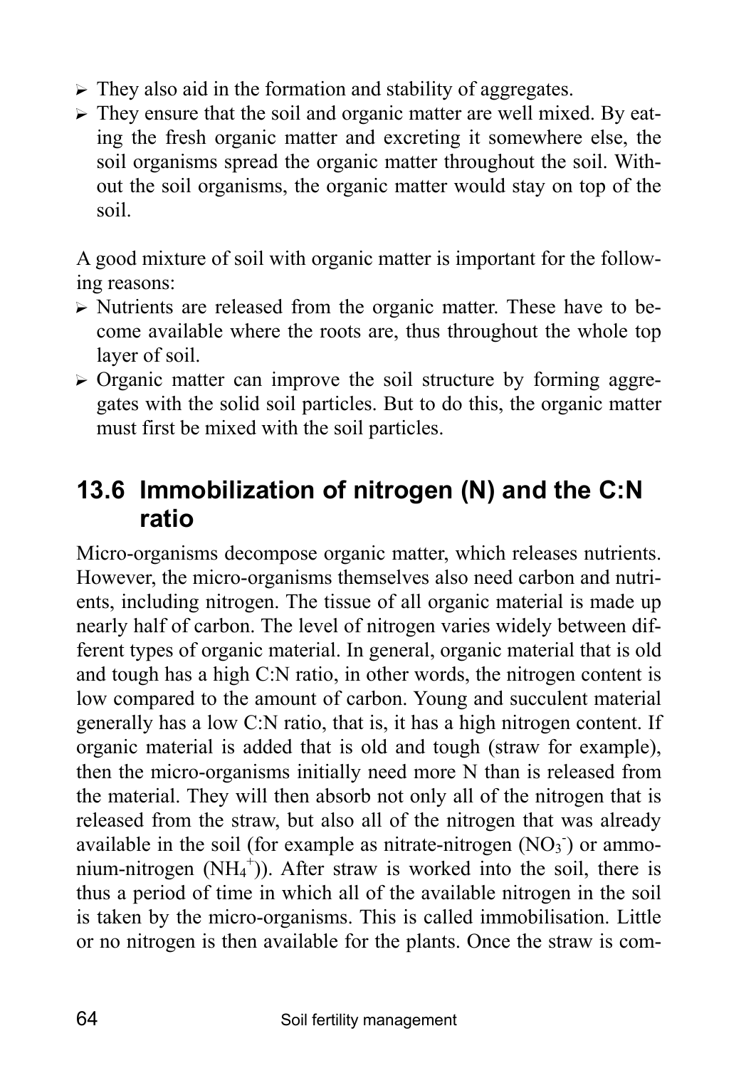- They also aid in the formation and stability of aggregates.
- They ensure that the soil and organic matter are well mixed. By eating the fresh organic matter and excreting it somewhere else, the soil organisms spread the organic matter throughout the soil. Without the soil organisms, the organic matter would stay on top of the soil.

A good mixture of soil with organic matter is important for the following reasons:

- Nutrients are released from the organic matter. These have to become available where the roots are, thus throughout the whole top layer of soil.
- Organic matter can improve the soil structure by forming aggregates with the solid soil particles. But to do this, the organic matter must first be mixed with the soil particles.

## 13.6 Immobilization of nitrogen (N) and the C:N ratio

Micro-organisms decompose organic matter, which releases nutrients. However, the micro-organisms themselves also need carbon and nutrients, including nitrogen. The tissue of all organic material is made up nearly half of carbon. The level of nitrogen varies widely between different types of organic material. In general, organic material that is old and tough has a high C:N ratio, in other words, the nitrogen content is low compared to the amount of carbon. Young and succulent material generally has a low C:N ratio, that is, it has a high nitrogen content. If organic material is added that is old and tough (straw for example), then the micro-organisms initially need more N than is released from the material. They will then absorb not only all of the nitrogen that is released from the straw, but also all of the nitrogen that was already available in the soil (for example as nitrate-nitrogen ($NO_3^-$) or ammonium-nitrogen ($NH_4^+$)). After straw is worked into the soil, there is thus a period of time in which all of the available nitrogen in the soil is taken by the micro-organisms. This is called immobilisation. Little or no nitrogen is then available for the plants. Once the straw is com-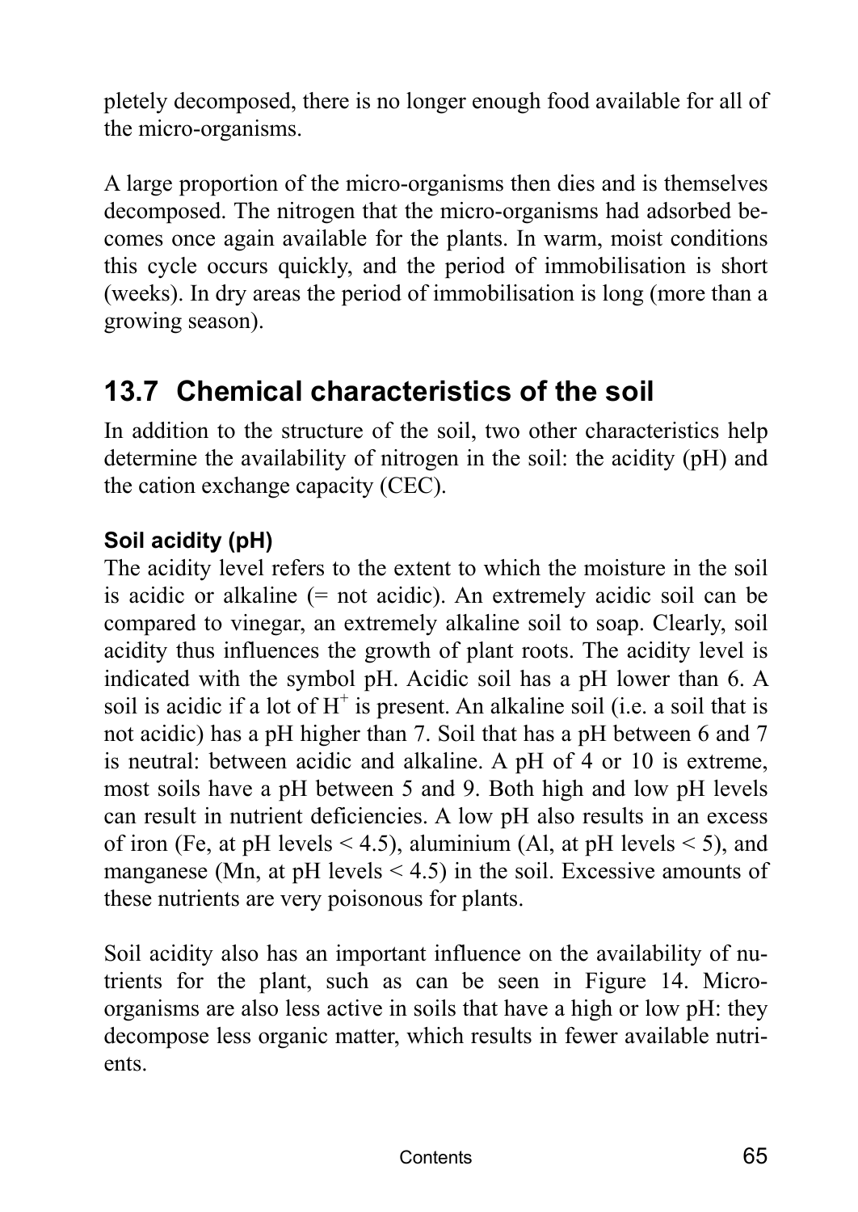pletely decomposed, there is no longer enough food available for all of the micro-organisms.

A large proportion of the micro-organisms then dies and is themselves decomposed. The nitrogen that the micro-organisms had adsorbed becomes once again available for the plants. In warm, moist conditions this cycle occurs quickly, and the period of immobilisation is short (weeks). In dry areas the period of immobilisation is long (more than a growing season).

## 13.7 Chemical characteristics of the soil

In addition to the structure of the soil, two other characteristics help determine the availability of nitrogen in the soil: the acidity (pH) and the cation exchange capacity (CEC).

### Soil acidity (pH)

The acidity level refers to the extent to which the moisture in the soil is acidic or alkaline (= not acidic). An extremely acidic soil can be compared to vinegar, an extremely alkaline soil to soap. Clearly, soil acidity thus influences the growth of plant roots. The acidity level is indicated with the symbol pH. Acidic soil has a pH lower than 6. A soil is acidic if a lot of $H^+$ is present. An alkaline soil (i.e. a soil that is not acidic) has a pH higher than 7. Soil that has a pH between 6 and 7 is neutral: between acidic and alkaline. A pH of 4 or 10 is extreme, most soils have a pH between 5 and 9. Both high and low pH levels can result in nutrient deficiencies. A low pH also results in an excess of iron (Fe, at pH levels < 4.5), aluminium (Al, at pH levels < 5), and manganese (Mn, at pH levels < 4.5) in the soil. Excessive amounts of these nutrients are very poisonous for plants.

Soil acidity also has an important influence on the availability of nutrients for the plant, such as can be seen in Figure 14. Micro-organisms are also less active in soils that have a high or low pH: they decompose less organic matter, which results in fewer available nutrients.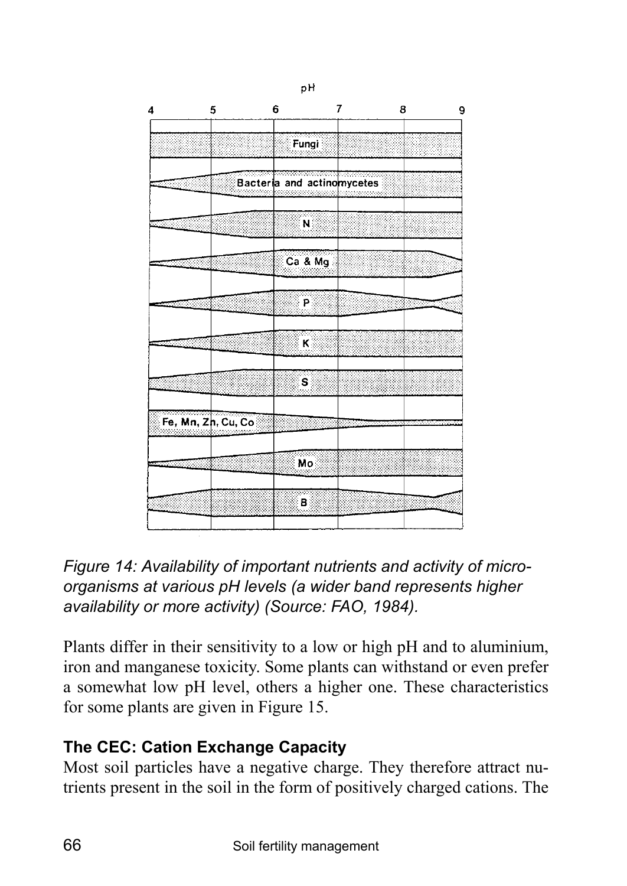*Figure 14: Availability of important nutrients and activity of micro-organisms at various pH levels (a wider band represents higher availability or more activity) (Source: FAO, 1984).*

Plants differ in their sensitivity to a low or high pH and to aluminium, iron and manganese toxicity. Some plants can withstand or even prefer a somewhat low pH level, others a higher one. These characteristics for some plants are given in Figure 15.

### The CEC: Cation Exchange Capacity

Most soil particles have a negative charge. They therefore attract nutrients present in the soil in the form of positively charged cations. The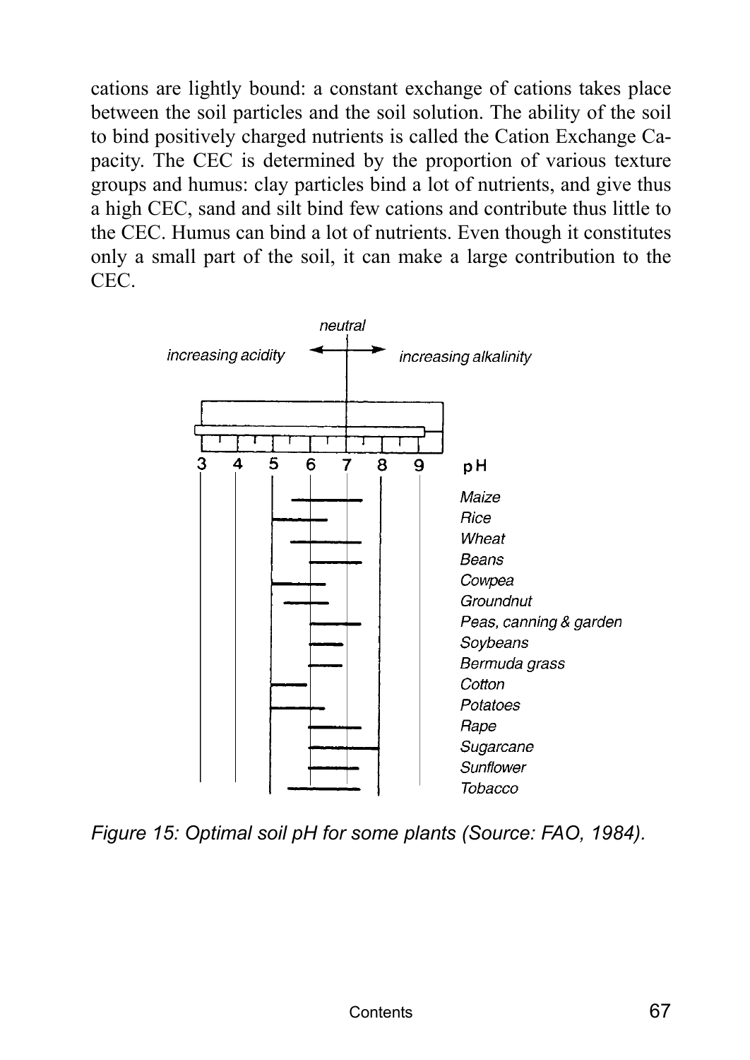cations are lightly bound: a constant exchange of cations takes place between the soil particles and the soil solution. The ability of the soil to bind positively charged nutrients is called the Cation Exchange Capacity. The CEC is determined by the proportion of various texture groups and humus: clay particles bind a lot of nutrients, and give thus a high CEC, sand and silt bind few cations and contribute thus little to the CEC. Humus can bind a lot of nutrients. Even though it constitutes only a small part of the soil, it can make a large contribution to the CEC.

*Figure 15: Optimal soil pH for some plants (Source: FAO, 1984).*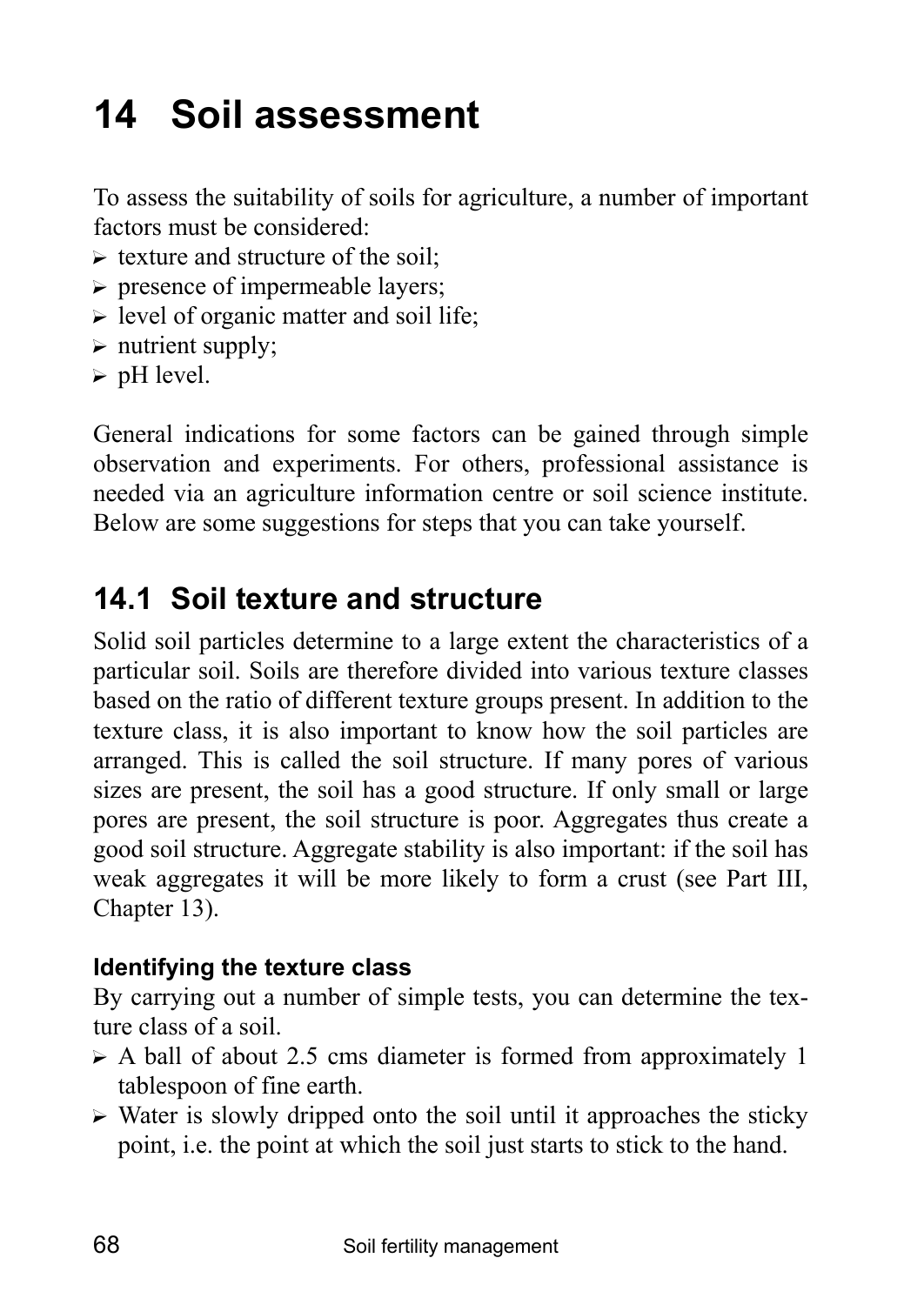# 14 Soil assessment

To assess the suitability of soils for agriculture, a number of important factors must be considered:

- texture and structure of the soil;
- presence of impermeable layers;
- level of organic matter and soil life;
- nutrient supply;
- pH level.

General indications for some factors can be gained through simple observation and experiments. For others, professional assistance is needed via an agriculture information centre or soil science institute. Below are some suggestions for steps that you can take yourself.

## 14.1 Soil texture and structure

Solid soil particles determine to a large extent the characteristics of a particular soil. Soils are therefore divided into various texture classes based on the ratio of different texture groups present. In addition to the texture class, it is also important to know how the soil particles are arranged. This is called the soil structure. If many pores of various sizes are present, the soil has a good structure. If only small or large pores are present, the soil structure is poor. Aggregates thus create a good soil structure. Aggregate stability is also important: if the soil has weak aggregates it will be more likely to form a crust (see Part III, Chapter 13).

### Identifying the texture class

By carrying out a number of simple tests, you can determine the texture class of a soil.

- A ball of about 2.5 cms diameter is formed from approximately 1 tablespoon of fine earth.
- Water is slowly dripped onto the soil until it approaches the sticky point, i.e. the point at which the soil just starts to stick to the hand.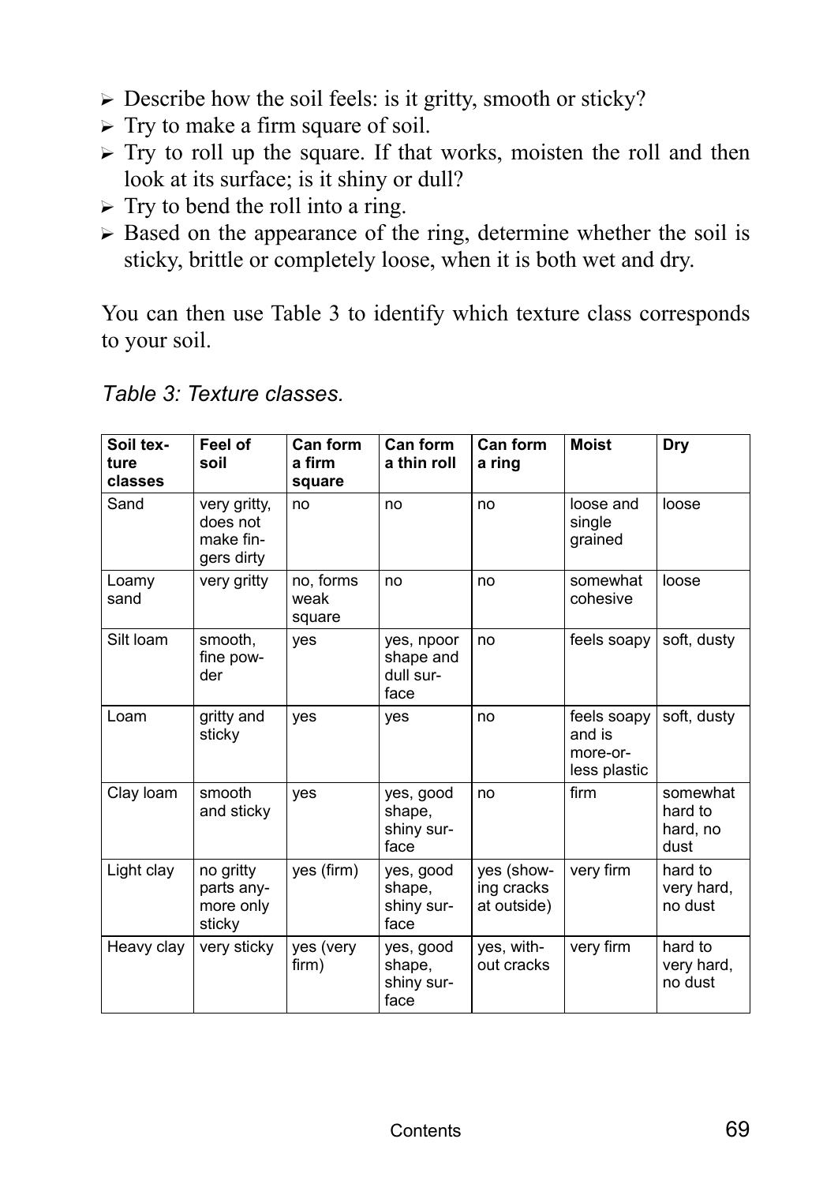- Describe how the soil feels: is it gritty, smooth or sticky?
- Try to make a firm square of soil.
- Try to roll up the square. If that works, moisten the roll and then look at its surface; is it shiny or dull?
- Try to bend the roll into a ring.
- Based on the appearance of the ring, determine whether the soil is sticky, brittle or completely loose, when it is both wet and dry.

You can then use Table 3 to identify which texture class corresponds to your soil.

*Table 3: Texture classes.*

| Soil texture classes | Feel of soil | Can form a firm square | Can form a thin roll | Can form a ring | Moist | Dry |
|---|---|---|---|---|---|---|
| Sand | very gritty, does not make fingers dirty | no | no | no | loose and single grained | loose |
| Loamy sand | very gritty | no, forms weak square | no | no | somewhat cohesive | loose |
| Silt loam | smooth, fine powder | yes | yes, npoor shape and dull surface | no | feels soapy | soft, dusty |
| Loam | gritty and sticky | yes | yes | no | feels soapy and is more-or-less plastic | soft, dusty |
| Clay loam | smooth and sticky | yes | yes, good shape, shiny surface | no | firm | somewhat hard to hard, no dust |
| Light clay | no gritty parts anymore only sticky | yes (firm) | yes, good shape, shiny surface | yes (showing cracks at outside) | very firm | hard to very hard, no dust |
| Heavy clay | very sticky | yes (very firm) | yes, good shape, shiny surface | yes, without cracks | very firm | hard to very hard, no dust |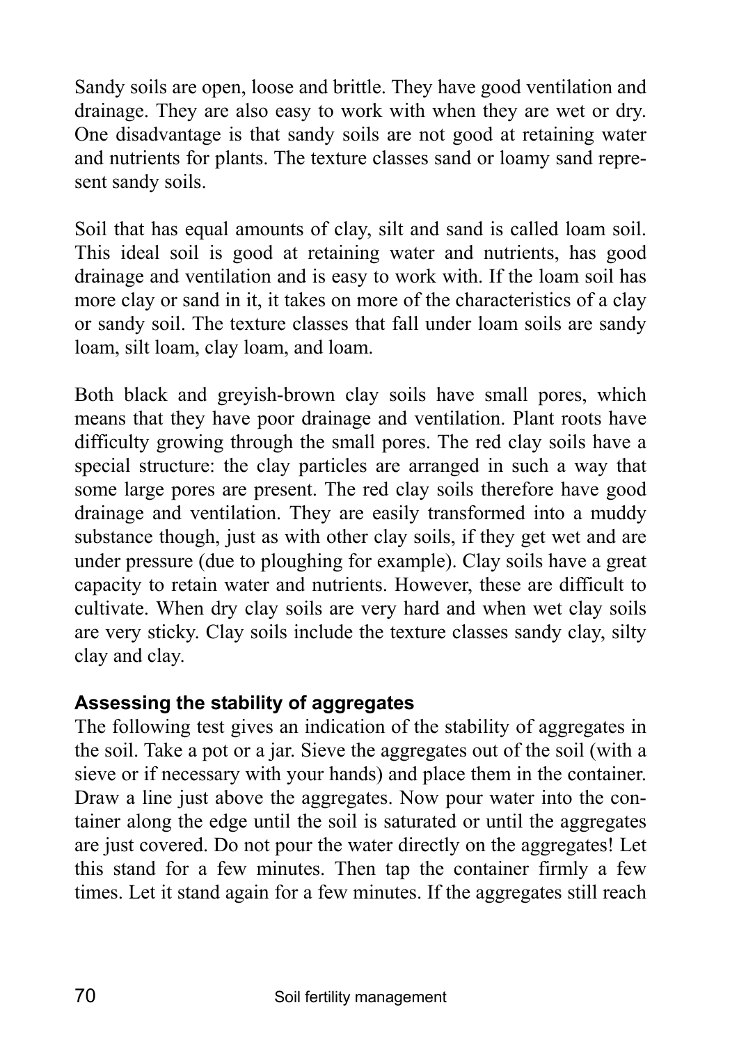Sandy soils are open, loose and brittle. They have good ventilation and drainage. They are also easy to work with when they are wet or dry. One disadvantage is that sandy soils are not good at retaining water and nutrients for plants. The texture classes sand or loamy sand represent sandy soils.

Soil that has equal amounts of clay, silt and sand is called loam soil. This ideal soil is good at retaining water and nutrients, has good drainage and ventilation and is easy to work with. If the loam soil has more clay or sand in it, it takes on more of the characteristics of a clay or sandy soil. The texture classes that fall under loam soils are sandy loam, silt loam, clay loam, and loam.

Both black and greyish-brown clay soils have small pores, which means that they have poor drainage and ventilation. Plant roots have difficulty growing through the small pores. The red clay soils have a special structure: the clay particles are arranged in such a way that some large pores are present. The red clay soils therefore have good drainage and ventilation. They are easily transformed into a muddy substance though, just as with other clay soils, if they get wet and are under pressure (due to ploughing for example). Clay soils have a great capacity to retain water and nutrients. However, these are difficult to cultivate. When dry clay soils are very hard and when wet clay soils are very sticky. Clay soils include the texture classes sandy clay, silty clay and clay.

### Assessing the stability of aggregates

The following test gives an indication of the stability of aggregates in the soil. Take a pot or a jar. Sieve the aggregates out of the soil (with a sieve or if necessary with your hands) and place them in the container. Draw a line just above the aggregates. Now pour water into the container along the edge until the soil is saturated or until the aggregates are just covered. Do not pour the water directly on the aggregates! Let this stand for a few minutes. Then tap the container firmly a few times. Let it stand again for a few minutes. If the aggregates still reach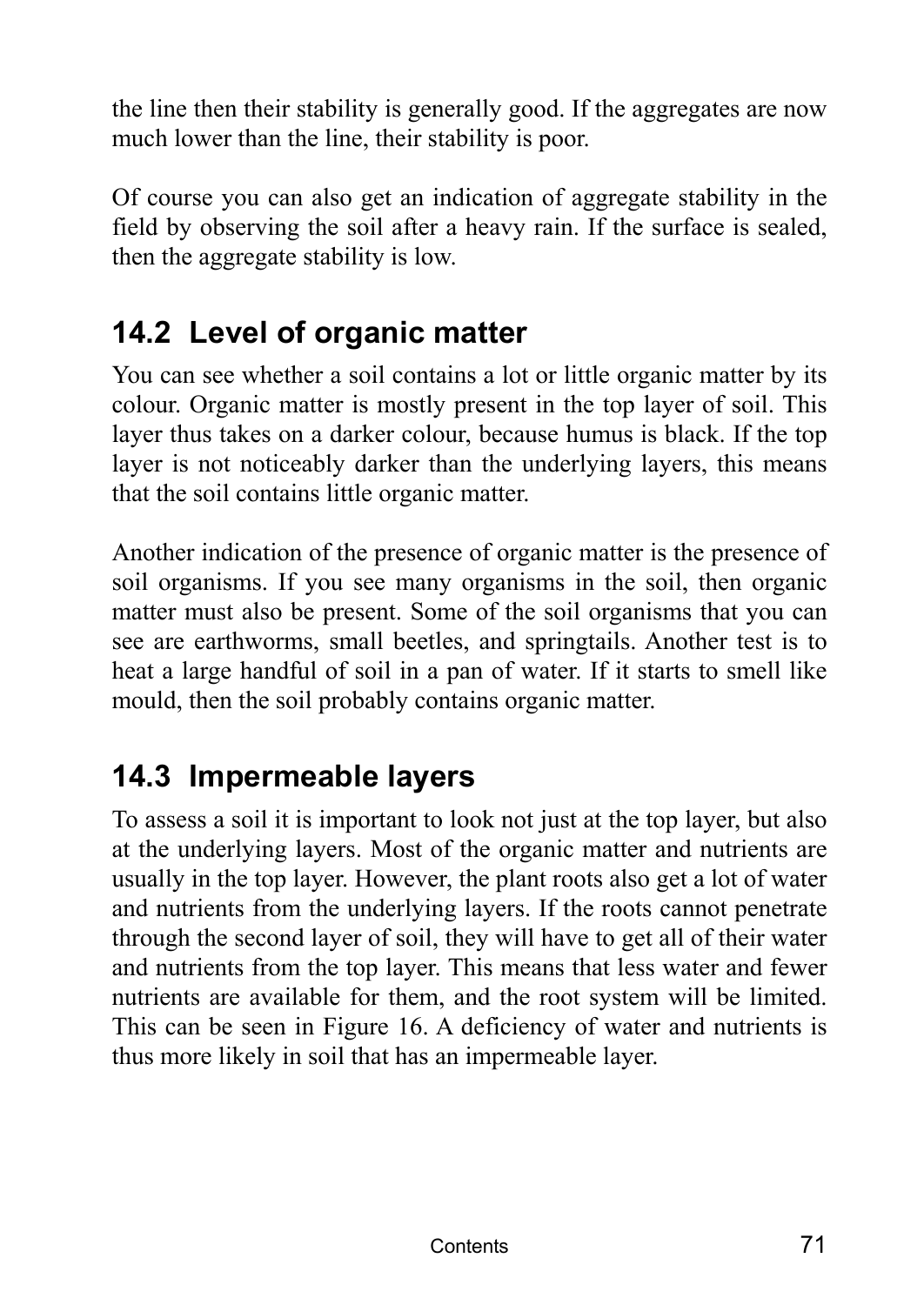the line then their stability is generally good. If the aggregates are now much lower than the line, their stability is poor.

Of course you can also get an indication of aggregate stability in the field by observing the soil after a heavy rain. If the surface is sealed, then the aggregate stability is low.

## 14.2 Level of organic matter

You can see whether a soil contains a lot or little organic matter by its colour. Organic matter is mostly present in the top layer of soil. This layer thus takes on a darker colour, because humus is black. If the top layer is not noticeably darker than the underlying layers, this means that the soil contains little organic matter.

Another indication of the presence of organic matter is the presence of soil organisms. If you see many organisms in the soil, then organic matter must also be present. Some of the soil organisms that you can see are earthworms, small beetles, and springtails. Another test is to heat a large handful of soil in a pan of water. If it starts to smell like mould, then the soil probably contains organic matter.

## 14.3 Impermeable layers

To assess a soil it is important to look not just at the top layer, but also at the underlying layers. Most of the organic matter and nutrients are usually in the top layer. However, the plant roots also get a lot of water and nutrients from the underlying layers. If the roots cannot penetrate through the second layer of soil, they will have to get all of their water and nutrients from the top layer. This means that less water and fewer nutrients are available for them, and the root system will be limited. This can be seen in Figure 16. A deficiency of water and nutrients is thus more likely in soil that has an impermeable layer.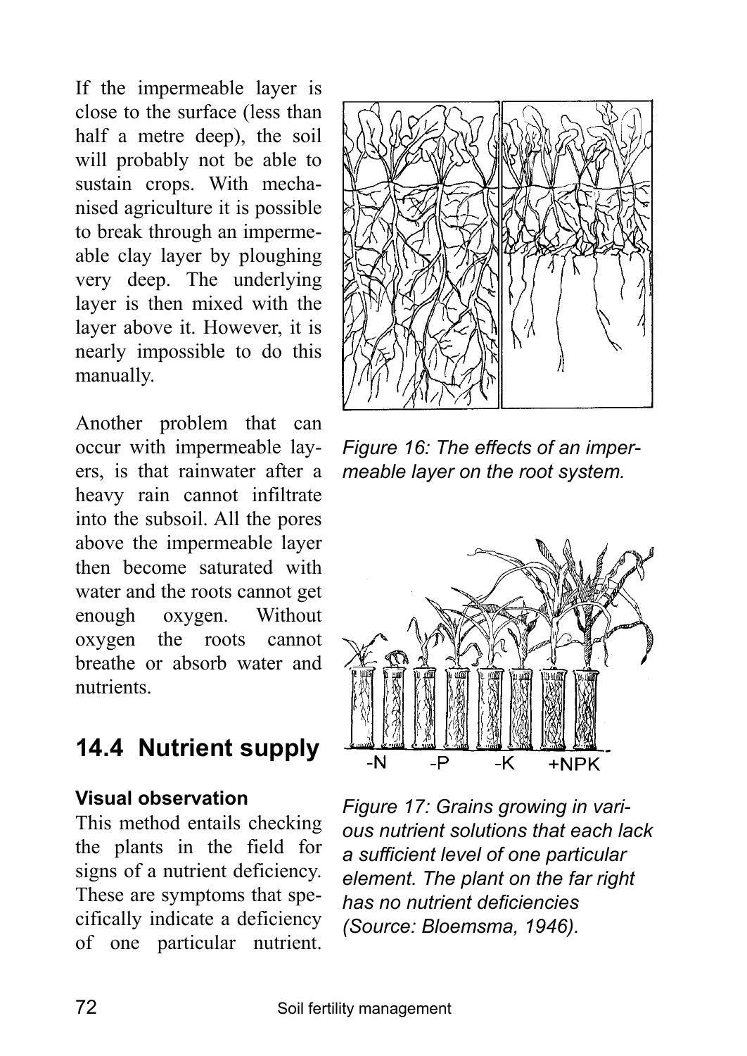If the impermeable layer is close to the surface (less than half a metre deep), the soil will probably not be able to sustain crops. With mechanised agriculture it is possible to break through an impermeable clay layer by ploughing very deep. The underlying layer is then mixed with the layer above it. However, it is nearly impossible to do this manually.

*Figure 16: The effects of an impermeable layer on the root system.*

Another problem that can occur with impermeable layers, is that rainwater after a heavy rain cannot infiltrate into the subsoil. All the pores above the impermeable layer then become saturated with water and the roots cannot get enough oxygen. Without oxygen the roots cannot breathe or absorb water and nutrients.

-N -P -K +NPK

*Figure 17: Grains growing in various nutrient solutions that each lack a sufficient level of one particular element. The plant on the far right has no nutrient deficiencies (Source: Bloemsma, 1946).*

## 14.4 Nutrient supply

### Visual observation

This method entails checking the plants in the field for signs of a nutrient deficiency. These are symptoms that specifically indicate a deficiency of one particular nutrient.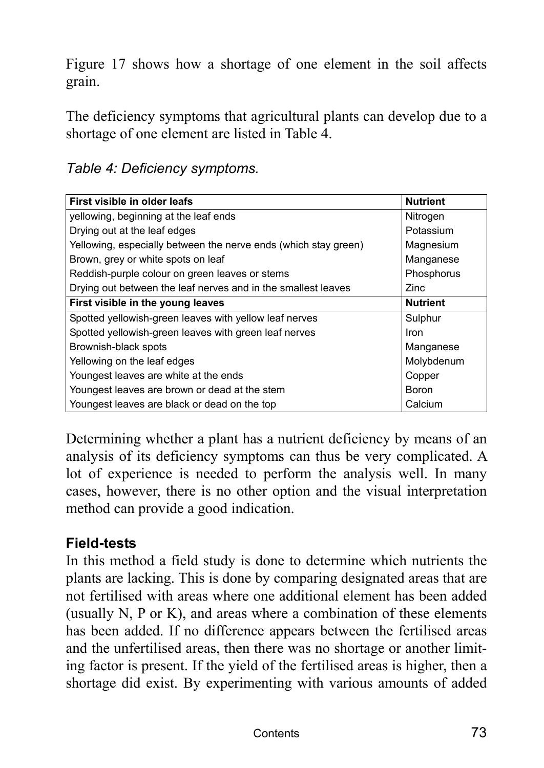Figure 17 shows how a shortage of one element in the soil affects grain.

The deficiency symptoms that agricultural plants can develop due to a shortage of one element are listed in Table 4.

*Table 4: Deficiency symptoms.*

| First visible in older leafs | Nutrient |
|---|---|
| yellowing, beginning at the leaf ends | Nitrogen |
| Drying out at the leaf edges | Potassium |
| Yellowing, especially between the nerve ends (which stay green) | Magnesium |
| Brown, grey or white spots on leaf | Manganese |
| Reddish-purple colour on green leaves or stems | Phosphorus |
| Drying out between the leaf nerves and in the smallest leaves | Zinc |
| **First visible in the young leaves** | **Nutrient** |
| Spotted yellowish-green leaves with yellow leaf nerves | Sulphur |
| Spotted yellowish-green leaves with green leaf nerves | Iron |
| Brownish-black spots | Manganese |
| Yellowing on the leaf edges | Molybdenum |
| Youngest leaves are white at the ends | Copper |
| Youngest leaves are brown or dead at the stem | Boron |
| Youngest leaves are black or dead on the top | Calcium |

Determining whether a plant has a nutrient deficiency by means of an analysis of its deficiency symptoms can thus be very complicated. A lot of experience is needed to perform the analysis well. In many cases, however, there is no other option and the visual interpretation method can provide a good indication.

### Field-tests

In this method a field study is done to determine which nutrients the plants are lacking. This is done by comparing designated areas that are not fertilised with areas where one additional element has been added (usually N, P or K), and areas where a combination of these elements has been added. If no difference appears between the fertilised areas and the unfertilised areas, then there was no shortage or another limiting factor is present. If the yield of the fertilised areas is higher, then a shortage did exist. By experimenting with various amounts of added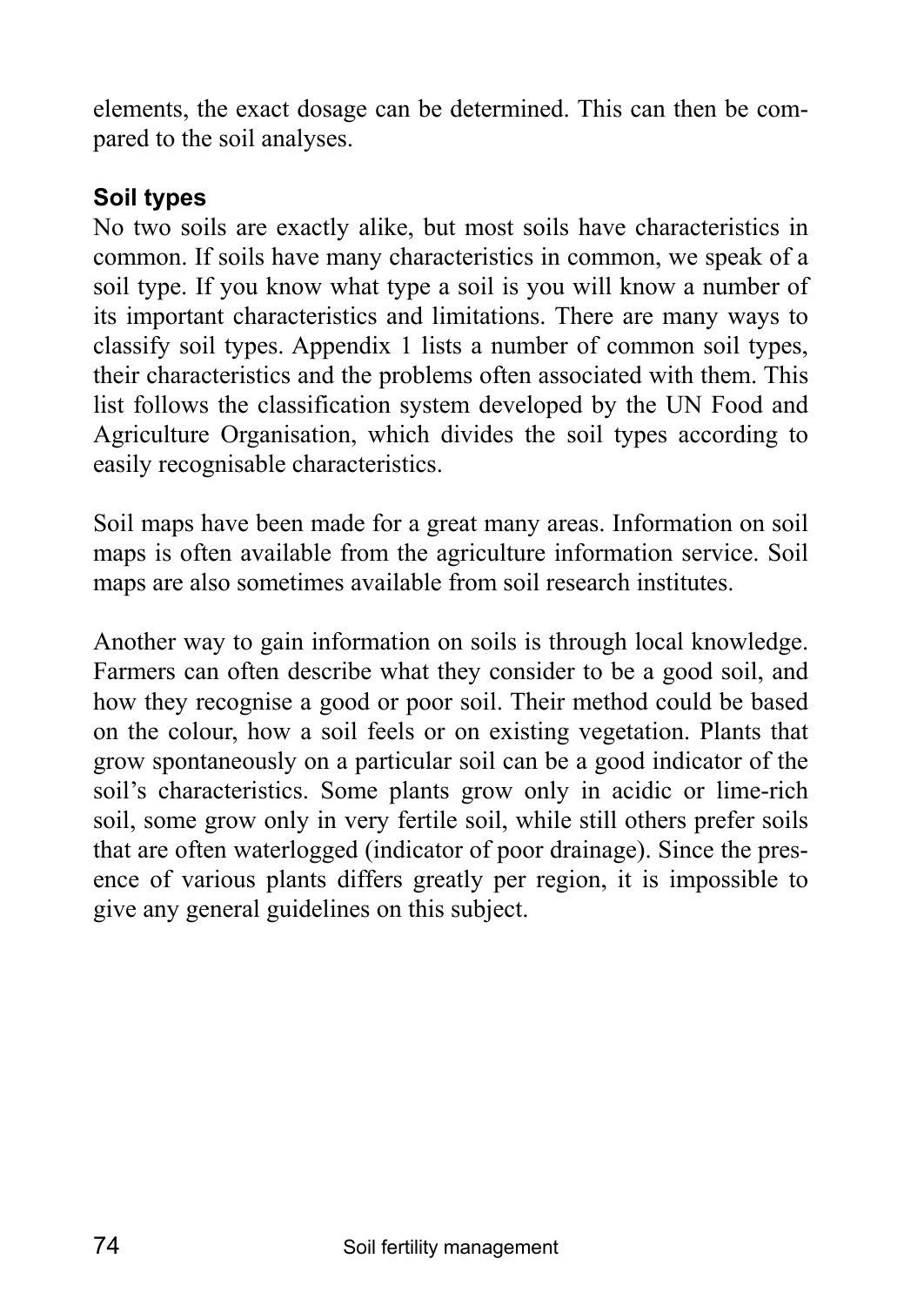elements, the exact dosage can be determined. This can then be compared to the soil analyses.

### Soil types

No two soils are exactly alike, but most soils have characteristics in common. If soils have many characteristics in common, we speak of a soil type. If you know what type a soil is you will know a number of its important characteristics and limitations. There are many ways to classify soil types. Appendix 1 lists a number of common soil types, their characteristics and the problems often associated with them. This list follows the classification system developed by the UN Food and Agriculture Organisation, which divides the soil types according to easily recognisable characteristics.

Soil maps have been made for a great many areas. Information on soil maps is often available from the agriculture information service. Soil maps are also sometimes available from soil research institutes.

Another way to gain information on soils is through local knowledge. Farmers can often describe what they consider to be a good soil, and how they recognise a good or poor soil. Their method could be based on the colour, how a soil feels or on existing vegetation. Plants that grow spontaneously on a particular soil can be a good indicator of the soil's characteristics. Some plants grow only in acidic or lime-rich soil, some grow only in very fertile soil, while still others prefer soils that are often waterlogged (indicator of poor drainage). Since the presence of various plants differs greatly per region, it is impossible to give any general guidelines on this subject.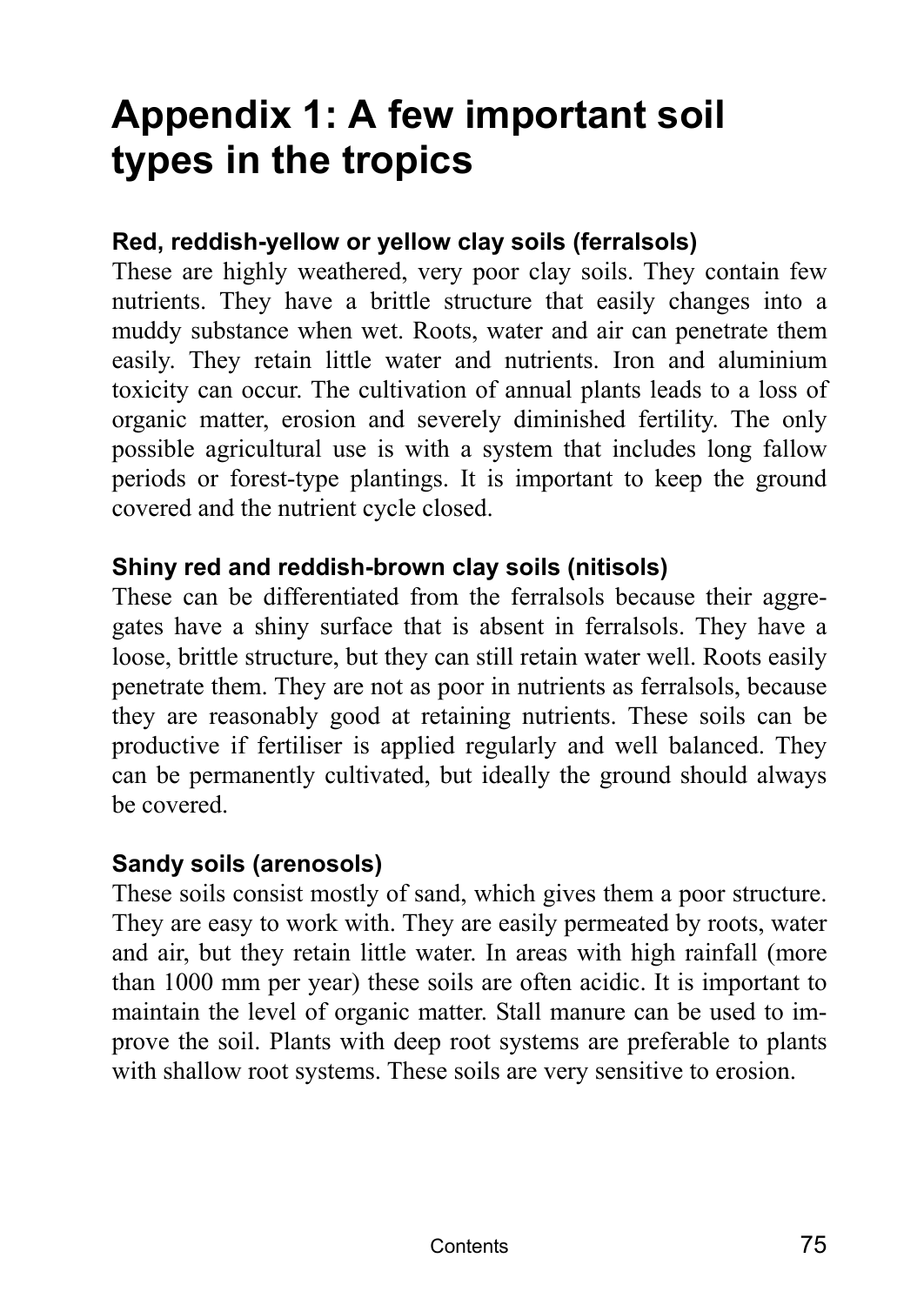# Appendix 1: A few important soil types in the tropics

**Red, reddish-yellow or yellow clay soils (ferralsols)**

These are highly weathered, very poor clay soils. They contain few nutrients. They have a brittle structure that easily changes into a muddy substance when wet. Roots, water and air can penetrate them easily. They retain little water and nutrients. Iron and aluminium toxicity can occur. The cultivation of annual plants leads to a loss of organic matter, erosion and severely diminished fertility. The only possible agricultural use is with a system that includes long fallow periods or forest-type plantings. It is important to keep the ground covered and the nutrient cycle closed.

**Shiny red and reddish-brown clay soils (nitisols)**

These can be differentiated from the ferralsols because their aggregates have a shiny surface that is absent in ferralsols. They have a loose, brittle structure, but they can still retain water well. Roots easily penetrate them. They are not as poor in nutrients as ferralsols, because they are reasonably good at retaining nutrients. These soils can be productive if fertiliser is applied regularly and well balanced. They can be permanently cultivated, but ideally the ground should always be covered.

**Sandy soils (arenosols)**

These soils consist mostly of sand, which gives them a poor structure. They are easy to work with. They are easily permeated by roots, water and air, but they retain little water. In areas with high rainfall (more than 1000 mm per year) these soils are often acidic. It is important to maintain the level of organic matter. Stall manure can be used to improve the soil. Plants with deep root systems are preferable to plants with shallow root systems. These soils are very sensitive to erosion.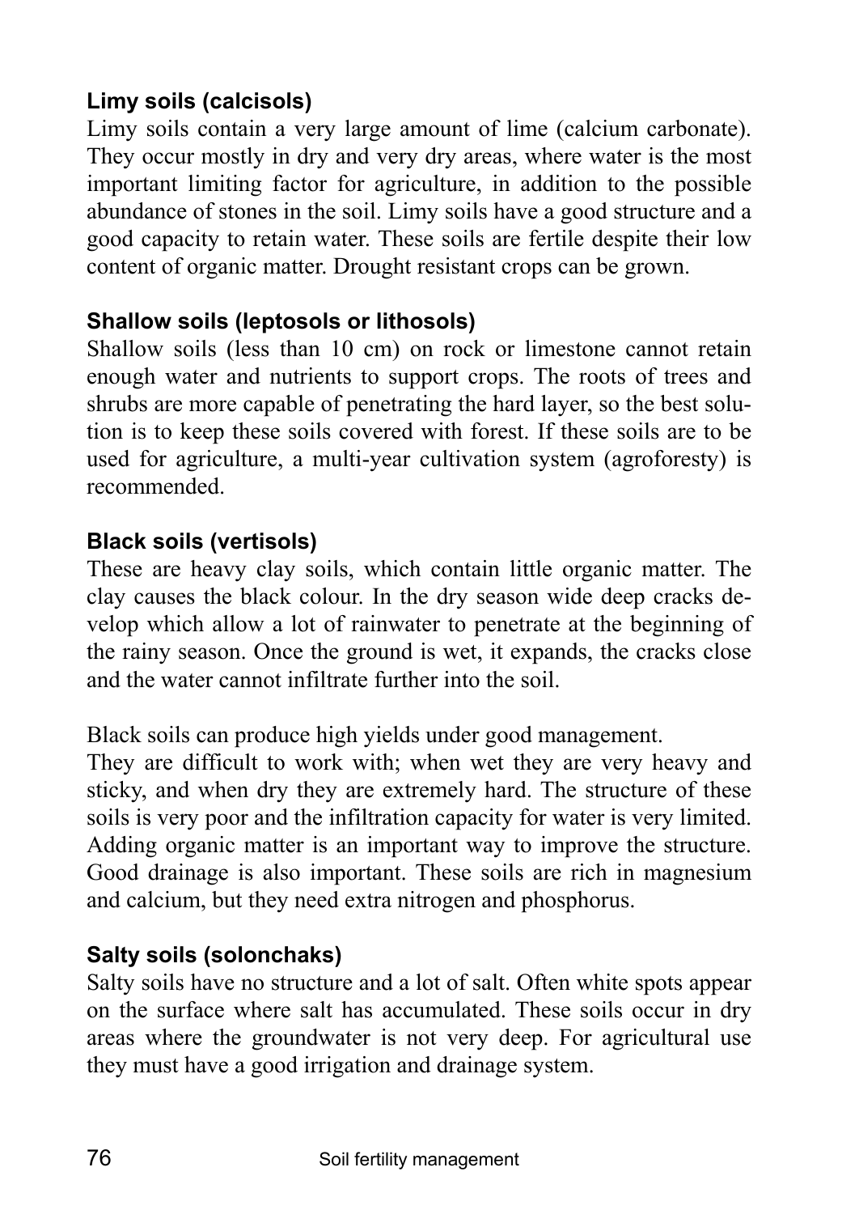### Limy soils (calcisols)

Limy soils contain a very large amount of lime (calcium carbonate). They occur mostly in dry and very dry areas, where water is the most important limiting factor for agriculture, in addition to the possible abundance of stones in the soil. Limy soils have a good structure and a good capacity to retain water. These soils are fertile despite their low content of organic matter. Drought resistant crops can be grown.

### Shallow soils (leptosols or lithosols)

Shallow soils (less than 10 cm) on rock or limestone cannot retain enough water and nutrients to support crops. The roots of trees and shrubs are more capable of penetrating the hard layer, so the best solution is to keep these soils covered with forest. If these soils are to be used for agriculture, a multi-year cultivation system (agroforesty) is recommended.

### Black soils (vertisols)

These are heavy clay soils, which contain little organic matter. The clay causes the black colour. In the dry season wide deep cracks develop which allow a lot of rainwater to penetrate at the beginning of the rainy season. Once the ground is wet, it expands, the cracks close and the water cannot infiltrate further into the soil.

Black soils can produce high yields under good management.
They are difficult to work with; when wet they are very heavy and sticky, and when dry they are extremely hard. The structure of these soils is very poor and the infiltration capacity for water is very limited. Adding organic matter is an important way to improve the structure. Good drainage is also important. These soils are rich in magnesium and calcium, but they need extra nitrogen and phosphorus.

### Salty soils (solonchaks)

Salty soils have no structure and a lot of salt. Often white spots appear on the surface where salt has accumulated. These soils occur in dry areas where the groundwater is not very deep. For agricultural use they must have a good irrigation and drainage system.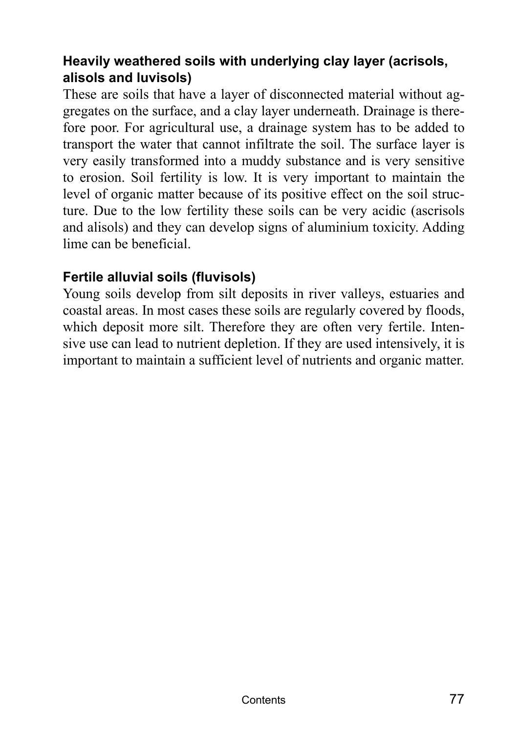### Heavily weathered soils with underlying clay layer (acrisols, alisols and luvisols)

These are soils that have a layer of disconnected material without aggregates on the surface, and a clay layer underneath. Drainage is therefore poor. For agricultural use, a drainage system has to be added to transport the water that cannot infiltrate the soil. The surface layer is very easily transformed into a muddy substance and is very sensitive to erosion. Soil fertility is low. It is very important to maintain the level of organic matter because of its positive effect on the soil structure. Due to the low fertility these soils can be very acidic (ascrisols and alisols) and they can develop signs of aluminium toxicity. Adding lime can be beneficial.

### Fertile alluvial soils (fluvisols)

Young soils develop from silt deposits in river valleys, estuaries and coastal areas. In most cases these soils are regularly covered by floods, which deposit more silt. Therefore they are often very fertile. Intensive use can lead to nutrient depletion. If they are used intensively, it is important to maintain a sufficient level of nutrients and organic matter.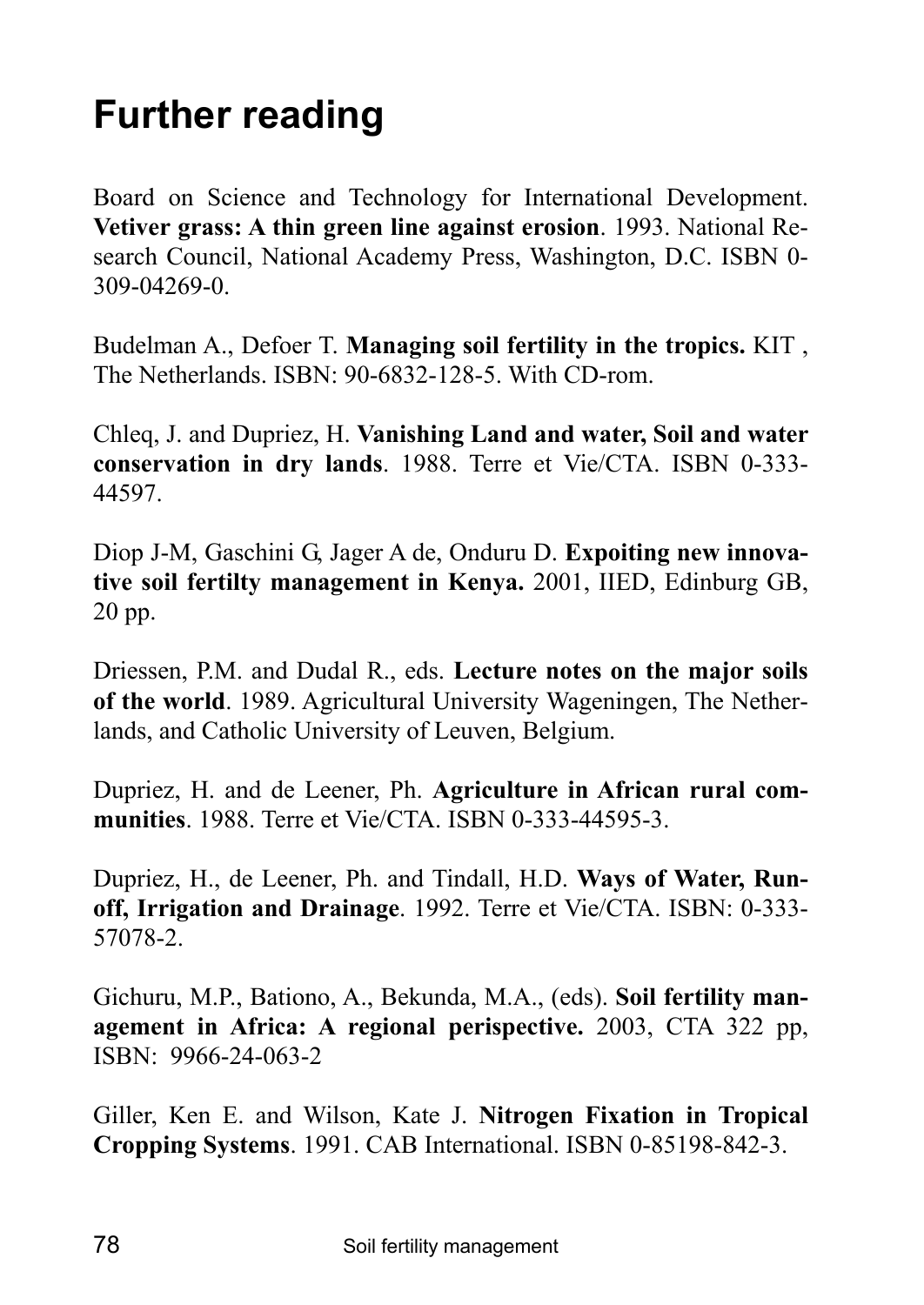# Further reading

Board on Science and Technology for International Development. **Vetiver grass: A thin green line against erosion**. 1993. National Research Council, National Academy Press, Washington, D.C. ISBN 0-309-04269-0.

Budelman A., Defoer T. **Managing soil fertility in the tropics.** KIT , The Netherlands. ISBN: 90-6832-128-5. With CD-rom.

Chleq, J. and Dupriez, H. **Vanishing Land and water, Soil and water conservation in dry lands**. 1988. Terre et Vie/CTA. ISBN 0-333-44597.

Diop J-M, Gaschini G, Jager A de, Onduru D. **Expoiting new innovative soil fertilty management in Kenya.** 2001, IIED, Edinburg GB, 20 pp.

Driessen, P.M. and Dudal R., eds. **Lecture notes on the major soils of the world**. 1989. Agricultural University Wageningen, The Netherlands, and Catholic University of Leuven, Belgium.

Dupriez, H. and de Leener, Ph. **Agriculture in African rural communities**. 1988. Terre et Vie/CTA. ISBN 0-333-44595-3.

Dupriez, H., de Leener, Ph. and Tindall, H.D. **Ways of Water, Runoff, Irrigation and Drainage**. 1992. Terre et Vie/CTA. ISBN: 0-333-57078-2.

Gichuru, M.P., Bationo, A., Bekunda, M.A., (eds). **Soil fertility management in Africa: A regional perispective.** 2003, CTA 322 pp, ISBN: 9966-24-063-2

Giller, Ken E. and Wilson, Kate J. **Nitrogen Fixation in Tropical Cropping Systems**. 1991. CAB International. ISBN 0-85198-842-3.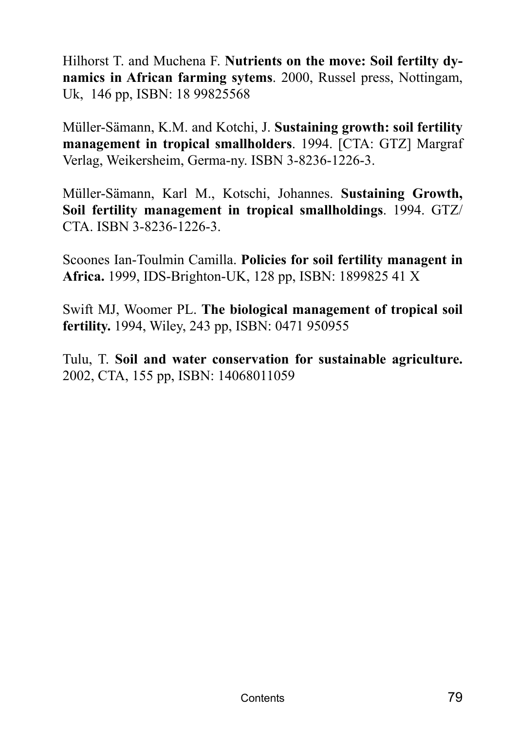Hilhorst T. and Muchena F. **Nutrients on the move: Soil fertilty dynamics in African farming sytems**. 2000, Russel press, Nottingam, Uk, 146 pp, ISBN: 18 99825568

Müller-Sämann, K.M. and Kotchi, J. **Sustaining growth: soil fertility management in tropical smallholders**. 1994. [CTA: GTZ] Margraf Verlag, Weikersheim, Germa-ny. ISBN 3-8236-1226-3.

Müller-Sämann, Karl M., Kotschi, Johannes. **Sustaining Growth, Soil fertility management in tropical smallholdings**. 1994. GTZ/ CTA. ISBN 3-8236-1226-3.

Scoones Ian-Toulmin Camilla. **Policies for soil fertility managent in Africa.** 1999, IDS-Brighton-UK, 128 pp, ISBN: 1899825 41 X

Swift MJ, Woomer PL. **The biological management of tropical soil fertility.** 1994, Wiley, 243 pp, ISBN: 0471 950955

Tulu, T. **Soil and water conservation for sustainable agriculture.** 2002, CTA, 155 pp, ISBN: 14068011059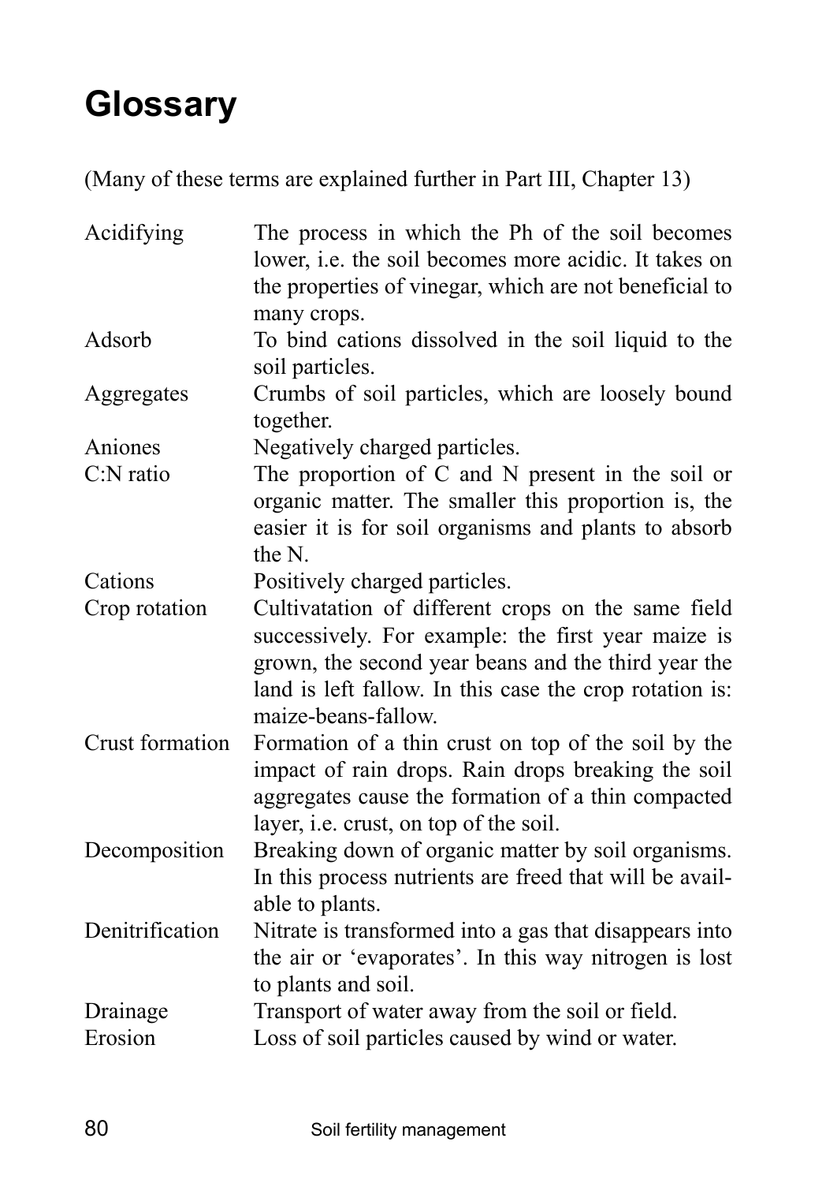# Glossary

(Many of these terms are explained further in Part III, Chapter 13)

| | |
|---|---|
| Acidifying | The process in which the Ph of the soil becomes lower, i.e. the soil becomes more acidic. It takes on the properties of vinegar, which are not beneficial to many crops. |
| Adsorb | To bind cations dissolved in the soil liquid to the soil particles. |
| Aggregates | Crumbs of soil particles, which are loosely bound together. |
| Aniones | Negatively charged particles. |
| C:N ratio | The proportion of C and N present in the soil or organic matter. The smaller this proportion is, the easier it is for soil organisms and plants to absorb the N. |
| Cations | Positively charged particles. |
| Crop rotation | Cultivatation of different crops on the same field successively. For example: the first year maize is grown, the second year beans and the third year the land is left fallow. In this case the crop rotation is: maize-beans-fallow. |
| Crust formation | Formation of a thin crust on top of the soil by the impact of rain drops. Rain drops breaking the soil aggregates cause the formation of a thin compacted layer, i.e. crust, on top of the soil. |
| Decomposition | Breaking down of organic matter by soil organisms. In this process nutrients are freed that will be available to plants. |
| Denitrification | Nitrate is transformed into a gas that disappears into the air or 'evaporates'. In this way nitrogen is lost to plants and soil. |
| Drainage | Transport of water away from the soil or field. |
| Erosion | Loss of soil particles caused by wind or water. |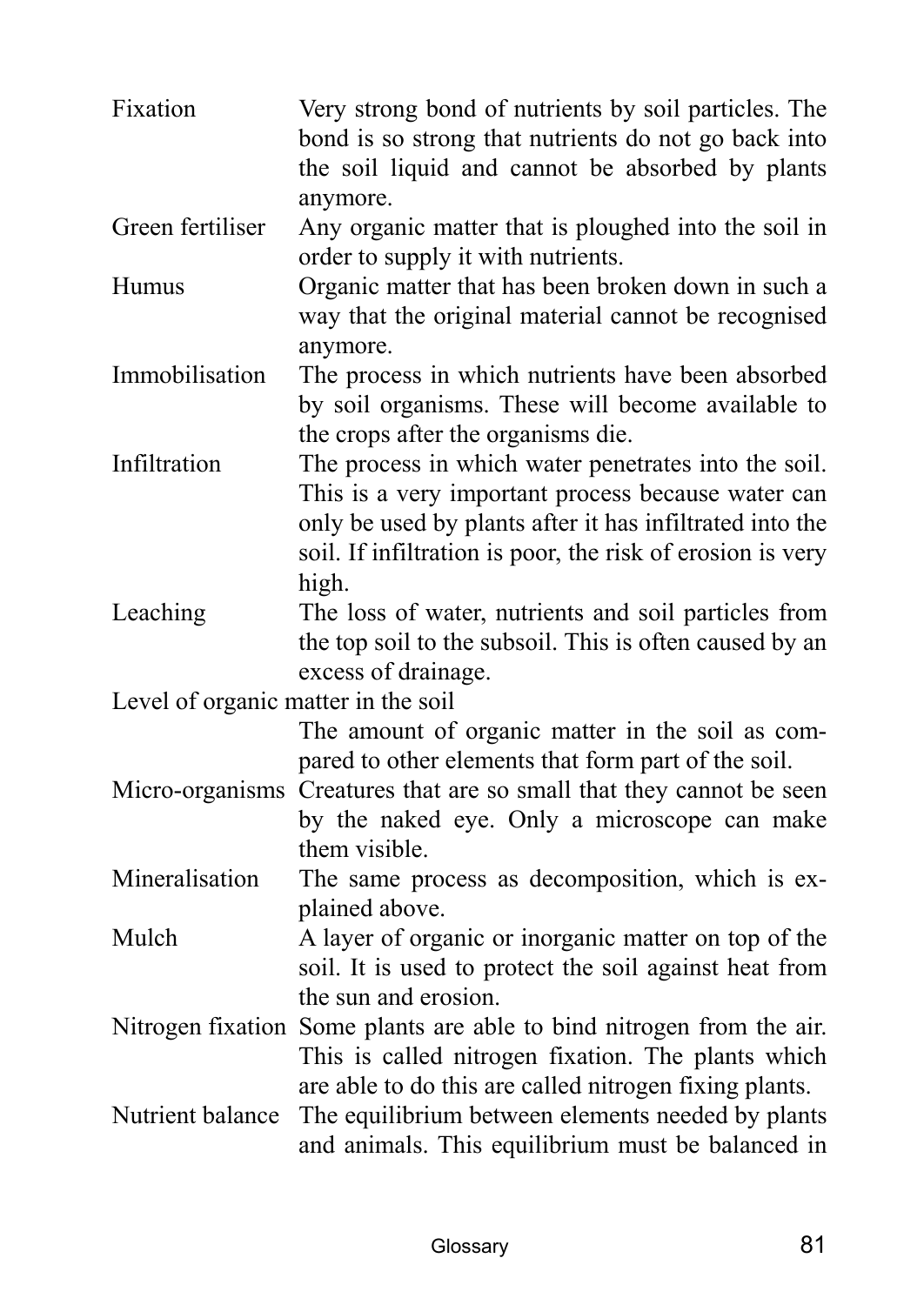**Fixation** Very strong bond of nutrients by soil particles. The bond is so strong that nutrients do not go back into the soil liquid and cannot be absorbed by plants anymore.

**Green fertiliser** Any organic matter that is ploughed into the soil in order to supply it with nutrients.

**Humus** Organic matter that has been broken down in such a way that the original material cannot be recognised anymore.

**Immobilisation** The process in which nutrients have been absorbed by soil organisms. These will become available to the crops after the organisms die.

**Infiltration** The process in which water penetrates into the soil. This is a very important process because water can only be used by plants after it has infiltrated into the soil. If infiltration is poor, the risk of erosion is very high.

**Leaching** The loss of water, nutrients and soil particles from the top soil to the subsoil. This is often caused by an excess of drainage.

**Level of organic matter in the soil** The amount of organic matter in the soil as compared to other elements that form part of the soil.

**Micro-organisms** Creatures that are so small that they cannot be seen by the naked eye. Only a microscope can make them visible.

**Mineralisation** The same process as decomposition, which is explained above.

**Mulch** A layer of organic or inorganic matter on top of the soil. It is used to protect the soil against heat from the sun and erosion.

**Nitrogen fixation** Some plants are able to bind nitrogen from the air. This is called nitrogen fixation. The plants which are able to do this are called nitrogen fixing plants.

**Nutrient balance** The equilibrium between elements needed by plants and animals. This equilibrium must be balanced in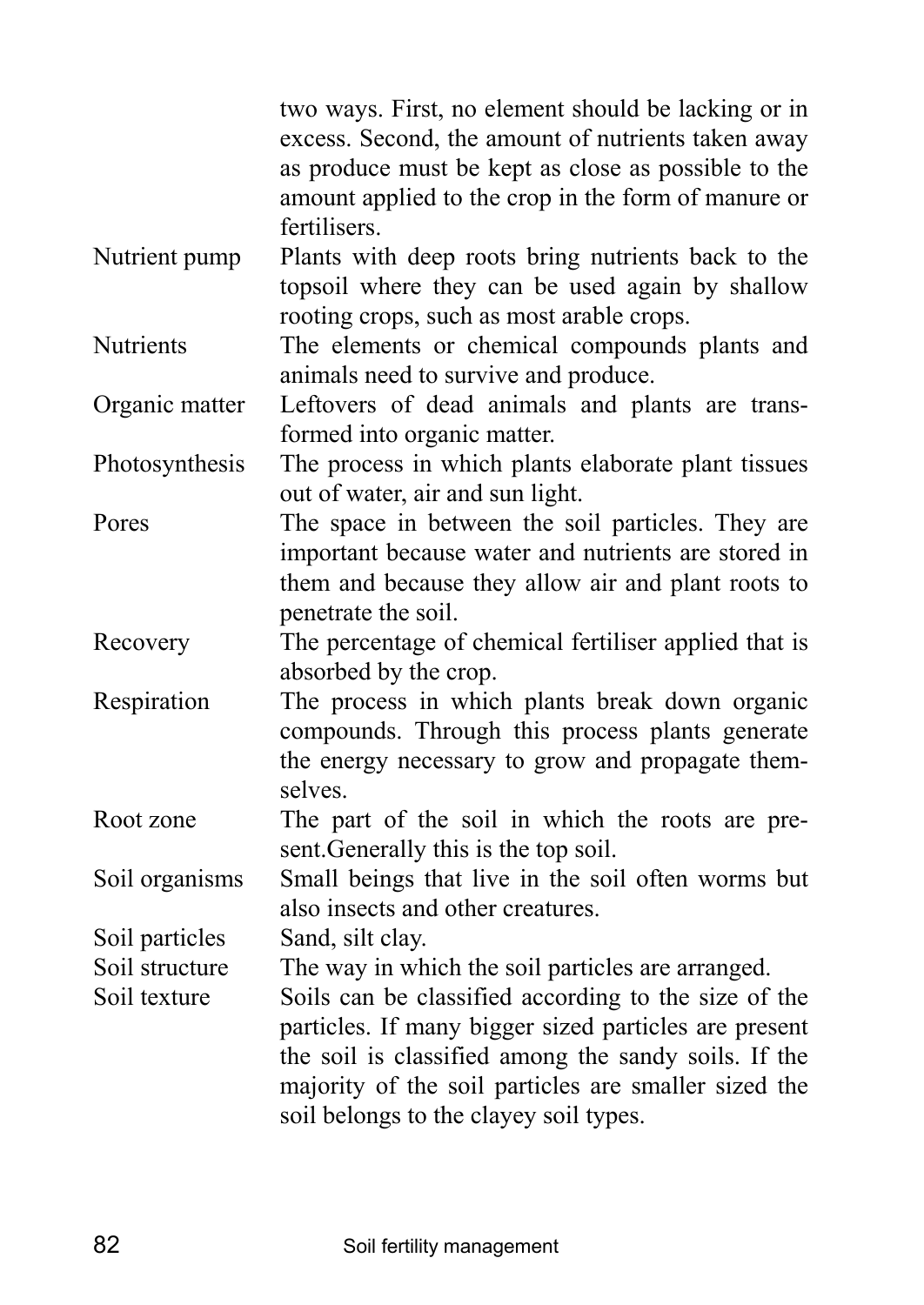| | |
|---|---|
| | two ways. First, no element should be lacking or in excess. Second, the amount of nutrients taken away as produce must be kept as close as possible to the amount applied to the crop in the form of manure or fertilisers. |
| Nutrient pump | Plants with deep roots bring nutrients back to the topsoil where they can be used again by shallow rooting crops, such as most arable crops. |
| Nutrients | The elements or chemical compounds plants and animals need to survive and produce. |
| Organic matter | Leftovers of dead animals and plants are transformed into organic matter. |
| Photosynthesis | The process in which plants elaborate plant tissues out of water, air and sun light. |
| Pores | The space in between the soil particles. They are important because water and nutrients are stored in them and because they allow air and plant roots to penetrate the soil. |
| Recovery | The percentage of chemical fertiliser applied that is absorbed by the crop. |
| Respiration | The process in which plants break down organic compounds. Through this process plants generate the energy necessary to grow and propagate themselves. |
| Root zone | The part of the soil in which the roots are present.Generally this is the top soil. |
| Soil organisms | Small beings that live in the soil often worms but also insects and other creatures. |
| Soil particles | Sand, silt clay. |
| Soil structure | The way in which the soil particles are arranged. |
| Soil texture | Soils can be classified according to the size of the particles. If many bigger sized particles are present the soil is classified among the sandy soils. If the majority of the soil particles are smaller sized the soil belongs to the clayey soil types. |